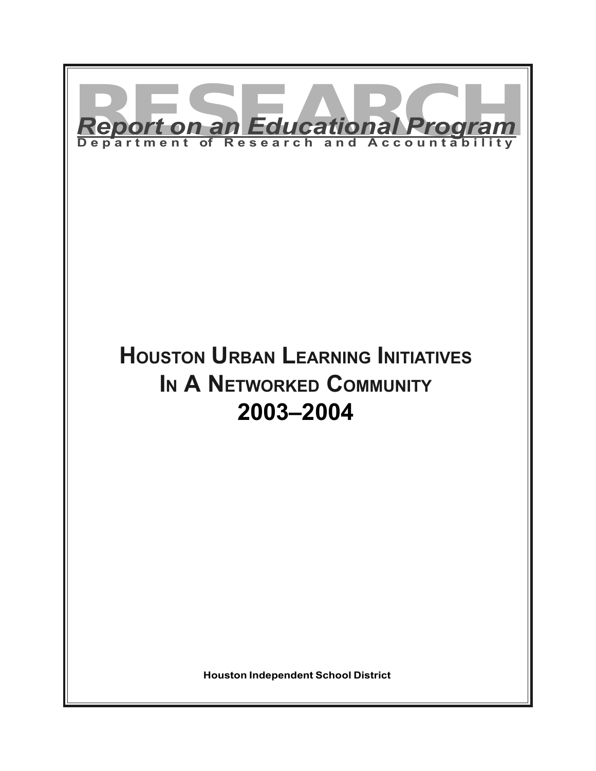RESEARCH

*Report on an Educational Program*

Department of Research and Accountability

# Houston Urban Learning Initiatives In A Networked Community 2003–2004

**Houston Independent School District**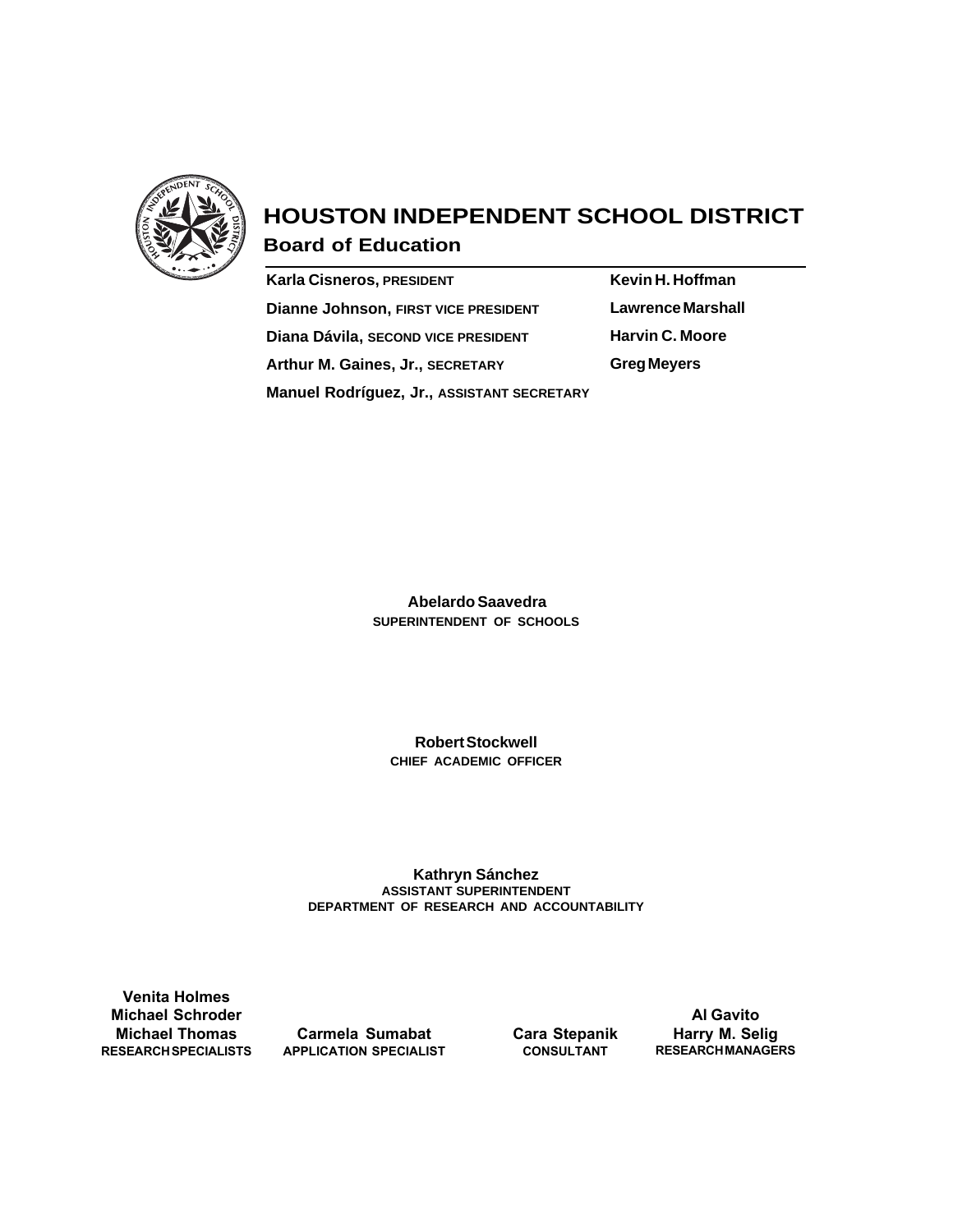# HOUSTON INDEPENDENT SCHOOL DISTRICT

## Board of Education

**Karla Cisneros, PRESIDENT**
**Dianne Johnson, FIRST VICE PRESIDENT**
**Diana Dávila, SECOND VICE PRESIDENT**
**Arthur M. Gaines, Jr., SECRETARY**
**Manuel Rodríguez, Jr., ASSISTANT SECRETARY**

**Kevin H. Hoffman**
**Lawrence Marshall**
**Harvin C. Moore**
**Greg Meyers**

**Abelardo Saavedra**
SUPERINTENDENT OF SCHOOLS

**Robert Stockwell**
CHIEF ACADEMIC OFFICER

**Kathryn Sánchez**
ASSISTANT SUPERINTENDENT
DEPARTMENT OF RESEARCH AND ACCOUNTABILITY

**Venita Holmes**
**Michael Schroder**
**Michael Thomas**
RESEARCH SPECIALISTS

**Carmela Sumabat**
APPLICATION SPECIALIST

**Cara Stepanik**
CONSULTANT

**Al Gavito**
**Harry M. Selig**
RESEARCH MANAGERS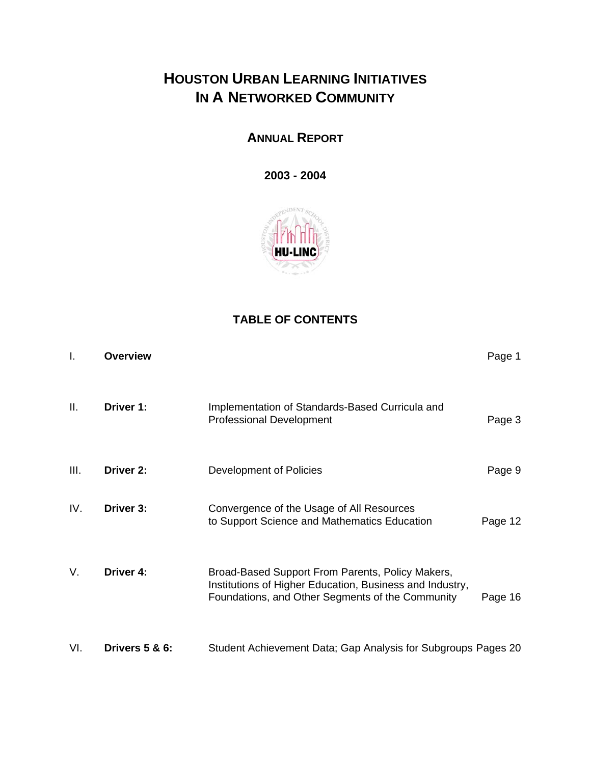# HOUSTON URBAN LEARNING INITIATIVES IN A NETWORKED COMMUNITY

## ANNUAL REPORT

## 2003 - 2004

## TABLE OF CONTENTS

| | | | |
|---|---|---|---|
| I. | **Overview** | | Page 1 |
| II. | **Driver 1:** | Implementation of Standards-Based Curricula and Professional Development | Page 3 |
| III. | **Driver 2:** | Development of Policies | Page 9 |
| IV. | **Driver 3:** | Convergence of the Usage of All Resources to Support Science and Mathematics Education | Page 12 |
| V. | **Driver 4:** | Broad-Based Support From Parents, Policy Makers, Institutions of Higher Education, Business and Industry, Foundations, and Other Segments of the Community | Page 16 |
| VI. | **Drivers 5 & 6:** | Student Achievement Data; Gap Analysis for Subgroups | Pages 20 |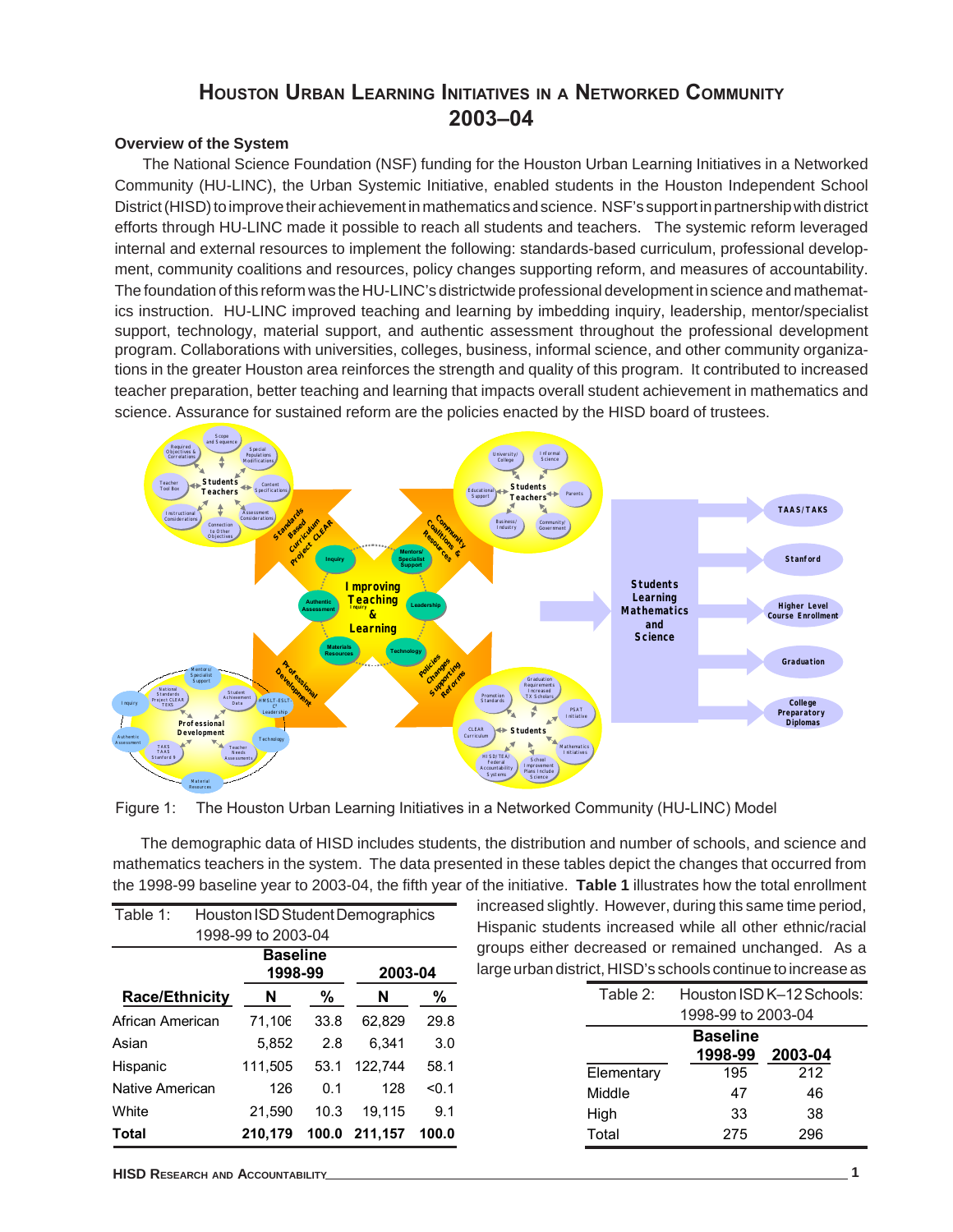# HOUSTON URBAN LEARNING INITIATIVES IN A NETWORKED COMMUNITY 2003–04

### Overview of the System

The National Science Foundation (NSF) funding for the Houston Urban Learning Initiatives in a Networked Community (HU-LINC), the Urban Systemic Initiative, enabled students in the Houston Independent School District (HISD) to improve their achievement in mathematics and science. NSF's support in partnership with district efforts through HU-LINC made it possible to reach all students and teachers. The systemic reform leveraged internal and external resources to implement the following: standards-based curriculum, professional development, community coalitions and resources, policy changes supporting reform, and measures of accountability. The foundation of this reform was the HU-LINC's districtwide professional development in science and mathematics instruction. HU-LINC improved teaching and learning by imbedding inquiry, leadership, mentor/specialist support, technology, material support, and authentic assessment throughout the professional development program. Collaborations with universities, colleges, business, informal science, and other community organizations in the greater Houston area reinforces the strength and quality of this program. It contributed to increased teacher preparation, better teaching and learning that impacts overall student achievement in mathematics and science. Assurance for sustained reform are the policies enacted by the HISD board of trustees.

Figure 1: The Houston Urban Learning Initiatives in a Networked Community (HU-LINC) Model

The demographic data of HISD includes students, the distribution and number of schools, and science and mathematics teachers in the system. The data presented in these tables depict the changes that occurred from the 1998-99 baseline year to 2003-04, the fifth year of the initiative. **Table 1** illustrates how the total enrollment increased slightly. However, during this same time period, Hispanic students increased while all other ethnic/racial groups either decreased or remained unchanged. As a large urban district, HISD's schools continue to increase as

Table 1: Houston ISD Student Demographics 1998-99 to 2003-04

| | Baseline 1998-99 | | 2003-04 | |
|---|---|---|---|---|
| **Race/Ethnicity** | **N** | **%** | **N** | **%** |
| African American | 71,106 | 33.8 | 62,829 | 29.8 |
| Asian | 5,852 | 2.8 | 6,341 | 3.0 |
| Hispanic | 111,505 | 53.1 | 122,744 | 58.1 |
| Native American | 126 | 0.1 | 128 | <0.1 |
| White | 21,590 | 10.3 | 19,115 | 9.1 |
| **Total** | **210,179** | **100.0** | **211,157** | **100.0** |

Table 2: Houston ISD K–12 Schools: 1998-99 to 2003-04

| | Baseline 1998-99 | 2003-04 |
|---|---|---|
| Elementary | 195 | 212 |
| Middle | 47 | 46 |
| High | 33 | 38 |
| Total | 275 | 296 |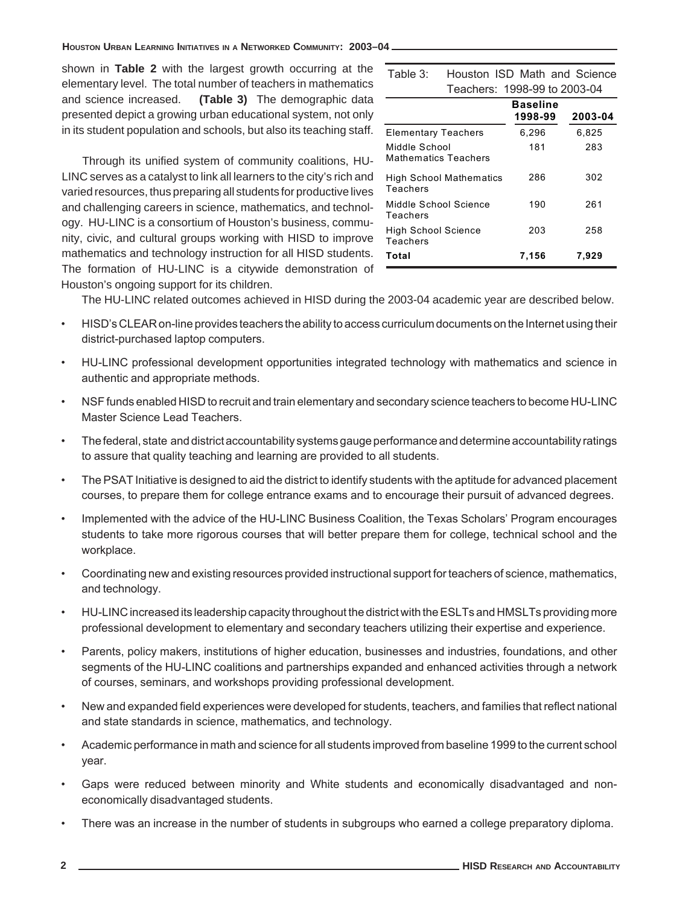shown in **Table 2** with the largest growth occurring at the elementary level. The total number of teachers in mathematics and science increased. **(Table 3)** The demographic data presented depict a growing urban educational system, not only in its student population and schools, but also its teaching staff.

Through its unified system of community coalitions, HU-LINC serves as a catalyst to link all learners to the city's rich and varied resources, thus preparing all students for productive lives and challenging careers in science, mathematics, and technology. HU-LINC is a consortium of Houston's business, community, civic, and cultural groups working with HISD to improve mathematics and technology instruction for all HISD students. The formation of HU-LINC is a citywide demonstration of Houston's ongoing support for its children.

Table 3: Houston ISD Math and Science Teachers: 1998-99 to 2003-04

| | **Baseline 1998-99** | **2003-04** |
|---|---|---|
| Elementary Teachers | 6,296 | 6,825 |
| Middle School Mathematics Teachers | 181 | 283 |
| High School Mathematics Teachers | 286 | 302 |
| Middle School Science Teachers | 190 | 261 |
| High School Science Teachers | 203 | 258 |
| **Total** | **7,156** | **7,929** |

The HU-LINC related outcomes achieved in HISD during the 2003-04 academic year are described below.

- HISD's CLEAR on-line provides teachers the ability to access curriculum documents on the Internet using their district-purchased laptop computers.
- HU-LINC professional development opportunities integrated technology with mathematics and science in authentic and appropriate methods.
- NSF funds enabled HISD to recruit and train elementary and secondary science teachers to become HU-LINC Master Science Lead Teachers.
- The federal, state and district accountability systems gauge performance and determine accountability ratings to assure that quality teaching and learning are provided to all students.
- The PSAT Initiative is designed to aid the district to identify students with the aptitude for advanced placement courses, to prepare them for college entrance exams and to encourage their pursuit of advanced degrees.
- Implemented with the advice of the HU-LINC Business Coalition, the Texas Scholars' Program encourages students to take more rigorous courses that will better prepare them for college, technical school and the workplace.
- Coordinating new and existing resources provided instructional support for teachers of science, mathematics, and technology.
- HU-LINC increased its leadership capacity throughout the district with the ESLTs and HMSLTs providing more professional development to elementary and secondary teachers utilizing their expertise and experience.
- Parents, policy makers, institutions of higher education, businesses and industries, foundations, and other segments of the HU-LINC coalitions and partnerships expanded and enhanced activities through a network of courses, seminars, and workshops providing professional development.
- New and expanded field experiences were developed for students, teachers, and families that reflect national and state standards in science, mathematics, and technology.
- Academic performance in math and science for all students improved from baseline 1999 to the current school year.
- Gaps were reduced between minority and White students and economically disadvantaged and non-economically disadvantaged students.
- There was an increase in the number of students in subgroups who earned a college preparatory diploma.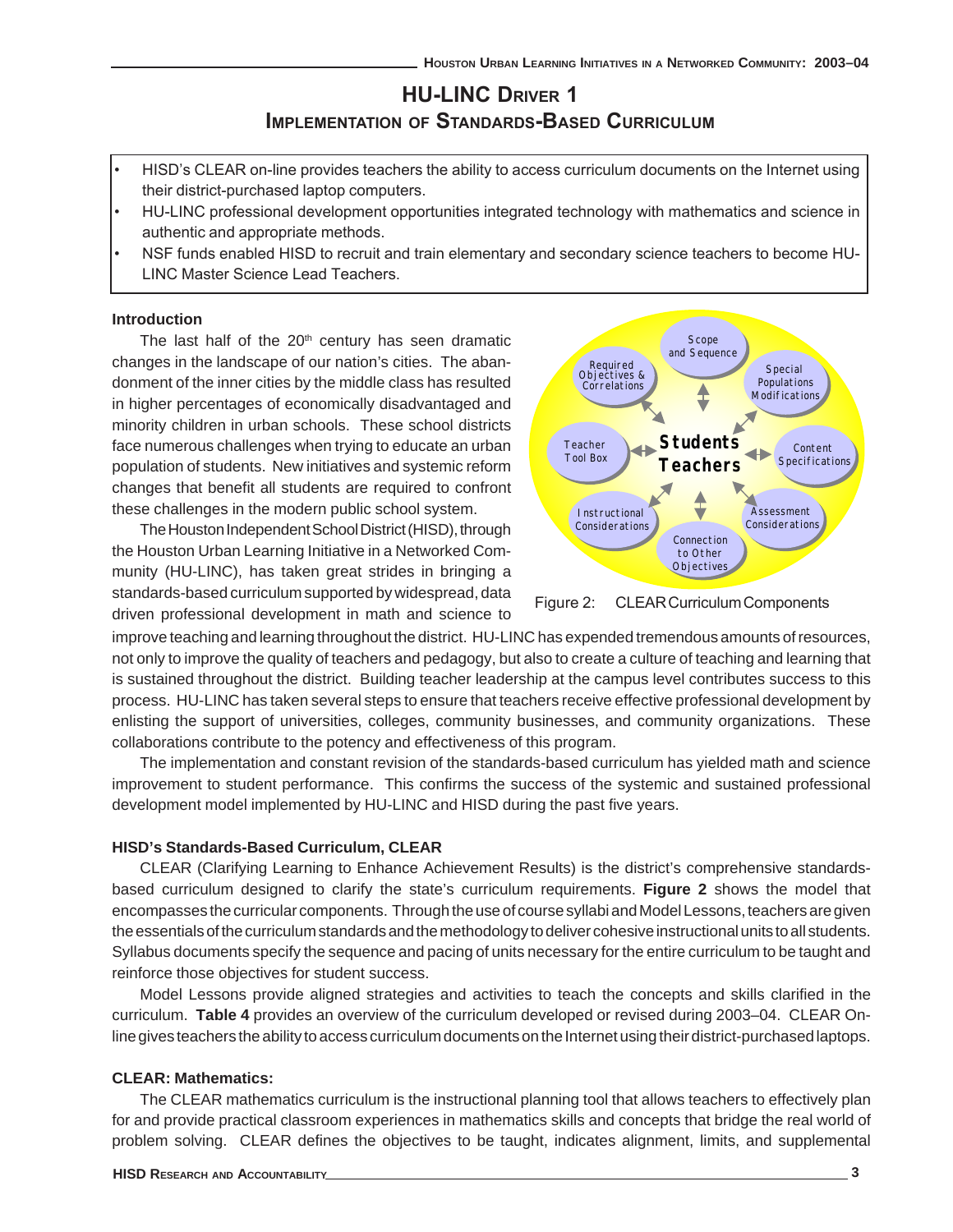# HU-LINC Driver 1
## Implementation of Standards-Based Curriculum

- HISD's CLEAR on-line provides teachers the ability to access curriculum documents on the Internet using their district-purchased laptop computers.
- HU-LINC professional development opportunities integrated technology with mathematics and science in authentic and appropriate methods.
- NSF funds enabled HISD to recruit and train elementary and secondary science teachers to become HU-LINC Master Science Lead Teachers.

### Introduction

The last half of the 20th century has seen dramatic changes in the landscape of our nation's cities. The abandonment of the inner cities by the middle class has resulted in higher percentages of economically disadvantaged and minority children in urban schools. These school districts face numerous challenges when trying to educate an urban population of students. New initiatives and systemic reform changes that benefit all students are required to confront these challenges in the modern public school system.

The Houston Independent School District (HISD), through the Houston Urban Learning Initiative in a Networked Community (HU-LINC), has taken great strides in bringing a standards-based curriculum supported by widespread, data driven professional development in math and science to improve teaching and learning throughout the district. HU-LINC has expended tremendous amounts of resources, not only to improve the quality of teachers and pedagogy, but also to create a culture of teaching and learning that is sustained throughout the district. Building teacher leadership at the campus level contributes success to this process. HU-LINC has taken several steps to ensure that teachers receive effective professional development by enlisting the support of universities, colleges, community businesses, and community organizations. These collaborations contribute to the potency and effectiveness of this program.

Scope and Sequence; Special Populations Modifications; Content Specifications; Assessment Considerations; Connection to Other Objectives; Instructional Considerations; Teacher Tool Box; Required Objectives & Correlations; Students Teachers

Figure 2: CLEAR Curriculum Components

The implementation and constant revision of the standards-based curriculum has yielded math and science improvement to student performance. This confirms the success of the systemic and sustained professional development model implemented by HU-LINC and HISD during the past five years.

### HISD's Standards-Based Curriculum, CLEAR

CLEAR (Clarifying Learning to Enhance Achievement Results) is the district's comprehensive standards-based curriculum designed to clarify the state's curriculum requirements. **Figure 2** shows the model that encompasses the curricular components. Through the use of course syllabi and Model Lessons, teachers are given the essentials of the curriculum standards and the methodology to deliver cohesive instructional units to all students. Syllabus documents specify the sequence and pacing of units necessary for the entire curriculum to be taught and reinforce those objectives for student success.

Model Lessons provide aligned strategies and activities to teach the concepts and skills clarified in the curriculum. **Table 4** provides an overview of the curriculum developed or revised during 2003–04. CLEAR On-line gives teachers the ability to access curriculum documents on the Internet using their district-purchased laptops.

### CLEAR: Mathematics:

The CLEAR mathematics curriculum is the instructional planning tool that allows teachers to effectively plan for and provide practical classroom experiences in mathematics skills and concepts that bridge the real world of problem solving. CLEAR defines the objectives to be taught, indicates alignment, limits, and supplemental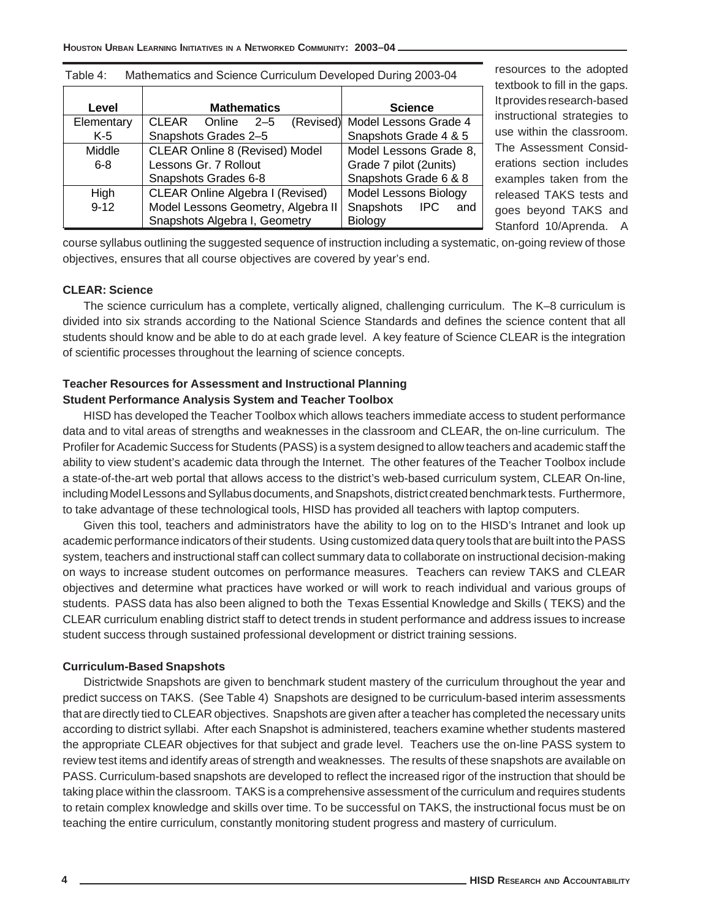Table 4: Mathematics and Science Curriculum Developed During 2003-04

| Level | Mathematics | Science |
|---|---|---|
| Elementary K-5 | CLEAR Online 2–5 (Revised) Snapshots Grades 2–5 | Model Lessons Grade 4 Snapshots Grade 4 & 5 |
| Middle 6-8 | CLEAR Online 8 (Revised) Model Lessons Gr. 7 Rollout Snapshots Grades 6-8 | Model Lessons Grade 8, Grade 7 pilot (2units) Snapshots Grade 6 & 8 |
| High 9-12 | CLEAR Online Algebra I (Revised) Model Lessons Geometry, Algebra II Snapshots Algebra I, Geometry | Model Lessons Biology Snapshots IPC and Biology |

resources to the adopted textbook to fill in the gaps. It provides research-based instructional strategies to use within the classroom. The Assessment Considerations section includes examples taken from the released TAKS tests and goes beyond TAKS and Stanford 10/Aprenda. A course syllabus outlining the suggested sequence of instruction including a systematic, on-going review of those objectives, ensures that all course objectives are covered by year's end.

**CLEAR: Science**

The science curriculum has a complete, vertically aligned, challenging curriculum. The K–8 curriculum is divided into six strands according to the National Science Standards and defines the science content that all students should know and be able to do at each grade level. A key feature of Science CLEAR is the integration of scientific processes throughout the learning of science concepts.

**Teacher Resources for Assessment and Instructional Planning**

**Student Performance Analysis System and Teacher Toolbox**

HISD has developed the Teacher Toolbox which allows teachers immediate access to student performance data and to vital areas of strengths and weaknesses in the classroom and CLEAR, the on-line curriculum. The Profiler for Academic Success for Students (PASS) is a system designed to allow teachers and academic staff the ability to view student's academic data through the Internet. The other features of the Teacher Toolbox include a state-of-the-art web portal that allows access to the district's web-based curriculum system, CLEAR On-line, including Model Lessons and Syllabus documents, and Snapshots, district created benchmark tests. Furthermore, to take advantage of these technological tools, HISD has provided all teachers with laptop computers.

Given this tool, teachers and administrators have the ability to log on to the HISD's Intranet and look up academic performance indicators of their students. Using customized data query tools that are built into the PASS system, teachers and instructional staff can collect summary data to collaborate on instructional decision-making on ways to increase student outcomes on performance measures. Teachers can review TAKS and CLEAR objectives and determine what practices have worked or will work to reach individual and various groups of students. PASS data has also been aligned to both the Texas Essential Knowledge and Skills ( TEKS) and the CLEAR curriculum enabling district staff to detect trends in student performance and address issues to increase student success through sustained professional development or district training sessions.

**Curriculum-Based Snapshots**

Districtwide Snapshots are given to benchmark student mastery of the curriculum throughout the year and predict success on TAKS. (See Table 4) Snapshots are designed to be curriculum-based interim assessments that are directly tied to CLEAR objectives. Snapshots are given after a teacher has completed the necessary units according to district syllabi. After each Snapshot is administered, teachers examine whether students mastered the appropriate CLEAR objectives for that subject and grade level. Teachers use the on-line PASS system to review test items and identify areas of strength and weaknesses. The results of these snapshots are available on PASS. Curriculum-based snapshots are developed to reflect the increased rigor of the instruction that should be taking place within the classroom. TAKS is a comprehensive assessment of the curriculum and requires students to retain complex knowledge and skills over time. To be successful on TAKS, the instructional focus must be on teaching the entire curriculum, constantly monitoring student progress and mastery of curriculum.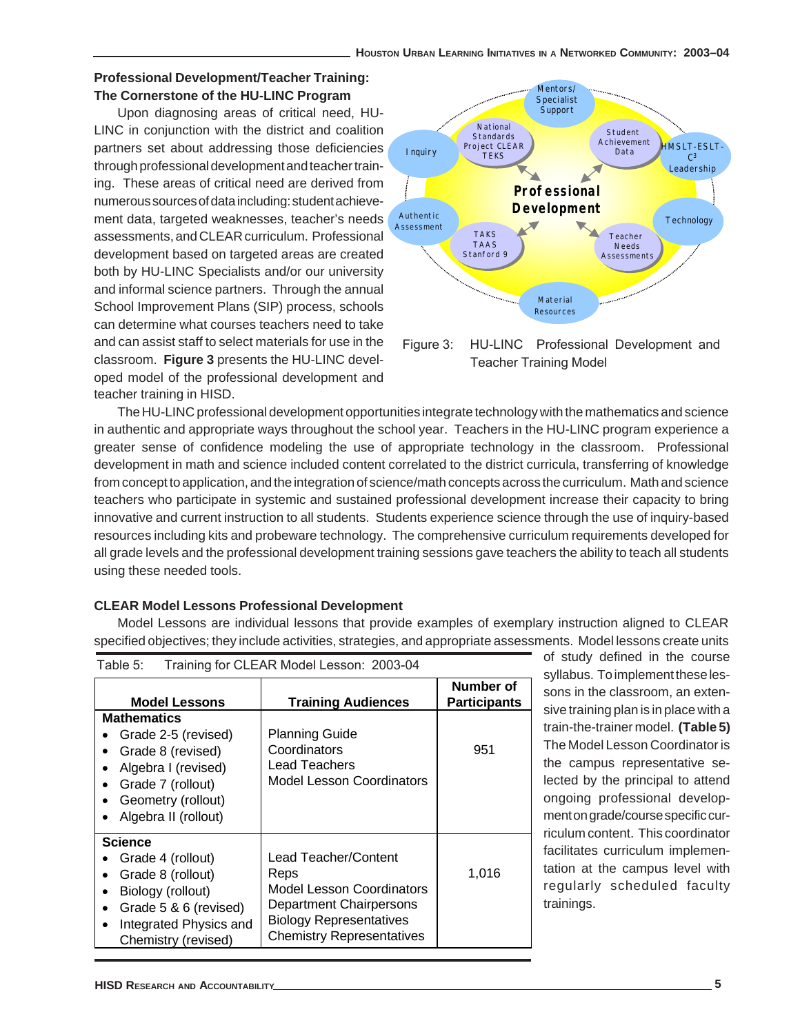## Professional Development/Teacher Training: The Cornerstone of the HU-LINC Program

Upon diagnosing areas of critical need, HU-LINC in conjunction with the district and coalition partners set about addressing those deficiencies through professional development and teacher training. These areas of critical need are derived from numerous sources of data including: student achievement data, targeted weaknesses, teacher's needs assessments, and CLEAR curriculum. Professional development based on targeted areas are created both by HU-LINC Specialists and/or our university and informal science partners. Through the annual School Improvement Plans (SIP) process, schools can determine what courses teachers need to take and can assist staff to select materials for use in the classroom. **Figure 3** presents the HU-LINC developed model of the professional development and teacher training in HISD.

Figure 3: HU-LINC Professional Development and Teacher Training Model

The HU-LINC professional development opportunities integrate technology with the mathematics and science in authentic and appropriate ways throughout the school year. Teachers in the HU-LINC program experience a greater sense of confidence modeling the use of appropriate technology in the classroom. Professional development in math and science included content correlated to the district curricula, transferring of knowledge from concept to application, and the integration of science/math concepts across the curriculum. Math and science teachers who participate in systemic and sustained professional development increase their capacity to bring innovative and current instruction to all students. Students experience science through the use of inquiry-based resources including kits and probeware technology. The comprehensive curriculum requirements developed for all grade levels and the professional development training sessions gave teachers the ability to teach all students using these needed tools.

### CLEAR Model Lessons Professional Development

Model Lessons are individual lessons that provide examples of exemplary instruction aligned to CLEAR specified objectives; they include activities, strategies, and appropriate assessments. Model lessons create units of study defined in the course syllabus. To implement these lessons in the classroom, an extensive training plan is in place with a train-the-trainer model. **(Table 5)** The Model Lesson Coordinator is the campus representative selected by the principal to attend ongoing professional development on grade/course specific curriculum content. This coordinator facilitates curriculum implementation at the campus level with regularly scheduled faculty trainings.

Table 5: Training for CLEAR Model Lesson: 2003-04

| Model Lessons | Training Audiences | Number of Participants |
|---|---|---|
| **Mathematics**<br>• Grade 2-5 (revised)<br>• Grade 8 (revised)<br>• Algebra I (revised)<br>• Grade 7 (rollout)<br>• Geometry (rollout)<br>• Algebra II (rollout) | Planning Guide Coordinators<br>Lead Teachers<br>Model Lesson Coordinators | 951 |
| **Science**<br>• Grade 4 (rollout)<br>• Grade 8 (rollout)<br>• Biology (rollout)<br>• Grade 5 & 6 (revised)<br>• Integrated Physics and Chemistry (revised) | Lead Teacher/Content Reps<br>Model Lesson Coordinators<br>Department Chairpersons<br>Biology Representatives<br>Chemistry Representatives | 1,016 |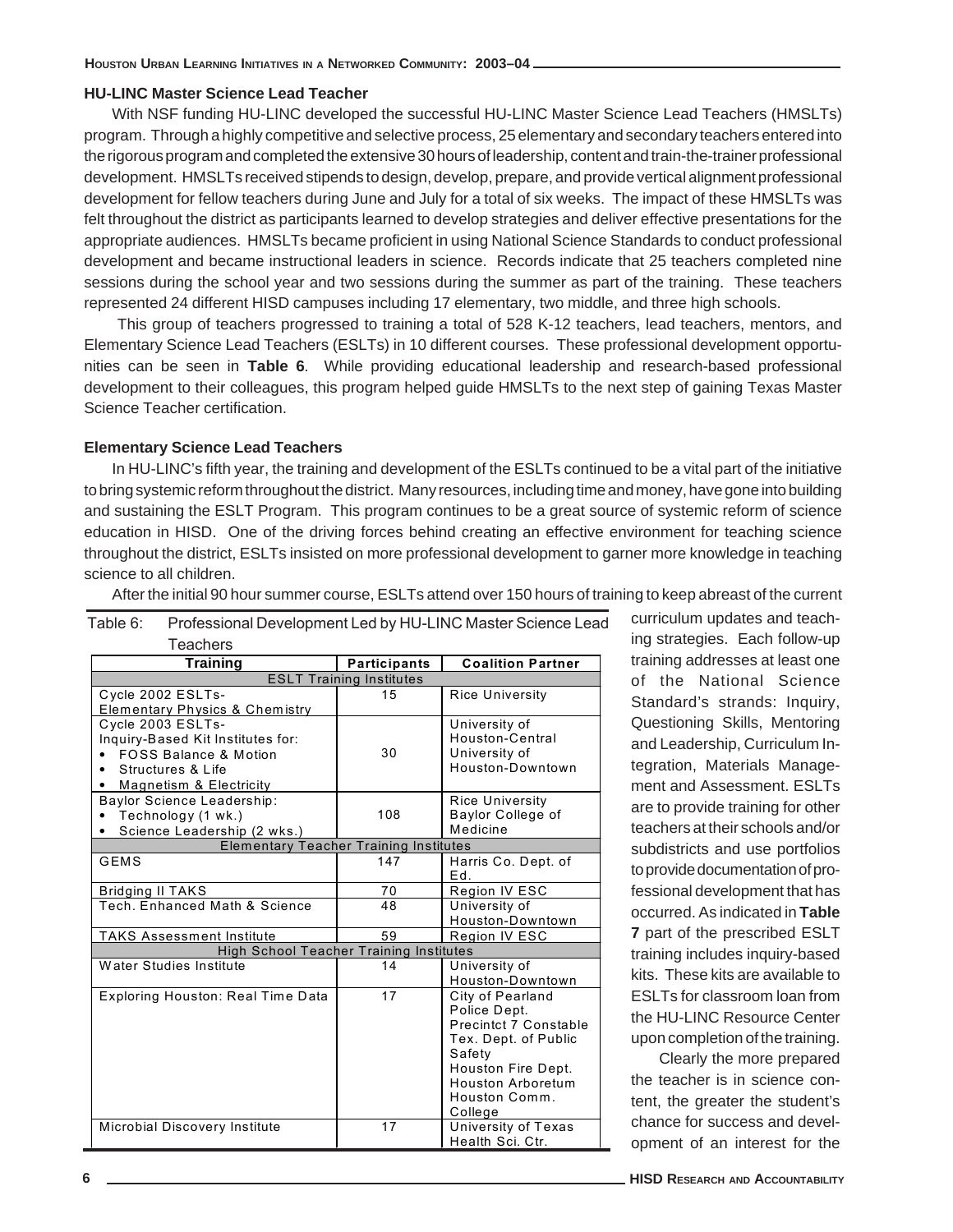### HU-LINC Master Science Lead Teacher

With NSF funding HU-LINC developed the successful HU-LINC Master Science Lead Teachers (HMSLTs) program. Through a highly competitive and selective process, 25 elementary and secondary teachers entered into the rigorous program and completed the extensive 30 hours of leadership, content and train-the-trainer professional development. HMSLTs received stipends to design, develop, prepare, and provide vertical alignment professional development for fellow teachers during June and July for a total of six weeks. The impact of these HMSLTs was felt throughout the district as participants learned to develop strategies and deliver effective presentations for the appropriate audiences. HMSLTs became proficient in using National Science Standards to conduct professional development and became instructional leaders in science. Records indicate that 25 teachers completed nine sessions during the school year and two sessions during the summer as part of the training. These teachers represented 24 different HISD campuses including 17 elementary, two middle, and three high schools.

This group of teachers progressed to training a total of 528 K-12 teachers, lead teachers, mentors, and Elementary Science Lead Teachers (ESLTs) in 10 different courses. These professional development opportunities can be seen in **Table 6**. While providing educational leadership and research-based professional development to their colleagues, this program helped guide HMSLTs to the next step of gaining Texas Master Science Teacher certification.

### Elementary Science Lead Teachers

In HU-LINC's fifth year, the training and development of the ESLTs continued to be a vital part of the initiative to bring systemic reform throughout the district. Many resources, including time and money, have gone into building and sustaining the ESLT Program. This program continues to be a great source of systemic reform of science education in HISD. One of the driving forces behind creating an effective environment for teaching science throughout the district, ESLTs insisted on more professional development to garner more knowledge in teaching science to all children.

After the initial 90 hour summer course, ESLTs attend over 150 hours of training to keep abreast of the current curriculum updates and teaching strategies. Each follow-up training addresses at least one of the National Science Standard's strands: Inquiry, Questioning Skills, Mentoring and Leadership, Curriculum Integration, Materials Management and Assessment. ESLTs are to provide training for other teachers at their schools and/or subdistricts and use portfolios to provide documentation of professional development that has occurred. As indicated in **Table 7** part of the prescribed ESLT training includes inquiry-based kits. These kits are available to ESLTs for classroom loan from the HU-LINC Resource Center upon completion of the training.

Clearly the more prepared the teacher is in science content, the greater the student's chance for success and development of an interest for the

Table 6: Professional Development Led by HU-LINC Master Science Lead Teachers

| Training | Participants | Coalition Partner |
|---|---|---|
| **ESLT Training Institutes** | | |
| Cycle 2002 ESLTs- Elementary Physics & Chemistry | 15 | Rice University |
| Cycle 2003 ESLTs- Inquiry-Based Kit Institutes for: • FOSS Balance & Motion • Structures & Life • Magnetism & Electricity | 30 | University of Houston-Central University of Houston-Downtown |
| Baylor Science Leadership: • Technology (1 wk.) • Science Leadership (2 wks.) | 108 | Rice University Baylor College of Medicine |
| **Elementary Teacher Training Institutes** | | |
| GEMS | 147 | Harris Co. Dept. of Ed. |
| Bridging II TAKS | 70 | Region IV ESC |
| Tech. Enhanced Math & Science | 48 | University of Houston-Downtown |
| TAKS Assessment Institute | 59 | Region IV ESC |
| **High School Teacher Training Institutes** | | |
| Water Studies Institute | 14 | University of Houston-Downtown |
| Exploring Houston: Real Time Data | 17 | City of Pearland Police Dept. Precintct 7 Constable Tex. Dept. of Public Safety Houston Fire Dept. Houston Arboretum Houston Comm. College |
| Microbial Discovery Institute | 17 | University of Texas Health Sci. Ctr. |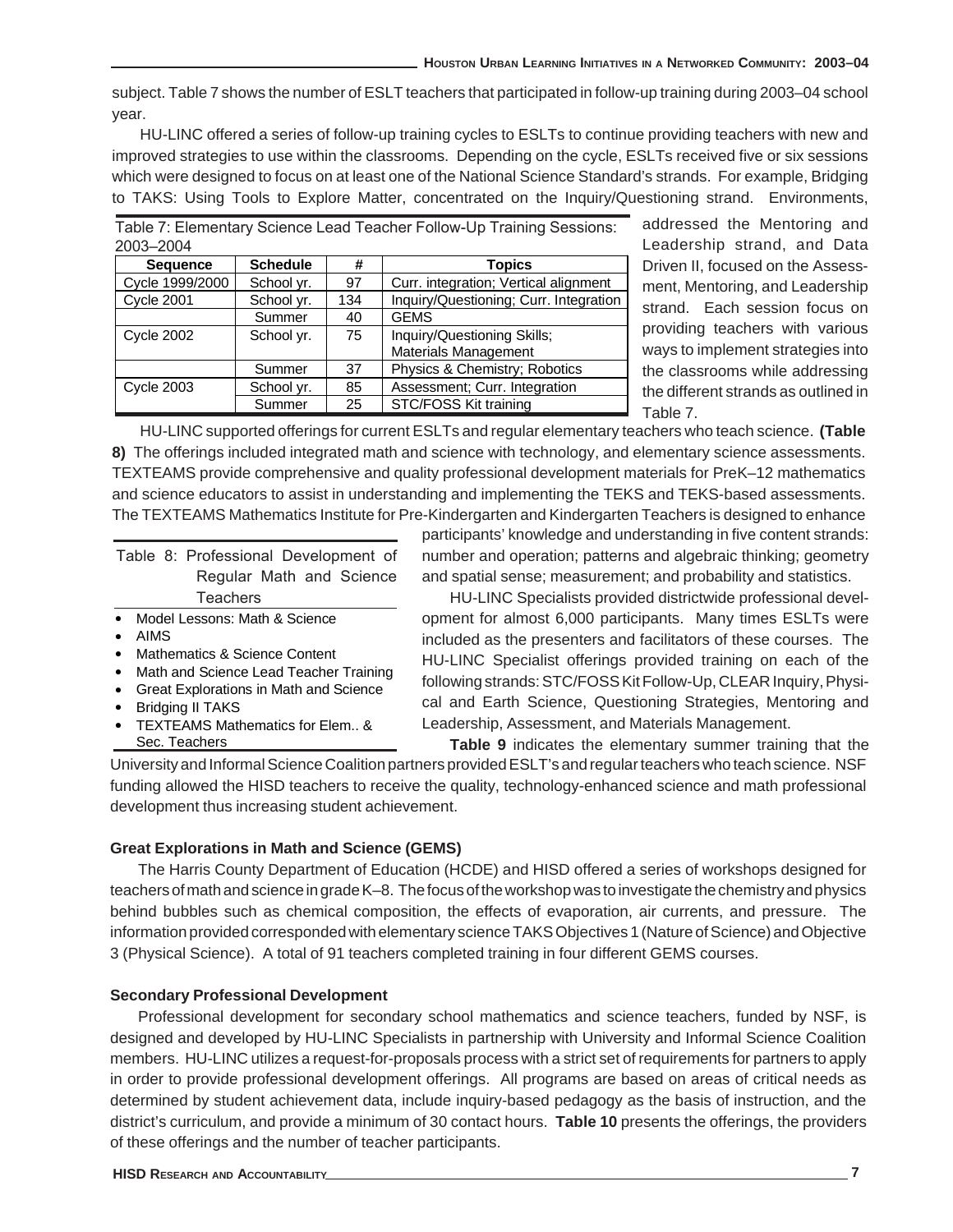subject. Table 7 shows the number of ESLT teachers that participated in follow-up training during 2003–04 school year.

HU-LINC offered a series of follow-up training cycles to ESLTs to continue providing teachers with new and improved strategies to use within the classrooms. Depending on the cycle, ESLTs received five or six sessions which were designed to focus on at least one of the National Science Standard's strands. For example, Bridging to TAKS: Using Tools to Explore Matter, concentrated on the Inquiry/Questioning strand. Environments, addressed the Mentoring and Leadership strand, and Data Driven II, focused on the Assessment, Mentoring, and Leadership strand. Each session focus on providing teachers with various ways to implement strategies into the classrooms while addressing the different strands as outlined in Table 7.

Table 7: Elementary Science Lead Teacher Follow-Up Training Sessions: 2003–2004

| Sequence | Schedule | # | Topics |
|---|---|---|---|
| Cycle 1999/2000 | School yr. | 97 | Curr. integration; Vertical alignment |
| Cycle 2001 | School yr. | 134 | Inquiry/Questioning; Curr. Integration |
| | Summer | 40 | GEMS |
| Cycle 2002 | School yr. | 75 | Inquiry/Questioning Skills; Materials Management |
| | Summer | 37 | Physics & Chemistry; Robotics |
| Cycle 2003 | School yr. | 85 | Assessment; Curr. Integration |
| | Summer | 25 | STC/FOSS Kit training |

HU-LINC supported offerings for current ESLTs and regular elementary teachers who teach science. **(Table 8)** The offerings included integrated math and science with technology, and elementary science assessments. TEXTEAMS provide comprehensive and quality professional development materials for PreK–12 mathematics and science educators to assist in understanding and implementing the TEKS and TEKS-based assessments. The TEXTEAMS Mathematics Institute for Pre-Kindergarten and Kindergarten Teachers is designed to enhance participants' knowledge and understanding in five content strands: number and operation; patterns and algebraic thinking; geometry and spatial sense; measurement; and probability and statistics.

Table 8: Professional Development of Regular Math and Science Teachers

- Model Lessons: Math & Science
- AIMS
- Mathematics & Science Content
- Math and Science Lead Teacher Training
- Great Explorations in Math and Science
- Bridging II TAKS
- TEXTEAMS Mathematics for Elem.. & Sec. Teachers

HU-LINC Specialists provided districtwide professional development for almost 6,000 participants. Many times ESLTs were included as the presenters and facilitators of these courses. The HU-LINC Specialist offerings provided training on each of the following strands: STC/FOSS Kit Follow-Up, CLEAR Inquiry, Physical and Earth Science, Questioning Strategies, Mentoring and Leadership, Assessment, and Materials Management.

**Table 9** indicates the elementary summer training that the University and Informal Science Coalition partners provided ESLT's and regular teachers who teach science. NSF funding allowed the HISD teachers to receive the quality, technology-enhanced science and math professional development thus increasing student achievement.

**Great Explorations in Math and Science (GEMS)**

The Harris County Department of Education (HCDE) and HISD offered a series of workshops designed for teachers of math and science in grade K–8. The focus of the workshop was to investigate the chemistry and physics behind bubbles such as chemical composition, the effects of evaporation, air currents, and pressure. The information provided corresponded with elementary science TAKS Objectives 1 (Nature of Science) and Objective 3 (Physical Science). A total of 91 teachers completed training in four different GEMS courses.

**Secondary Professional Development**

Professional development for secondary school mathematics and science teachers, funded by NSF, is designed and developed by HU-LINC Specialists in partnership with University and Informal Science Coalition members. HU-LINC utilizes a request-for-proposals process with a strict set of requirements for partners to apply in order to provide professional development offerings. All programs are based on areas of critical needs as determined by student achievement data, include inquiry-based pedagogy as the basis of instruction, and the district's curriculum, and provide a minimum of 30 contact hours. **Table 10** presents the offerings, the providers of these offerings and the number of teacher participants.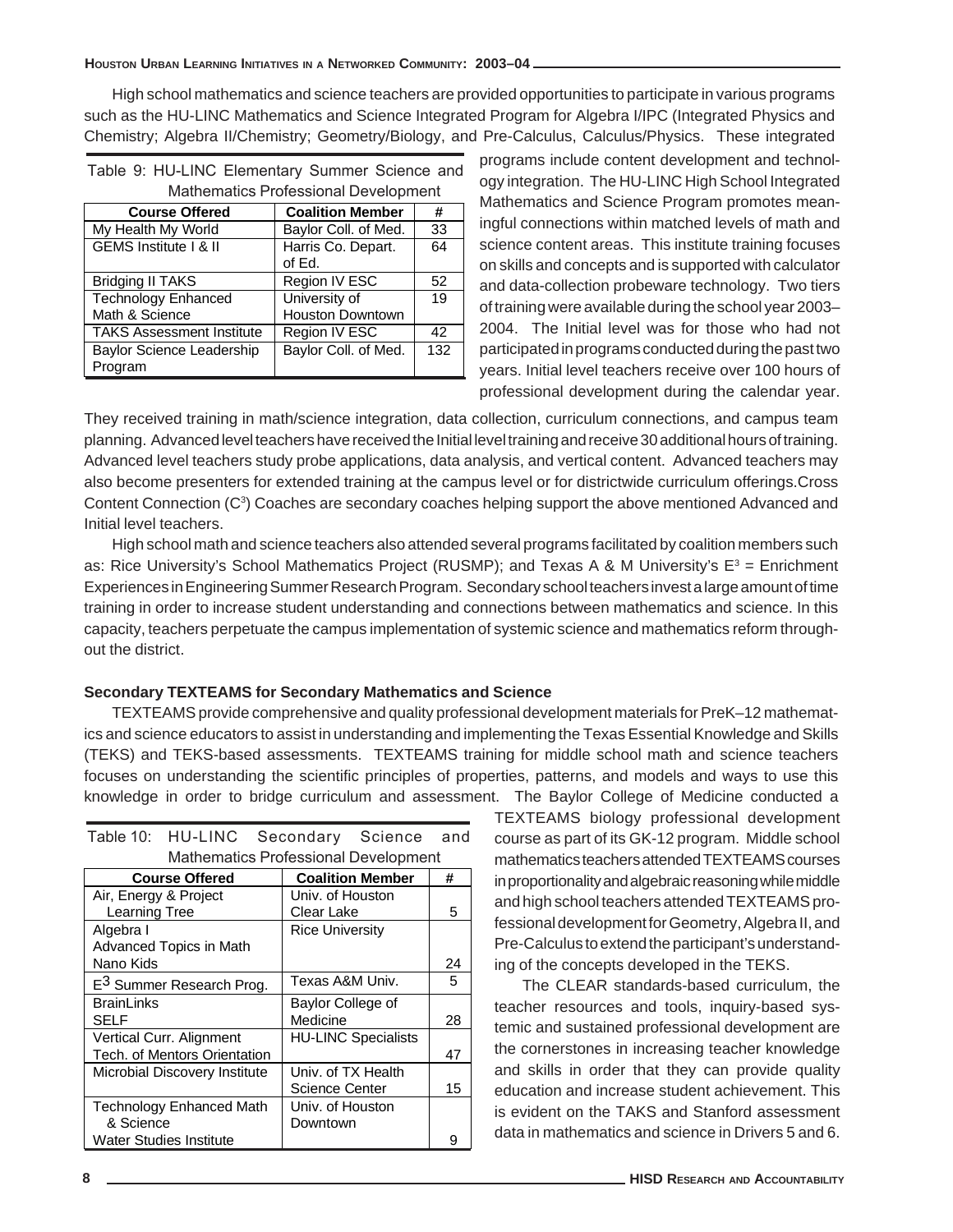High school mathematics and science teachers are provided opportunities to participate in various programs such as the HU-LINC Mathematics and Science Integrated Program for Algebra I/IPC (Integrated Physics and Chemistry; Algebra II/Chemistry; Geometry/Biology, and Pre-Calculus, Calculus/Physics. These integrated programs include content development and technology integration. The HU-LINC High School Integrated Mathematics and Science Program promotes meaningful connections within matched levels of math and science content areas. This institute training focuses on skills and concepts and is supported with calculator and data-collection probeware technology. Two tiers of training were available during the school year 2003–2004. The Initial level was for those who had not participated in programs conducted during the past two years. Initial level teachers receive over 100 hours of professional development during the calendar year. They received training in math/science integration, data collection, curriculum connections, and campus team planning. Advanced level teachers have received the Initial level training and receive 30 additional hours of training. Advanced level teachers study probe applications, data analysis, and vertical content. Advanced teachers may also become presenters for extended training at the campus level or for districtwide curriculum offerings. Cross Content Connection ($C^3$) Coaches are secondary coaches helping support the above mentioned Advanced and Initial level teachers.

Table 9: HU-LINC Elementary Summer Science and Mathematics Professional Development

| Course Offered | Coalition Member | # |
|---|---|---|
| My Health My World | Baylor Coll. of Med. | 33 |
| GEMS Institute I & II | Harris Co. Depart. of Ed. | 64 |
| Bridging II TAKS | Region IV ESC | 52 |
| Technology Enhanced Math & Science | University of Houston Downtown | 19 |
| TAKS Assessment Institute | Region IV ESC | 42 |
| Baylor Science Leadership Program | Baylor Coll. of Med. | 132 |

High school math and science teachers also attended several programs facilitated by coalition members such as: Rice University's School Mathematics Project (RUSMP); and Texas A & M University's $E^3$ = Enrichment Experiences in Engineering Summer Research Program. Secondary school teachers invest a large amount of time training in order to increase student understanding and connections between mathematics and science. In this capacity, teachers perpetuate the campus implementation of systemic science and mathematics reform throughout the district.

**Secondary TEXTEAMS for Secondary Mathematics and Science**

TEXTEAMS provide comprehensive and quality professional development materials for PreK–12 mathematics and science educators to assist in understanding and implementing the Texas Essential Knowledge and Skills (TEKS) and TEKS-based assessments. TEXTEAMS training for middle school math and science teachers focuses on understanding the scientific principles of properties, patterns, and models and ways to use this knowledge in order to bridge curriculum and assessment. The Baylor College of Medicine conducted a TEXTEAMS biology professional development course as part of its GK-12 program. Middle school mathematics teachers attended TEXTEAMS courses in proportionality and algebraic reasoning while middle and high school teachers attended TEXTEAMS professional development for Geometry, Algebra II, and Pre-Calculus to extend the participant's understanding of the concepts developed in the TEKS.

The CLEAR standards-based curriculum, the teacher resources and tools, inquiry-based systemic and sustained professional development are the cornerstones in increasing teacher knowledge and skills in order that they can provide quality education and increase student achievement. This is evident on the TAKS and Stanford assessment data in mathematics and science in Drivers 5 and 6.

Table 10: HU-LINC Secondary Science and Mathematics Professional Development

| Course Offered | Coalition Member | # |
|---|---|---|
| Air, Energy & Project Learning Tree | Univ. of Houston Clear Lake | 5 |
| Algebra I<br>Advanced Topics in Math<br>Nano Kids | Rice University | 24 |
| $E^3$ Summer Research Prog. | Texas A&M Univ. | 5 |
| BrainLinks<br>SELF | Baylor College of Medicine | 28 |
| Vertical Curr. Alignment<br>Tech. of Mentors Orientation | HU-LINC Specialists | 47 |
| Microbial Discovery Institute | Univ. of TX Health Science Center | 15 |
| Technology Enhanced Math & Science<br>Water Studies Institute | Univ. of Houston Downtown | 9 |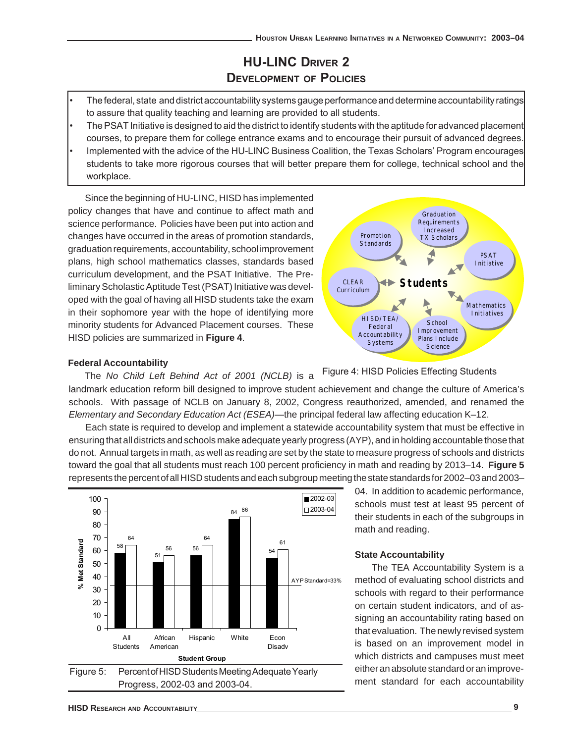## HU-LINC Driver 2
## Development of Policies

- The federal, state and district accountability systems gauge performance and determine accountability ratings to assure that quality teaching and learning are provided to all students.
- The PSAT Initiative is designed to aid the district to identify students with the aptitude for advanced placement courses, to prepare them for college entrance exams and to encourage their pursuit of advanced degrees.
- Implemented with the advice of the HU-LINC Business Coalition, the Texas Scholars' Program encourages students to take more rigorous courses that will better prepare them for college, technical school and the workplace.

Since the beginning of HU-LINC, HISD has implemented policy changes that have and continue to affect math and science performance. Policies have been put into action and changes have occurred in the areas of promotion standards, graduation requirements, accountability, school improvement plans, high school mathematics classes, standards based curriculum development, and the PSAT Initiative. The Preliminary Scholastic Aptitude Test (PSAT) Initiative was developed with the goal of having all HISD students take the exam in their sophomore year with the hope of identifying more minority students for Advanced Placement courses. These HISD policies are summarized in **Figure 4**.

Figure 4: HISD Policies Effecting Students

### Federal Accountability

The *No Child Left Behind Act of 2001 (NCLB)* is a landmark education reform bill designed to improve student achievement and change the culture of America's schools. With passage of NCLB on January 8, 2002, Congress reauthorized, amended, and renamed the *Elementary and Secondary Education Act (ESEA)*—the principal federal law affecting education K–12.

Each state is required to develop and implement a statewide accountability system that must be effective in ensuring that all districts and schools make adequate yearly progress (AYP), and in holding accountable those that do not. Annual targets in math, as well as reading are set by the state to measure progress of schools and districts toward the goal that all students must reach 100 percent proficiency in math and reading by 2013–14. **Figure 5** represents the percent of all HISD students and each subgroup meeting the state standards for 2002–03 and 2003–04. In addition to academic performance, schools must test at least 95 percent of their students in each of the subgroups in math and reading.

| Student Group | 2002-03 | 2003-04 |
|---|---|---|
| All Students | 58 | 64 |
| African American | 51 | 56 |
| Hispanic | 56 | 64 |
| White | 84 | 86 |
| Econ Disadv | 54 | 61 |

AYP Standard=33%

Figure 5: Percent of HISD Students Meeting Adequate Yearly Progress, 2002-03 and 2003-04.

### State Accountability

The TEA Accountability System is a method of evaluating school districts and schools with regard to their performance on certain student indicators, and of assigning an accountability rating based on that evaluation. The newly revised system is based on an improvement model in which districts and campuses must meet either an absolute standard or an improvement standard for each accountability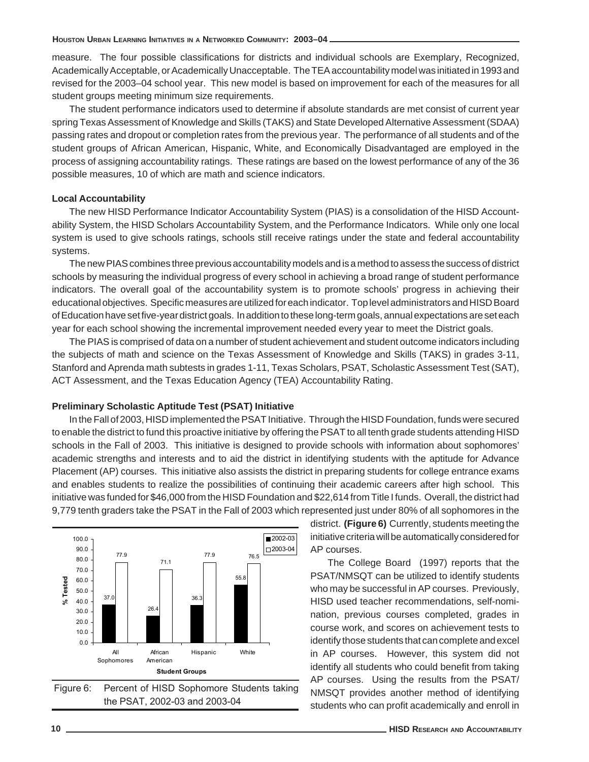measure. The four possible classifications for districts and individual schools are Exemplary, Recognized, Academically Acceptable, or Academically Unacceptable. The TEA accountability model was initiated in 1993 and revised for the 2003–04 school year. This new model is based on improvement for each of the measures for all student groups meeting minimum size requirements.

The student performance indicators used to determine if absolute standards are met consist of current year spring Texas Assessment of Knowledge and Skills (TAKS) and State Developed Alternative Assessment (SDAA) passing rates and dropout or completion rates from the previous year. The performance of all students and of the student groups of African American, Hispanic, White, and Economically Disadvantaged are employed in the process of assigning accountability ratings. These ratings are based on the lowest performance of any of the 36 possible measures, 10 of which are math and science indicators.

**Local Accountability**

The new HISD Performance Indicator Accountability System (PIAS) is a consolidation of the HISD Accountability System, the HISD Scholars Accountability System, and the Performance Indicators. While only one local system is used to give schools ratings, schools still receive ratings under the state and federal accountability systems.

The new PIAS combines three previous accountability models and is a method to assess the success of district schools by measuring the individual progress of every school in achieving a broad range of student performance indicators. The overall goal of the accountability system is to promote schools' progress in achieving their educational objectives. Specific measures are utilized for each indicator. Top level administrators and HISD Board of Education have set five-year district goals. In addition to these long-term goals, annual expectations are set each year for each school showing the incremental improvement needed every year to meet the District goals.

The PIAS is comprised of data on a number of student achievement and student outcome indicators including the subjects of math and science on the Texas Assessment of Knowledge and Skills (TAKS) in grades 3-11, Stanford and Aprenda math subtests in grades 1-11, Texas Scholars, PSAT, Scholastic Assessment Test (SAT), ACT Assessment, and the Texas Education Agency (TEA) Accountability Rating.

**Preliminary Scholastic Aptitude Test (PSAT) Initiative**

In the Fall of 2003, HISD implemented the PSAT Initiative. Through the HISD Foundation, funds were secured to enable the district to fund this proactive initiative by offering the PSAT to all tenth grade students attending HISD schools in the Fall of 2003. This initiative is designed to provide schools with information about sophomores' academic strengths and interests and to aid the district in identifying students with the aptitude for Advance Placement (AP) courses. This initiative also assists the district in preparing students for college entrance exams and enables students to realize the possibilities of continuing their academic careers after high school. This initiative was funded for $46,000 from the HISD Foundation and $22,614 from Title I funds. Overall, the district had 9,779 tenth graders take the PSAT in the Fall of 2003 which represented just under 80% of all sophomores in the district. **(Figure 6)** Currently, students meeting the initiative criteria will be automatically considered for AP courses.

| Student Groups | 2002-03 (% Tested) | 2003-04 (% Tested) |
|---|---|---|
| All Sophomores | 37.0 | 77.9 |
| African American | 26.4 | 71.1 |
| Hispanic | 36.3 | 77.9 |
| White | 55.8 | 76.5 |

Figure 6: Percent of HISD Sophomore Students taking the PSAT, 2002-03 and 2003-04

The College Board (1997) reports that the PSAT/NMSQT can be utilized to identify students who may be successful in AP courses. Previously, HISD used teacher recommendations, self-nomination, previous courses completed, grades in course work, and scores on achievement tests to identify those students that can complete and excel in AP courses. However, this system did not identify all students who could benefit from taking AP courses. Using the results from the PSAT/NMSQT provides another method of identifying students who can profit academically and enroll in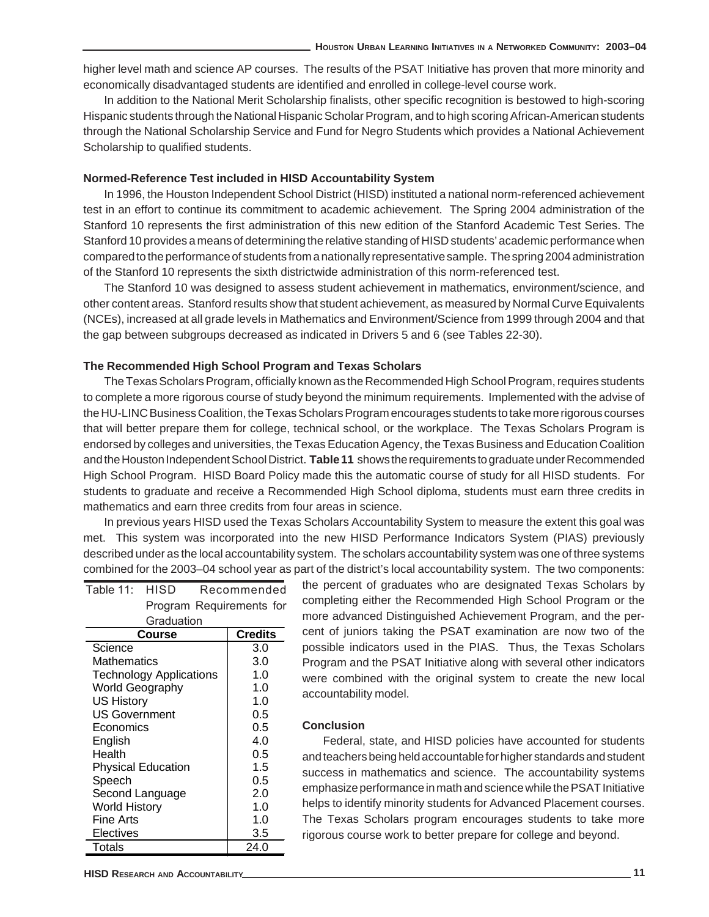higher level math and science AP courses. The results of the PSAT Initiative has proven that more minority and economically disadvantaged students are identified and enrolled in college-level course work.

In addition to the National Merit Scholarship finalists, other specific recognition is bestowed to high-scoring Hispanic students through the National Hispanic Scholar Program, and to high scoring African-American students through the National Scholarship Service and Fund for Negro Students which provides a National Achievement Scholarship to qualified students.

**Normed-Reference Test included in HISD Accountability System**

In 1996, the Houston Independent School District (HISD) instituted a national norm-referenced achievement test in an effort to continue its commitment to academic achievement. The Spring 2004 administration of the Stanford 10 represents the first administration of this new edition of the Stanford Academic Test Series. The Stanford 10 provides a means of determining the relative standing of HISD students' academic performance when compared to the performance of students from a nationally representative sample. The spring 2004 administration of the Stanford 10 represents the sixth districtwide administration of this norm-referenced test.

The Stanford 10 was designed to assess student achievement in mathematics, environment/science, and other content areas. Stanford results show that student achievement, as measured by Normal Curve Equivalents (NCEs), increased at all grade levels in Mathematics and Environment/Science from 1999 through 2004 and that the gap between subgroups decreased as indicated in Drivers 5 and 6 (see Tables 22-30).

**The Recommended High School Program and Texas Scholars**

The Texas Scholars Program, officially known as the Recommended High School Program, requires students to complete a more rigorous course of study beyond the minimum requirements. Implemented with the advise of the HU-LINC Business Coalition, the Texas Scholars Program encourages students to take more rigorous courses that will better prepare them for college, technical school, or the workplace. The Texas Scholars Program is endorsed by colleges and universities, the Texas Education Agency, the Texas Business and Education Coalition and the Houston Independent School District. **Table 11** shows the requirements to graduate under Recommended High School Program. HISD Board Policy made this the automatic course of study for all HISD students. For students to graduate and receive a Recommended High School diploma, students must earn three credits in mathematics and earn three credits from four areas in science.

In previous years HISD used the Texas Scholars Accountability System to measure the extent this goal was met. This system was incorporated into the new HISD Performance Indicators System (PIAS) previously described under as the local accountability system. The scholars accountability system was one of three systems combined for the 2003–04 school year as part of the district's local accountability system. The two components: the percent of graduates who are designated Texas Scholars by completing either the Recommended High School Program or the more advanced Distinguished Achievement Program, and the percent of juniors taking the PSAT examination are now two of the possible indicators used in the PIAS. Thus, the Texas Scholars Program and the PSAT Initiative along with several other indicators were combined with the original system to create the new local accountability model.

Table 11: HISD Recommended Program Requirements for Graduation

| Course | Credits |
|---|---|
| Science | 3.0 |
| Mathematics | 3.0 |
| Technology Applications | 1.0 |
| World Geography | 1.0 |
| US History | 1.0 |
| US Government | 0.5 |
| Economics | 0.5 |
| English | 4.0 |
| Health | 0.5 |
| Physical Education | 1.5 |
| Speech | 0.5 |
| Second Language | 2.0 |
| World History | 1.0 |
| Fine Arts | 1.0 |
| Electives | 3.5 |
| Totals | 24.0 |

**Conclusion**

Federal, state, and HISD policies have accounted for students and teachers being held accountable for higher standards and student success in mathematics and science. The accountability systems emphasize performance in math and science while the PSAT Initiative helps to identify minority students for Advanced Placement courses. The Texas Scholars program encourages students to take more rigorous course work to better prepare for college and beyond.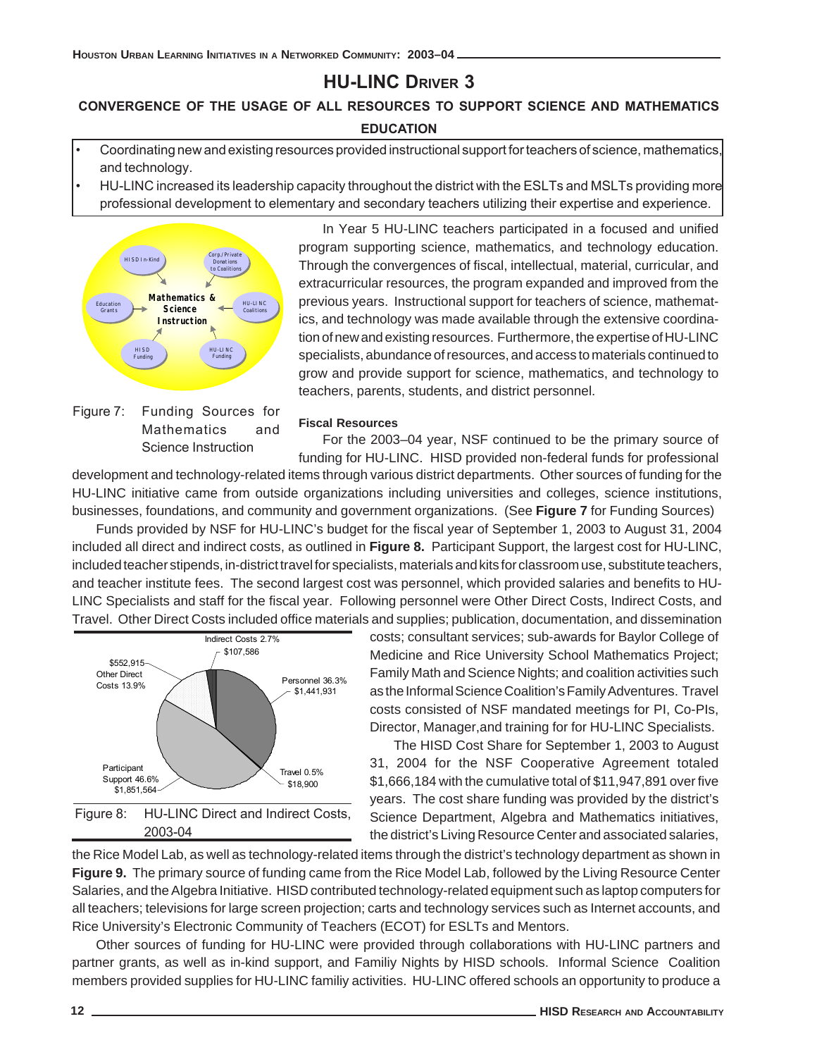## HU-LINC Driver 3

### CONVERGENCE OF THE USAGE OF ALL RESOURCES TO SUPPORT SCIENCE AND MATHEMATICS EDUCATION

- Coordinating new and existing resources provided instructional support for teachers of science, mathematics, and technology.
- HU-LINC increased its leadership capacity throughout the district with the ESLTs and MSLTs providing more professional development to elementary and secondary teachers utilizing their expertise and experience.

Figure 7: Funding Sources for Mathematics and Science Instruction

In Year 5 HU-LINC teachers participated in a focused and unified program supporting science, mathematics, and technology education. Through the convergences of fiscal, intellectual, material, curricular, and extracurricular resources, the program expanded and improved from the previous years. Instructional support for teachers of science, mathematics, and technology was made available through the extensive coordination of new and existing resources. Furthermore, the expertise of HU-LINC specialists, abundance of resources, and access to materials continued to grow and provide support for science, mathematics, and technology to teachers, parents, students, and district personnel.

**Fiscal Resources**

For the 2003–04 year, NSF continued to be the primary source of funding for HU-LINC. HISD provided non-federal funds for professional development and technology-related items through various district departments. Other sources of funding for the HU-LINC initiative came from outside organizations including universities and colleges, science institutions, businesses, foundations, and community and government organizations. (See **Figure 7** for Funding Sources)

Funds provided by NSF for HU-LINC's budget for the fiscal year of September 1, 2003 to August 31, 2004 included all direct and indirect costs, as outlined in **Figure 8.** Participant Support, the largest cost for HU-LINC, included teacher stipends, in-district travel for specialists, materials and kits for classroom use, substitute teachers, and teacher institute fees. The second largest cost was personnel, which provided salaries and benefits to HU-LINC Specialists and staff for the fiscal year. Following personnel were Other Direct Costs, Indirect Costs, and Travel. Other Direct Costs included office materials and supplies; publication, documentation, and dissemination costs; consultant services; sub-awards for Baylor College of Medicine and Rice University School Mathematics Project; Family Math and Science Nights; and coalition activities such as the Informal Science Coalition's Family Adventures. Travel costs consisted of NSF mandated meetings for PI, Co-PIs, Director, Manager,and training for for HU-LINC Specialists.

Figure 8: HU-LINC Direct and Indirect Costs, 2003-04

The HISD Cost Share for September 1, 2003 to August 31, 2004 for the NSF Cooperative Agreement totaled $1,666,184 with the cumulative total of $11,947,891 over five years. The cost share funding was provided by the district's Science Department, Algebra and Mathematics initiatives, the district's Living Resource Center and associated salaries, the Rice Model Lab, as well as technology-related items through the district's technology department as shown in **Figure 9.** The primary source of funding came from the Rice Model Lab, followed by the Living Resource Center Salaries, and the Algebra Initiative. HISD contributed technology-related equipment such as laptop computers for all teachers; televisions for large screen projection; carts and technology services such as Internet accounts, and Rice University's Electronic Community of Teachers (ECOT) for ESLTs and Mentors.

Other sources of funding for HU-LINC were provided through collaborations with HU-LINC partners and partner grants, as well as in-kind support, and Familiy Nights by HISD schools. Informal Science Coalition members provided supplies for HU-LINC familiy activities. HU-LINC offered schools an opportunity to produce a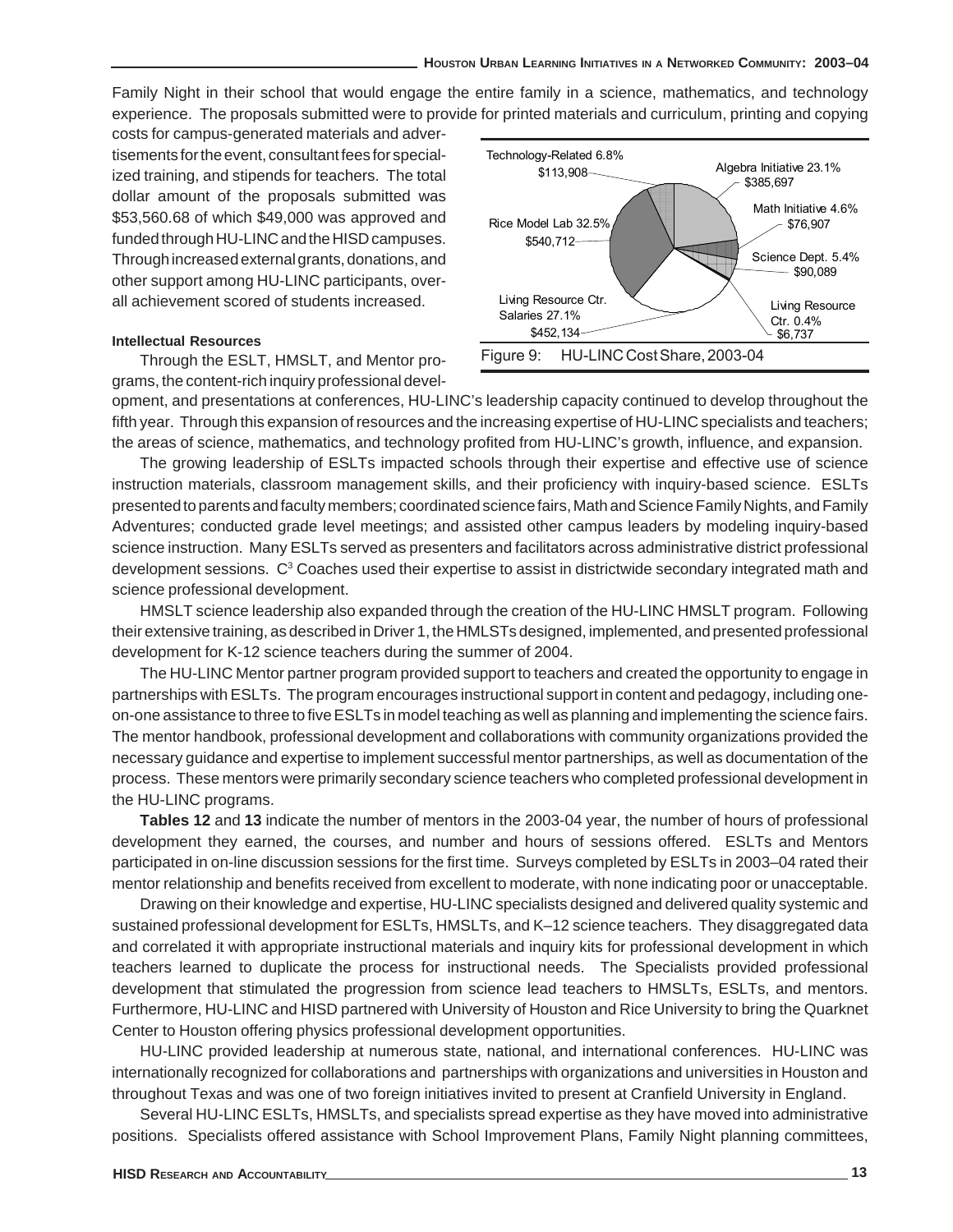Family Night in their school that would engage the entire family in a science, mathematics, and technology experience. The proposals submitted were to provide for printed materials and curriculum, printing and copying costs for campus-generated materials and advertisements for the event, consultant fees for specialized training, and stipends for teachers. The total dollar amount of the proposals submitted was $53,560.68 of which $49,000 was approved and funded through HU-LINC and the HISD campuses. Through increased external grants, donations, and other support among HU-LINC participants, overall achievement scored of students increased.

Technology-Related 6.8% $113,908
Algebra Initiative 23.1% $385,697
Math Initiative 4.6% $76,907
Science Dept. 5.4% $90,089
Living Resource Ctr. 0.4% $6,737
Living Resource Ctr. Salaries 27.1% $452,134
Rice Model Lab 32.5% $540,712

Figure 9: HU-LINC Cost Share, 2003-04

#### Intellectual Resources

Through the ESLT, HMSLT, and Mentor programs, the content-rich inquiry professional development, and presentations at conferences, HU-LINC's leadership capacity continued to develop throughout the fifth year. Through this expansion of resources and the increasing expertise of HU-LINC specialists and teachers; the areas of science, mathematics, and technology profited from HU-LINC's growth, influence, and expansion.

The growing leadership of ESLTs impacted schools through their expertise and effective use of science instruction materials, classroom management skills, and their proficiency with inquiry-based science. ESLTs presented to parents and faculty members; coordinated science fairs, Math and Science Family Nights, and Family Adventures; conducted grade level meetings; and assisted other campus leaders by modeling inquiry-based science instruction. Many ESLTs served as presenters and facilitators across administrative district professional development sessions. $C^3$ Coaches used their expertise to assist in districtwide secondary integrated math and science professional development.

HMSLT science leadership also expanded through the creation of the HU-LINC HMSLT program. Following their extensive training, as described in Driver 1, the HMLSTs designed, implemented, and presented professional development for K-12 science teachers during the summer of 2004.

The HU-LINC Mentor partner program provided support to teachers and created the opportunity to engage in partnerships with ESLTs. The program encourages instructional support in content and pedagogy, including one-on-one assistance to three to five ESLTs in model teaching as well as planning and implementing the science fairs. The mentor handbook, professional development and collaborations with community organizations provided the necessary guidance and expertise to implement successful mentor partnerships, as well as documentation of the process. These mentors were primarily secondary science teachers who completed professional development in the HU-LINC programs.

**Tables 12** and **13** indicate the number of mentors in the 2003-04 year, the number of hours of professional development they earned, the courses, and number and hours of sessions offered. ESLTs and Mentors participated in on-line discussion sessions for the first time. Surveys completed by ESLTs in 2003–04 rated their mentor relationship and benefits received from excellent to moderate, with none indicating poor or unacceptable.

Drawing on their knowledge and expertise, HU-LINC specialists designed and delivered quality systemic and sustained professional development for ESLTs, HMSLTs, and K–12 science teachers. They disaggregated data and correlated it with appropriate instructional materials and inquiry kits for professional development in which teachers learned to duplicate the process for instructional needs. The Specialists provided professional development that stimulated the progression from science lead teachers to HMSLTs, ESLTs, and mentors. Furthermore, HU-LINC and HISD partnered with University of Houston and Rice University to bring the Quarknet Center to Houston offering physics professional development opportunities.

HU-LINC provided leadership at numerous state, national, and international conferences. HU-LINC was internationally recognized for collaborations and partnerships with organizations and universities in Houston and throughout Texas and was one of two foreign initiatives invited to present at Cranfield University in England.

Several HU-LINC ESLTs, HMSLTs, and specialists spread expertise as they have moved into administrative positions. Specialists offered assistance with School Improvement Plans, Family Night planning committees,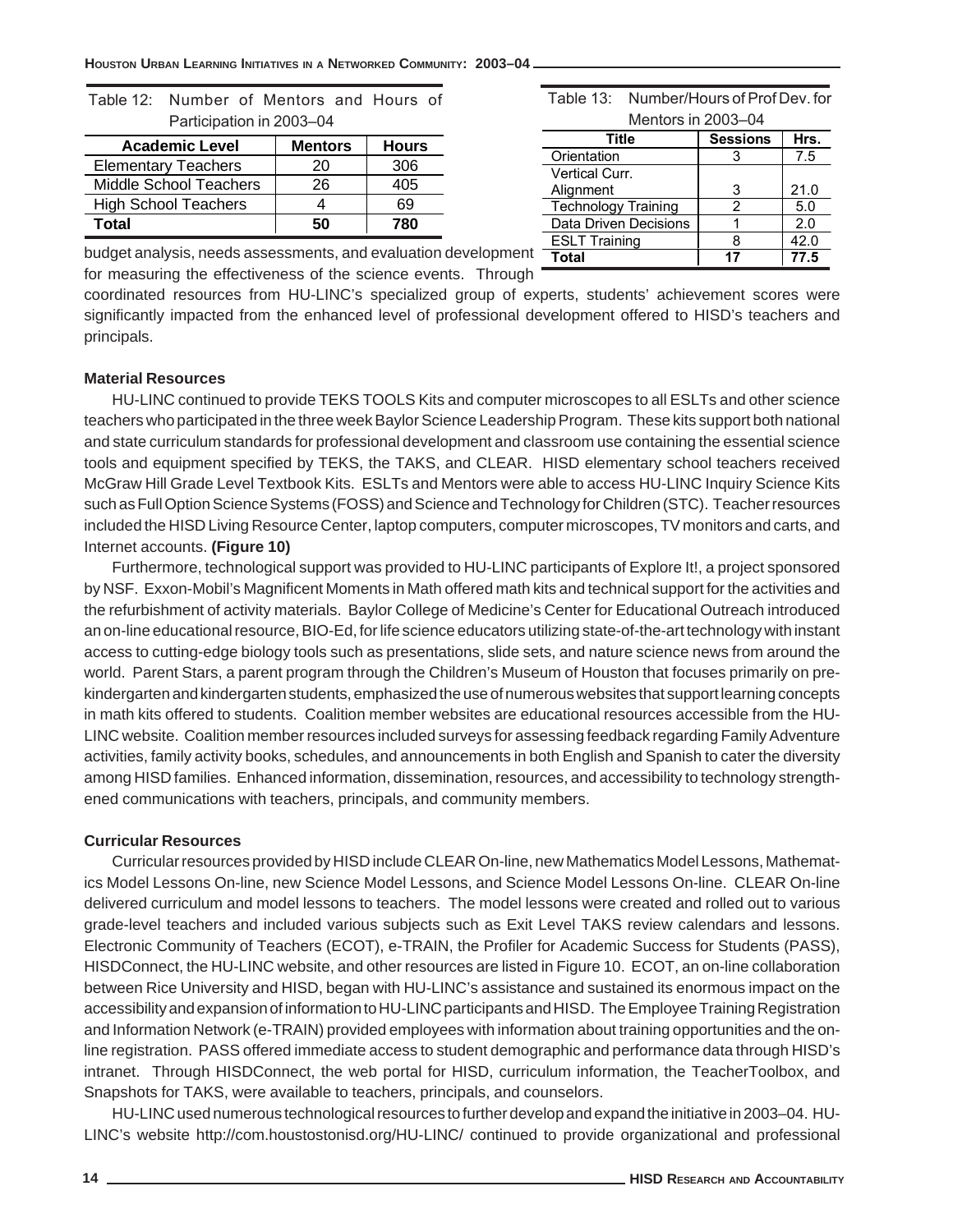Table 12: Number of Mentors and Hours of Participation in 2003–04

| Academic Level | Mentors | Hours |
|---|---|---|
| Elementary Teachers | 20 | 306 |
| Middle School Teachers | 26 | 405 |
| High School Teachers | 4 | 69 |
| **Total** | **50** | **780** |

Table 13: Number/Hours of Prof Dev. for Mentors in 2003–04

| Title | Sessions | Hrs. |
|---|---|---|
| Orientation | 3 | 7.5 |
| Vertical Curr. Alignment | 3 | 21.0 |
| Technology Training | 2 | 5.0 |
| Data Driven Decisions | 1 | 2.0 |
| ESLT Training | 8 | 42.0 |
| **Total** | **17** | **77.5** |

budget analysis, needs assessments, and evaluation development for measuring the effectiveness of the science events. Through coordinated resources from HU-LINC's specialized group of experts, students' achievement scores were significantly impacted from the enhanced level of professional development offered to HISD's teachers and principals.

**Material Resources**

HU-LINC continued to provide TEKS TOOLS Kits and computer microscopes to all ESLTs and other science teachers who participated in the three week Baylor Science Leadership Program. These kits support both national and state curriculum standards for professional development and classroom use containing the essential science tools and equipment specified by TEKS, the TAKS, and CLEAR. HISD elementary school teachers received McGraw Hill Grade Level Textbook Kits. ESLTs and Mentors were able to access HU-LINC Inquiry Science Kits such as Full Option Science Systems (FOSS) and Science and Technology for Children (STC). Teacher resources included the HISD Living Resource Center, laptop computers, computer microscopes, TV monitors and carts, and Internet accounts. **(Figure 10)**

Furthermore, technological support was provided to HU-LINC participants of Explore It!, a project sponsored by NSF. Exxon-Mobil's Magnificent Moments in Math offered math kits and technical support for the activities and the refurbishment of activity materials. Baylor College of Medicine's Center for Educational Outreach introduced an on-line educational resource, BIO-Ed, for life science educators utilizing state-of-the-art technology with instant access to cutting-edge biology tools such as presentations, slide sets, and nature science news from around the world. Parent Stars, a parent program through the Children's Museum of Houston that focuses primarily on pre-kindergarten and kindergarten students, emphasized the use of numerous websites that support learning concepts in math kits offered to students. Coalition member websites are educational resources accessible from the HU-LINC website. Coalition member resources included surveys for assessing feedback regarding Family Adventure activities, family activity books, schedules, and announcements in both English and Spanish to cater the diversity among HISD families. Enhanced information, dissemination, resources, and accessibility to technology strengthened communications with teachers, principals, and community members.

**Curricular Resources**

Curricular resources provided by HISD include CLEAR On-line, new Mathematics Model Lessons, Mathematics Model Lessons On-line, new Science Model Lessons, and Science Model Lessons On-line. CLEAR On-line delivered curriculum and model lessons to teachers. The model lessons were created and rolled out to various grade-level teachers and included various subjects such as Exit Level TAKS review calendars and lessons. Electronic Community of Teachers (ECOT), e-TRAIN, the Profiler for Academic Success for Students (PASS), HISDConnect, the HU-LINC website, and other resources are listed in Figure 10. ECOT, an on-line collaboration between Rice University and HISD, began with HU-LINC's assistance and sustained its enormous impact on the accessibility and expansion of information to HU-LINC participants and HISD. The Employee Training Registration and Information Network (e-TRAIN) provided employees with information about training opportunities and the on-line registration. PASS offered immediate access to student demographic and performance data through HISD's intranet. Through HISDConnect, the web portal for HISD, curriculum information, the TeacherToolbox, and Snapshots for TAKS, were available to teachers, principals, and counselors.

HU-LINC used numerous technological resources to further develop and expand the initiative in 2003–04. HU-LINC's website http://com.houstostonisd.org/HU-LINC/ continued to provide organizational and professional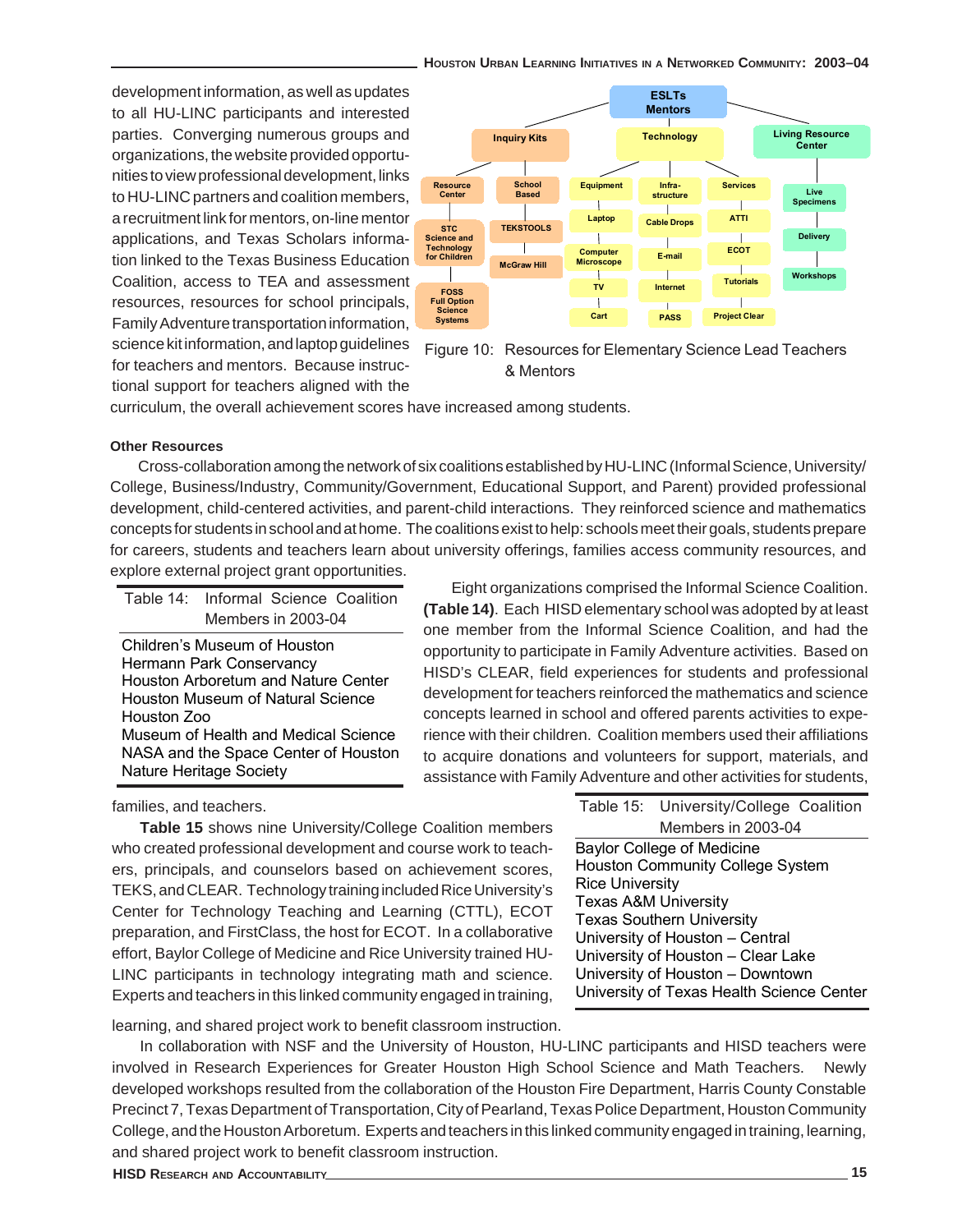development information, as well as updates to all HU-LINC participants and interested parties. Converging numerous groups and organizations, the website provided opportunities to view professional development, links to HU-LINC partners and coalition members, a recruitment link for mentors, on-line mentor applications, and Texas Scholars information linked to the Texas Business Education Coalition, access to TEA and assessment resources, resources for school principals, Family Adventure transportation information, science kit information, and laptop guidelines for teachers and mentors. Because instructional support for teachers aligned with the curriculum, the overall achievement scores have increased among students.

Figure 10: Resources for Elementary Science Lead Teachers & Mentors

### Other Resources

Cross-collaboration among the network of six coalitions established by HU-LINC (Informal Science, University/College, Business/Industry, Community/Government, Educational Support, and Parent) provided professional development, child-centered activities, and parent-child interactions. They reinforced science and mathematics concepts for students in school and at home. The coalitions exist to help: schools meet their goals, students prepare for careers, students and teachers learn about university offerings, families access community resources, and explore external project grant opportunities.

| Table 14: Informal Science Coalition Members in 2003-04 |
|---|
| Children's Museum of Houston |
| Hermann Park Conservancy |
| Houston Arboretum and Nature Center |
| Houston Museum of Natural Science |
| Houston Zoo |
| Museum of Health and Medical Science |
| NASA and the Space Center of Houston |
| Nature Heritage Society |

Eight organizations comprised the Informal Science Coalition. **(Table 14)**. Each HISD elementary school was adopted by at least one member from the Informal Science Coalition, and had the opportunity to participate in Family Adventure activities. Based on HISD's CLEAR, field experiences for students and professional development for teachers reinforced the mathematics and science concepts learned in school and offered parents activities to experience with their children. Coalition members used their affiliations to acquire donations and volunteers for support, materials, and assistance with Family Adventure and other activities for students, families, and teachers.

| Table 15: University/College Coalition Members in 2003-04 |
|---|
| Baylor College of Medicine |
| Houston Community College System |
| Rice University |
| Texas A&M University |
| Texas Southern University |
| University of Houston – Central |
| University of Houston – Clear Lake |
| University of Houston – Downtown |
| University of Texas Health Science Center |

**Table 15** shows nine University/College Coalition members who created professional development and course work to teachers, principals, and counselors based on achievement scores, TEKS, and CLEAR. Technology training included Rice University's Center for Technology Teaching and Learning (CTTL), ECOT preparation, and FirstClass, the host for ECOT. In a collaborative effort, Baylor College of Medicine and Rice University trained HU-LINC participants in technology integrating math and science. Experts and teachers in this linked community engaged in training, learning, and shared project work to benefit classroom instruction.

In collaboration with NSF and the University of Houston, HU-LINC participants and HISD teachers were involved in Research Experiences for Greater Houston High School Science and Math Teachers. Newly developed workshops resulted from the collaboration of the Houston Fire Department, Harris County Constable Precinct 7, Texas Department of Transportation, City of Pearland, Texas Police Department, Houston Community College, and the Houston Arboretum. Experts and teachers in this linked community engaged in training, learning, and shared project work to benefit classroom instruction.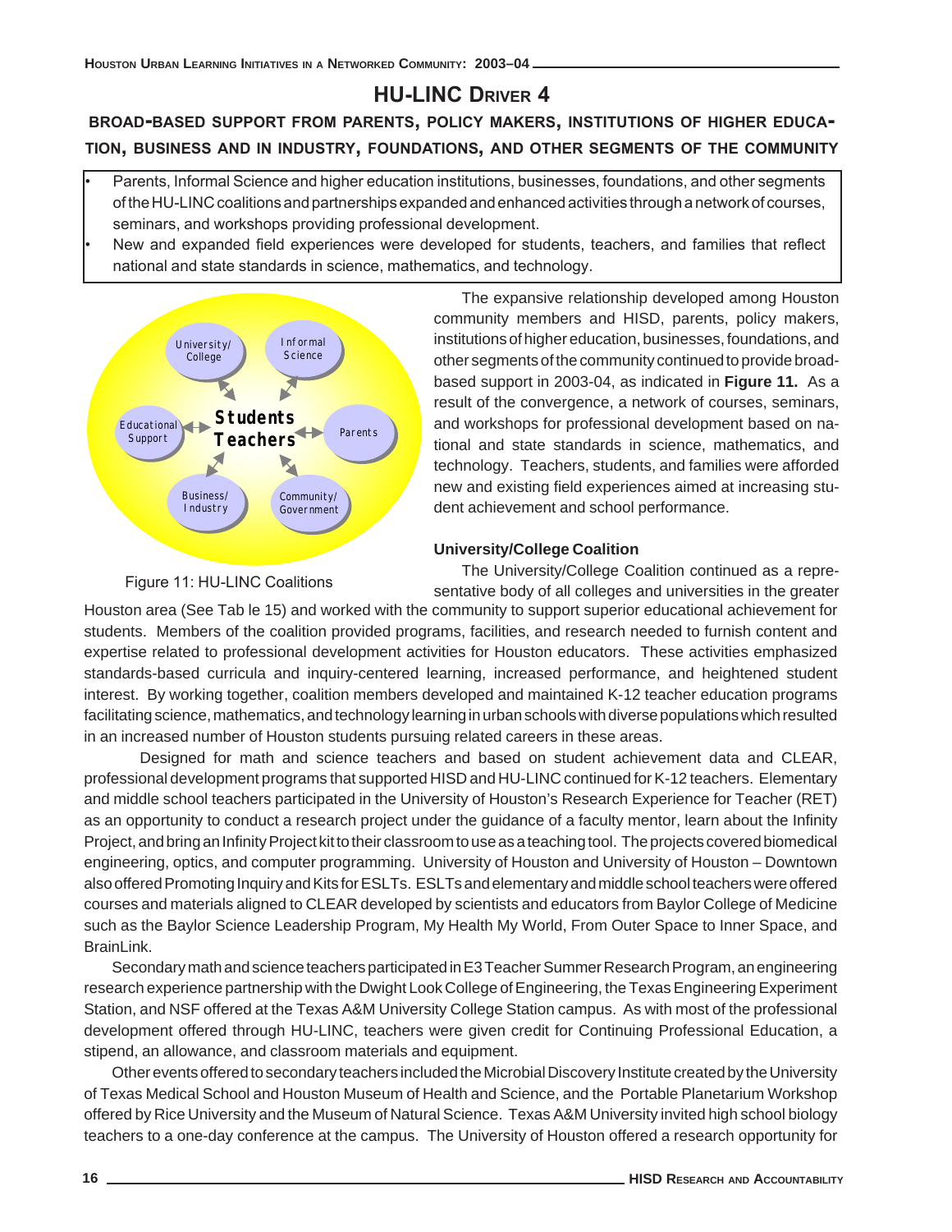## HU-LINC Driver 4

### BROAD-BASED SUPPORT FROM PARENTS, POLICY MAKERS, INSTITUTIONS OF HIGHER EDUCATION, BUSINESS AND IN INDUSTRY, FOUNDATIONS, AND OTHER SEGMENTS OF THE COMMUNITY

- Parents, Informal Science and higher education institutions, businesses, foundations, and other segments of the HU-LINC coalitions and partnerships expanded and enhanced activities through a network of courses, seminars, and workshops providing professional development.
- New and expanded field experiences were developed for students, teachers, and families that reflect national and state standards in science, mathematics, and technology.

University/College
Informal Science
Educational Support
Students Teachers
Parents
Business/Industry
Community/Government

Figure 11: HU-LINC Coalitions

The expansive relationship developed among Houston community members and HISD, parents, policy makers, institutions of higher education, businesses, foundations, and other segments of the community continued to provide broad-based support in 2003-04, as indicated in **Figure 11.** As a result of the convergence, a network of courses, seminars, and workshops for professional development based on national and state standards in science, mathematics, and technology. Teachers, students, and families were afforded new and existing field experiences aimed at increasing student achievement and school performance.

**University/College Coalition**

The University/College Coalition continued as a representative body of all colleges and universities in the greater Houston area (See Tab le 15) and worked with the community to support superior educational achievement for students. Members of the coalition provided programs, facilities, and research needed to furnish content and expertise related to professional development activities for Houston educators. These activities emphasized standards-based curricula and inquiry-centered learning, increased performance, and heightened student interest. By working together, coalition members developed and maintained K-12 teacher education programs facilitating science, mathematics, and technology learning in urban schools with diverse populations which resulted in an increased number of Houston students pursuing related careers in these areas.

Designed for math and science teachers and based on student achievement data and CLEAR, professional development programs that supported HISD and HU-LINC continued for K-12 teachers. Elementary and middle school teachers participated in the University of Houston's Research Experience for Teacher (RET) as an opportunity to conduct a research project under the guidance of a faculty mentor, learn about the Infinity Project, and bring an Infinity Project kit to their classroom to use as a teaching tool. The projects covered biomedical engineering, optics, and computer programming. University of Houston and University of Houston – Downtown also offered Promoting Inquiry and Kits for ESLTs. ESLTs and elementary and middle school teachers were offered courses and materials aligned to CLEAR developed by scientists and educators from Baylor College of Medicine such as the Baylor Science Leadership Program, My Health My World, From Outer Space to Inner Space, and BrainLink.

Secondary math and science teachers participated in E3 Teacher Summer Research Program, an engineering research experience partnership with the Dwight Look College of Engineering, the Texas Engineering Experiment Station, and NSF offered at the Texas A&M University College Station campus. As with most of the professional development offered through HU-LINC, teachers were given credit for Continuing Professional Education, a stipend, an allowance, and classroom materials and equipment.

Other events offered to secondary teachers included the Microbial Discovery Institute created by the University of Texas Medical School and Houston Museum of Health and Science, and the Portable Planetarium Workshop offered by Rice University and the Museum of Natural Science. Texas A&M University invited high school biology teachers to a one-day conference at the campus. The University of Houston offered a research opportunity for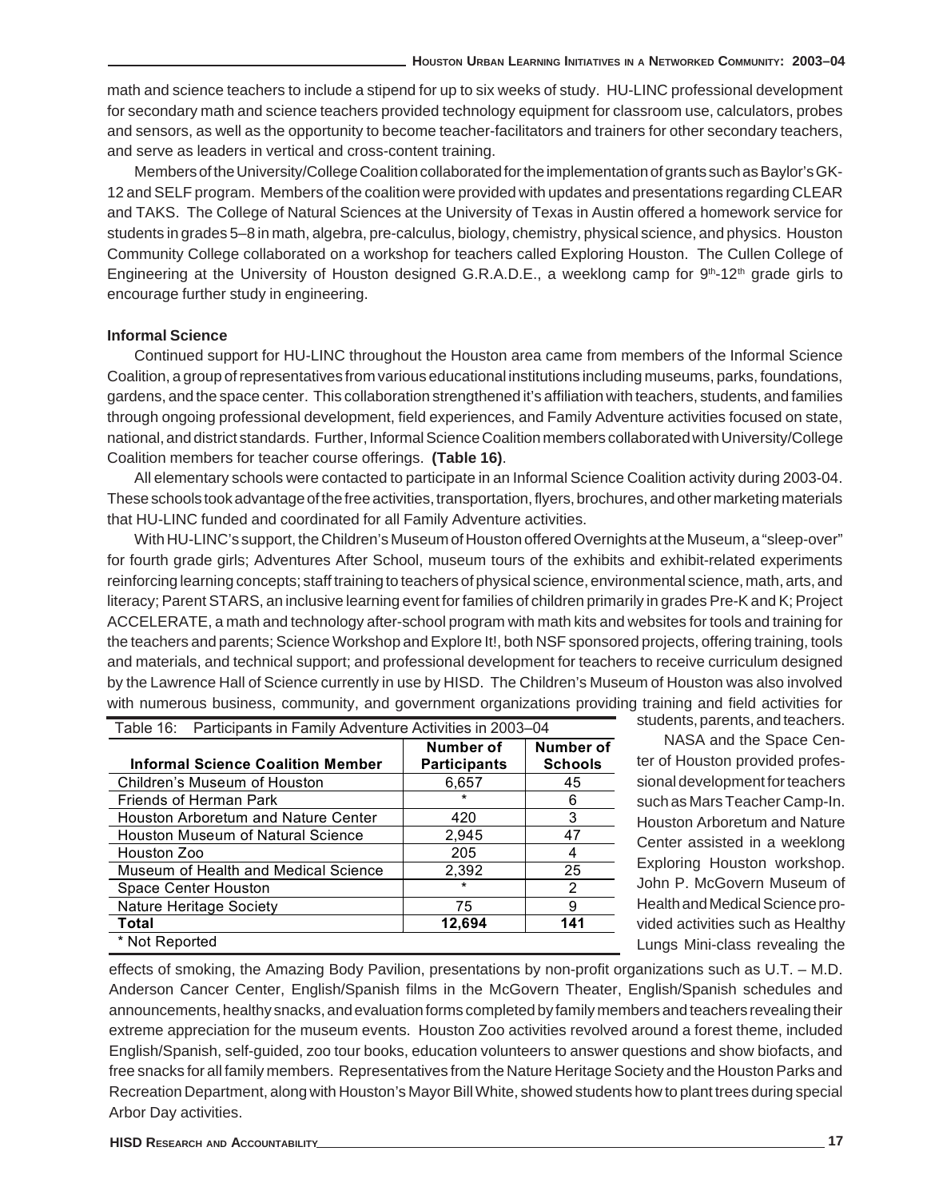math and science teachers to include a stipend for up to six weeks of study. HU-LINC professional development for secondary math and science teachers provided technology equipment for classroom use, calculators, probes and sensors, as well as the opportunity to become teacher-facilitators and trainers for other secondary teachers, and serve as leaders in vertical and cross-content training.

Members of the University/College Coalition collaborated for the implementation of grants such as Baylor's GK-12 and SELF program. Members of the coalition were provided with updates and presentations regarding CLEAR and TAKS. The College of Natural Sciences at the University of Texas in Austin offered a homework service for students in grades 5–8 in math, algebra, pre-calculus, biology, chemistry, physical science, and physics. Houston Community College collaborated on a workshop for teachers called Exploring Houston. The Cullen College of Engineering at the University of Houston designed G.R.A.D.E., a weeklong camp for 9th-12th grade girls to encourage further study in engineering.

**Informal Science**

Continued support for HU-LINC throughout the Houston area came from members of the Informal Science Coalition, a group of representatives from various educational institutions including museums, parks, foundations, gardens, and the space center. This collaboration strengthened it's affiliation with teachers, students, and families through ongoing professional development, field experiences, and Family Adventure activities focused on state, national, and district standards. Further, Informal Science Coalition members collaborated with University/College Coalition members for teacher course offerings. **(Table 16)**.

All elementary schools were contacted to participate in an Informal Science Coalition activity during 2003-04. These schools took advantage of the free activities, transportation, flyers, brochures, and other marketing materials that HU-LINC funded and coordinated for all Family Adventure activities.

With HU-LINC's support, the Children's Museum of Houston offered Overnights at the Museum, a "sleep-over" for fourth grade girls; Adventures After School, museum tours of the exhibits and exhibit-related experiments reinforcing learning concepts; staff training to teachers of physical science, environmental science, math, arts, and literacy; Parent STARS, an inclusive learning event for families of children primarily in grades Pre-K and K; Project ACCELERATE, a math and technology after-school program with math kits and websites for tools and training for the teachers and parents; Science Workshop and Explore It!, both NSF sponsored projects, offering training, tools and materials, and technical support; and professional development for teachers to receive curriculum designed by the Lawrence Hall of Science currently in use by HISD. The Children's Museum of Houston was also involved with numerous business, community, and government organizations providing training and field activities for students, parents, and teachers.

Table 16: Participants in Family Adventure Activities in 2003–04

| Informal Science Coalition Member | Number of Participants | Number of Schools |
|---|---|---|
| Children's Museum of Houston | 6,657 | 45 |
| Friends of Herman Park | * | 6 |
| Houston Arboretum and Nature Center | 420 | 3 |
| Houston Museum of Natural Science | 2,945 | 47 |
| Houston Zoo | 205 | 4 |
| Museum of Health and Medical Science | 2,392 | 25 |
| Space Center Houston | * | 2 |
| Nature Heritage Society | 75 | 9 |
| **Total** | **12,694** | **141** |

\* Not Reported

NASA and the Space Center of Houston provided professional development for teachers such as Mars Teacher Camp-In. Houston Arboretum and Nature Center assisted in a weeklong Exploring Houston workshop. John P. McGovern Museum of Health and Medical Science provided activities such as Healthy Lungs Mini-class revealing the effects of smoking, the Amazing Body Pavilion, presentations by non-profit organizations such as U.T. – M.D. Anderson Cancer Center, English/Spanish films in the McGovern Theater, English/Spanish schedules and announcements, healthy snacks, and evaluation forms completed by family members and teachers revealing their extreme appreciation for the museum events. Houston Zoo activities revolved around a forest theme, included English/Spanish, self-guided, zoo tour books, education volunteers to answer questions and show biofacts, and free snacks for all family members. Representatives from the Nature Heritage Society and the Houston Parks and Recreation Department, along with Houston's Mayor Bill White, showed students how to plant trees during special Arbor Day activities.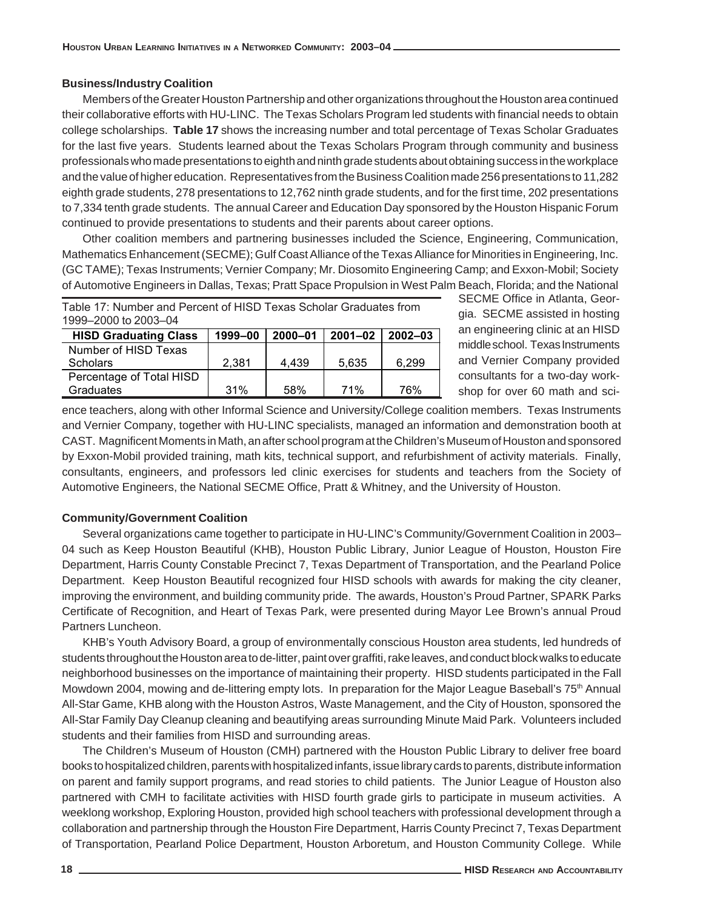### Business/Industry Coalition

Members of the Greater Houston Partnership and other organizations throughout the Houston area continued their collaborative efforts with HU-LINC. The Texas Scholars Program led students with financial needs to obtain college scholarships. **Table 17** shows the increasing number and total percentage of Texas Scholar Graduates for the last five years. Students learned about the Texas Scholars Program through community and business professionals who made presentations to eighth and ninth grade students about obtaining success in the workplace and the value of higher education. Representatives from the Business Coalition made 256 presentations to 11,282 eighth grade students, 278 presentations to 12,762 ninth grade students, and for the first time, 202 presentations to 7,334 tenth grade students. The annual Career and Education Day sponsored by the Houston Hispanic Forum continued to provide presentations to students and their parents about career options.

Other coalition members and partnering businesses included the Science, Engineering, Communication, Mathematics Enhancement (SECME); Gulf Coast Alliance of the Texas Alliance for Minorities in Engineering, Inc. (GC TAME); Texas Instruments; Vernier Company; Mr. Diosomito Engineering Camp; and Exxon-Mobil; Society of Automotive Engineers in Dallas, Texas; Pratt Space Propulsion in West Palm Beach, Florida; and the National SECME Office in Atlanta, Georgia. SECME assisted in hosting an engineering clinic at an HISD middle school. Texas Instruments and Vernier Company provided consultants for a two-day workshop for over 60 math and science teachers, along with other Informal Science and University/College coalition members. Texas Instruments and Vernier Company, together with HU-LINC specialists, managed an information and demonstration booth at CAST. Magnificent Moments in Math, an after school program at the Children's Museum of Houston and sponsored by Exxon-Mobil provided training, math kits, technical support, and refurbishment of activity materials. Finally, consultants, engineers, and professors led clinic exercises for students and teachers from the Society of Automotive Engineers, the National SECME Office, Pratt & Whitney, and the University of Houston.

Table 17: Number and Percent of HISD Texas Scholar Graduates from 1999–2000 to 2003–04

| HISD Graduating Class | 1999–00 | 2000–01 | 2001–02 | 2002–03 |
|---|---|---|---|---|
| Number of HISD Texas Scholars | 2,381 | 4,439 | 5,635 | 6,299 |
| Percentage of Total HISD Graduates | 31% | 58% | 71% | 76% |

### Community/Government Coalition

Several organizations came together to participate in HU-LINC's Community/Government Coalition in 2003–04 such as Keep Houston Beautiful (KHB), Houston Public Library, Junior League of Houston, Houston Fire Department, Harris County Constable Precinct 7, Texas Department of Transportation, and the Pearland Police Department. Keep Houston Beautiful recognized four HISD schools with awards for making the city cleaner, improving the environment, and building community pride. The awards, Houston's Proud Partner, SPARK Parks Certificate of Recognition, and Heart of Texas Park, were presented during Mayor Lee Brown's annual Proud Partners Luncheon.

KHB's Youth Advisory Board, a group of environmentally conscious Houston area students, led hundreds of students throughout the Houston area to de-litter, paint over graffiti, rake leaves, and conduct block walks to educate neighborhood businesses on the importance of maintaining their property. HISD students participated in the Fall Mowdown 2004, mowing and de-littering empty lots. In preparation for the Major League Baseball's 75th Annual All-Star Game, KHB along with the Houston Astros, Waste Management, and the City of Houston, sponsored the All-Star Family Day Cleanup cleaning and beautifying areas surrounding Minute Maid Park. Volunteers included students and their families from HISD and surrounding areas.

The Children's Museum of Houston (CMH) partnered with the Houston Public Library to deliver free board books to hospitalized children, parents with hospitalized infants, issue library cards to parents, distribute information on parent and family support programs, and read stories to child patients. The Junior League of Houston also partnered with CMH to facilitate activities with HISD fourth grade girls to participate in museum activities. A weeklong workshop, Exploring Houston, provided high school teachers with professional development through a collaboration and partnership through the Houston Fire Department, Harris County Precinct 7, Texas Department of Transportation, Pearland Police Department, Houston Arboretum, and Houston Community College. While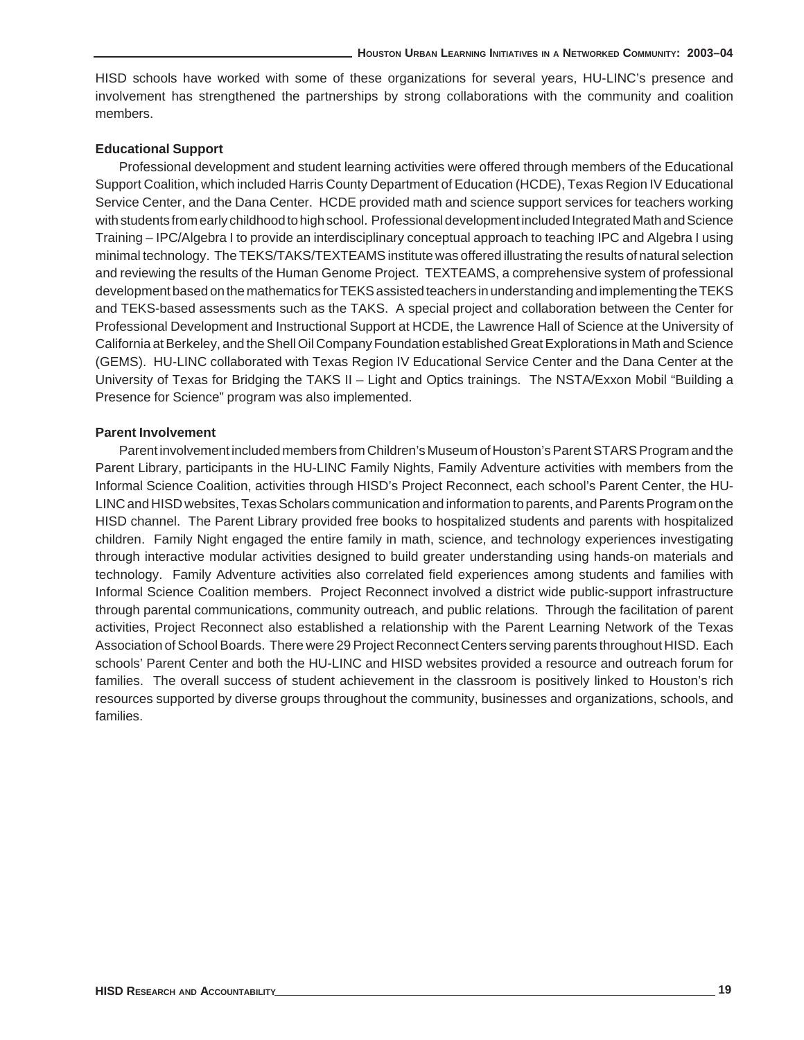HISD schools have worked with some of these organizations for several years, HU-LINC's presence and involvement has strengthened the partnerships by strong collaborations with the community and coalition members.

**Educational Support**

Professional development and student learning activities were offered through members of the Educational Support Coalition, which included Harris County Department of Education (HCDE), Texas Region IV Educational Service Center, and the Dana Center. HCDE provided math and science support services for teachers working with students from early childhood to high school. Professional development included Integrated Math and Science Training – IPC/Algebra I to provide an interdisciplinary conceptual approach to teaching IPC and Algebra I using minimal technology. The TEKS/TAKS/TEXTEAMS institute was offered illustrating the results of natural selection and reviewing the results of the Human Genome Project. TEXTEAMS, a comprehensive system of professional development based on the mathematics for TEKS assisted teachers in understanding and implementing the TEKS and TEKS-based assessments such as the TAKS. A special project and collaboration between the Center for Professional Development and Instructional Support at HCDE, the Lawrence Hall of Science at the University of California at Berkeley, and the Shell Oil Company Foundation established Great Explorations in Math and Science (GEMS). HU-LINC collaborated with Texas Region IV Educational Service Center and the Dana Center at the University of Texas for Bridging the TAKS II – Light and Optics trainings. The NSTA/Exxon Mobil "Building a Presence for Science" program was also implemented.

**Parent Involvement**

Parent involvement included members from Children's Museum of Houston's Parent STARS Program and the Parent Library, participants in the HU-LINC Family Nights, Family Adventure activities with members from the Informal Science Coalition, activities through HISD's Project Reconnect, each school's Parent Center, the HU-LINC and HISD websites, Texas Scholars communication and information to parents, and Parents Program on the HISD channel. The Parent Library provided free books to hospitalized students and parents with hospitalized children. Family Night engaged the entire family in math, science, and technology experiences investigating through interactive modular activities designed to build greater understanding using hands-on materials and technology. Family Adventure activities also correlated field experiences among students and families with Informal Science Coalition members. Project Reconnect involved a district wide public-support infrastructure through parental communications, community outreach, and public relations. Through the facilitation of parent activities, Project Reconnect also established a relationship with the Parent Learning Network of the Texas Association of School Boards. There were 29 Project Reconnect Centers serving parents throughout HISD. Each schools' Parent Center and both the HU-LINC and HISD websites provided a resource and outreach forum for families. The overall success of student achievement in the classroom is positively linked to Houston's rich resources supported by diverse groups throughout the community, businesses and organizations, schools, and families.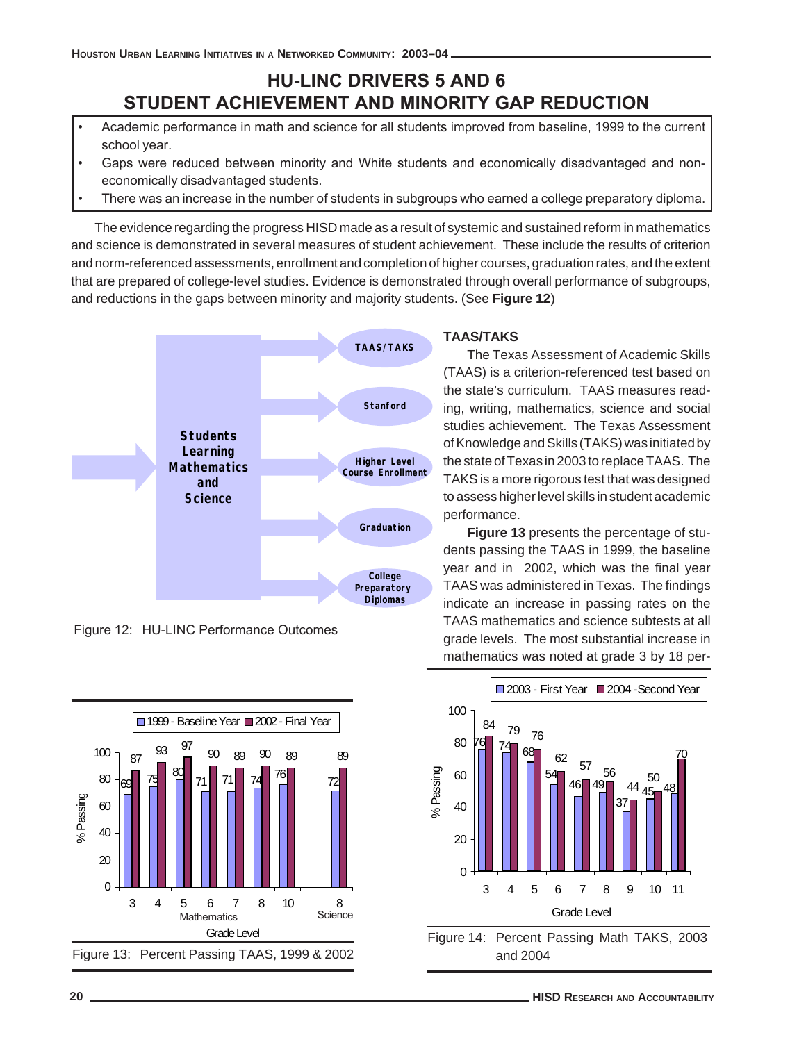# HU-LINC DRIVERS 5 AND 6
# STUDENT ACHIEVEMENT AND MINORITY GAP REDUCTION

- Academic performance in math and science for all students improved from baseline, 1999 to the current school year.
- Gaps were reduced between minority and White students and economically disadvantaged and non-economically disadvantaged students.
- There was an increase in the number of students in subgroups who earned a college preparatory diploma.

The evidence regarding the progress HISD made as a result of systemic and sustained reform in mathematics and science is demonstrated in several measures of student achievement. These include the results of criterion and norm-referenced assessments, enrollment and completion of higher courses, graduation rates, and the extent that are prepared of college-level studies. Evidence is demonstrated through overall performance of subgroups, and reductions in the gaps between minority and majority students. (See **Figure 12**)

Students Learning Mathematics and Science → TAAS/TAKS; Stanford; Higher Level Course Enrollment; Graduation; College Preparatory Diplomas

Figure 12: HU-LINC Performance Outcomes

### TAAS/TAKS

The Texas Assessment of Academic Skills (TAAS) is a criterion-referenced test based on the state's curriculum. TAAS measures reading, writing, mathematics, science and social studies achievement. The Texas Assessment of Knowledge and Skills (TAKS) was initiated by the state of Texas in 2003 to replace TAAS. The TAKS is a more rigorous test that was designed to assess higher level skills in student academic performance.

**Figure 13** presents the percentage of students passing the TAAS in 1999, the baseline year and in 2002, which was the final year TAAS was administered in Texas. The findings indicate an increase in passing rates on the TAAS mathematics and science subtests at all grade levels. The most substantial increase in mathematics was noted at grade 3 by 18 per-

| Grade Level | 1999 - Baseline Year | 2002 - Final Year |
|---|---|---|
| Mathematics 3 | 69 | 87 |
| Mathematics 4 | 75 | 93 |
| Mathematics 5 | 80 | 97 |
| Mathematics 6 | 71 | 90 |
| Mathematics 7 | 71 | 89 |
| Mathematics 8 | 74 | 90 |
| Mathematics 10 | 76 | 89 |
| Science 8 | 72 | 89 |

Figure 13: Percent Passing TAAS, 1999 & 2002

| Grade Level | 2003 - First Year | 2004 - Second Year |
|---|---|---|
| 3 | 76 | 84 |
| 4 | 74 | 79 |
| 5 | 68 | 76 |
| 6 | 54 | 62 |
| 7 | 46 | 57 |
| 8 | 49 | 56 |
| 9 | 37 | 44 |
| 10 | 45 | 50 |
| 11 | 48 | 70 |

Figure 14: Percent Passing Math TAKS, 2003 and 2004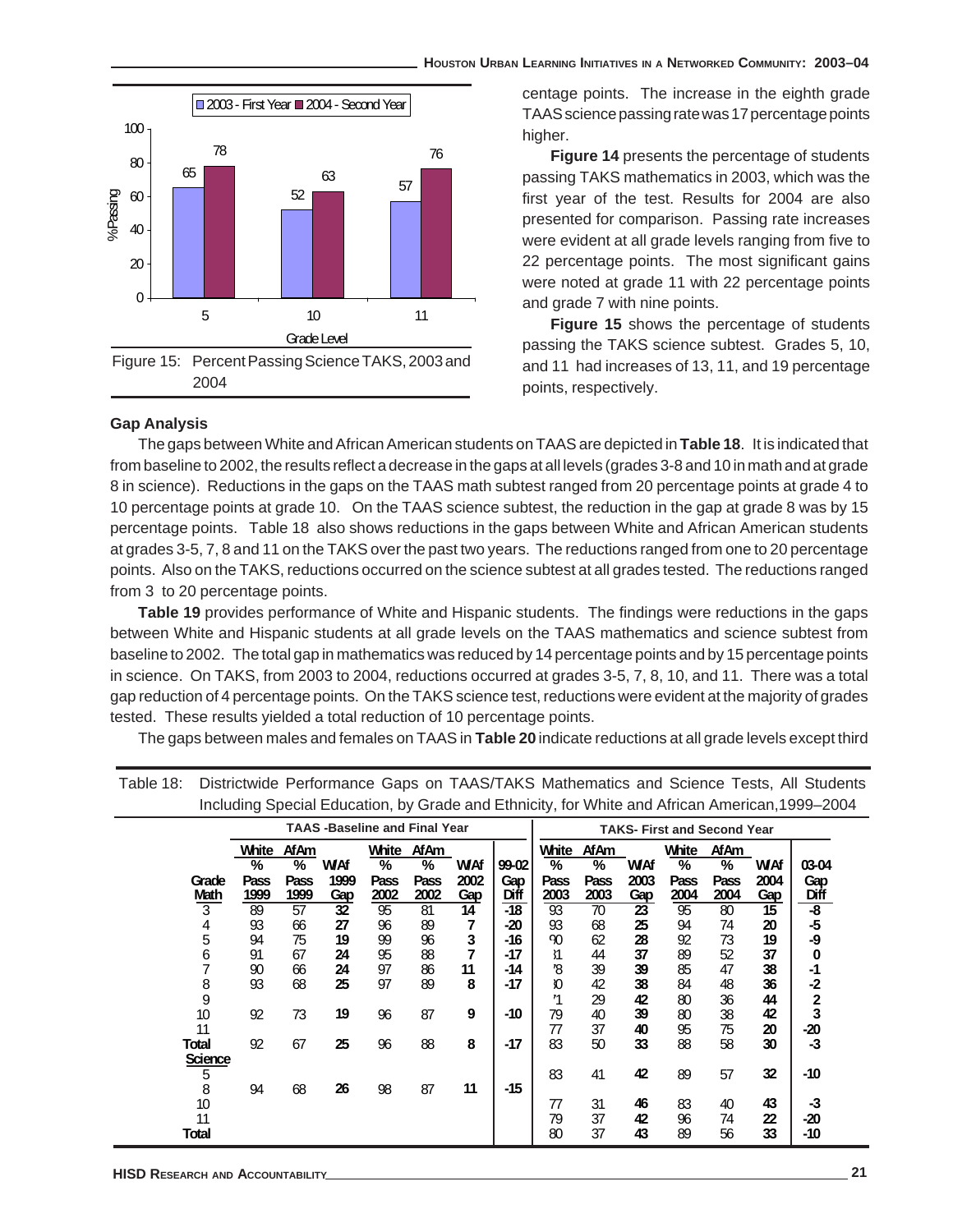Figure 15: Percent Passing Science TAKS, 2003 and 2004

centage points. The increase in the eighth grade TAAS science passing rate was 17 percentage points higher.

**Figure 14** presents the percentage of students passing TAKS mathematics in 2003, which was the first year of the test. Results for 2004 are also presented for comparison. Passing rate increases were evident at all grade levels ranging from five to 22 percentage points. The most significant gains were noted at grade 11 with 22 percentage points and grade 7 with nine points.

**Figure 15** shows the percentage of students passing the TAKS science subtest. Grades 5, 10, and 11 had increases of 13, 11, and 19 percentage points, respectively.

### Gap Analysis

The gaps between White and African American students on TAAS are depicted in **Table 18**. It is indicated that from baseline to 2002, the results reflect a decrease in the gaps at all levels (grades 3-8 and 10 in math and at grade 8 in science). Reductions in the gaps on the TAAS math subtest ranged from 20 percentage points at grade 4 to 10 percentage points at grade 10. On the TAAS science subtest, the reduction in the gap at grade 8 was by 15 percentage points. Table 18 also shows reductions in the gaps between White and African American students at grades 3-5, 7, 8 and 11 on the TAKS over the past two years. The reductions ranged from one to 20 percentage points. Also on the TAKS, reductions occurred on the science subtest at all grades tested. The reductions ranged from 3 to 20 percentage points.

**Table 19** provides performance of White and Hispanic students. The findings were reductions in the gaps between White and Hispanic students at all grade levels on the TAAS mathematics and science subtest from baseline to 2002. The total gap in mathematics was reduced by 14 percentage points and by 15 percentage points in science. On TAKS, from 2003 to 2004, reductions occurred at grades 3-5, 7, 8, 10, and 11. There was a total gap reduction of 4 percentage points. On the TAKS science test, reductions were evident at the majority of grades tested. These results yielded a total reduction of 10 percentage points.

The gaps between males and females on TAAS in **Table 20** indicate reductions at all grade levels except third

Table 18: Districtwide Performance Gaps on TAAS/TAKS Mathematics and Science Tests, All Students Including Special Education, by Grade and Ethnicity, for White and African American, 1999–2004

| | TAAS -Baseline and Final Year | | | | | | | TAKS- First and Second Year | | | | | | |
|---|---|---|---|---|---|---|---|---|---|---|---|---|---|---|
| Grade Math | White % Pass 1999 | AfAm % Pass 1999 | W/Af 1999 Gap | White % Pass 2002 | AfAm % Pass 2002 | W/Af 2002 Gap | 99-02 Gap Diff | White % Pass 2003 | AfAm % Pass 2003 | W/Af 2003 Gap | White % Pass 2004 | AfAm % Pass 2004 | W/Af 2004 Gap | 03-04 Gap Diff |
| 3 | 89 | 57 | **32** | 95 | 81 | **14** | **-18** | 93 | 70 | **23** | 95 | 80 | **15** | **-8** |
| 4 | 93 | 66 | **27** | 96 | 89 | **7** | **-20** | 93 | 68 | **25** | 94 | 74 | **20** | **-5** |
| 5 | 94 | 75 | **19** | 99 | 96 | **3** | **-16** | 90 | 62 | **28** | 92 | 73 | **19** | **-9** |
| 6 | 91 | 67 | **24** | 95 | 88 | **7** | **-17** | 81 | 44 | **37** | 89 | 52 | **37** | **0** |
| 7 | 90 | 66 | **24** | 97 | 86 | **11** | **-14** | 78 | 39 | **39** | 85 | 47 | **38** | **-1** |
| 8 | 93 | 68 | **25** | 97 | 89 | **8** | **-17** | 80 | 42 | **38** | 84 | 48 | **36** | **-2** |
| 9 | | | | | | | | 71 | 29 | **42** | 80 | 36 | **44** | **2** |
| 10 | 92 | 73 | **19** | 96 | 87 | **9** | **-10** | 79 | 40 | **39** | 80 | 38 | **42** | **3** |
| 11 | | | | | | | | 77 | 37 | **40** | 95 | 75 | **20** | **-20** |
| **Total** | 92 | 67 | **25** | 96 | 88 | **8** | **-17** | 83 | 50 | **33** | 88 | 58 | **30** | **-3** |
| **Science** | | | | | | | | | | | | | | |
| 5 | | | | | | | | 83 | 41 | **42** | 89 | 57 | **32** | **-10** |
| 8 | 94 | 68 | **26** | 98 | 87 | **11** | **-15** | | | | | | | |
| 10 | | | | | | | | 77 | 31 | **46** | 83 | 40 | **43** | **-3** |
| 11 | | | | | | | | 79 | 37 | **42** | 96 | 74 | **22** | **-20** |
| **Total** | | | | | | | | 80 | 37 | **43** | 89 | 56 | **33** | **-10** |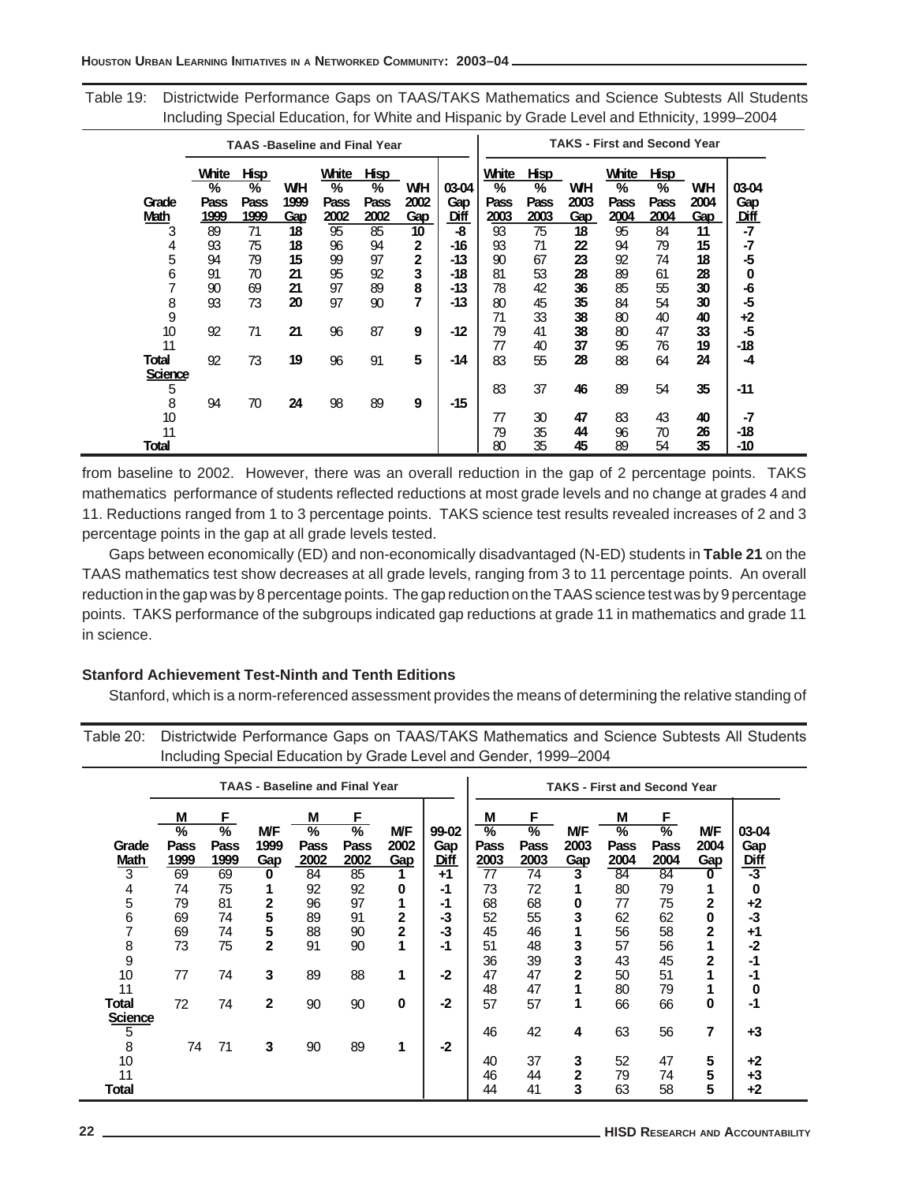Table 19: Districtwide Performance Gaps on TAAS/TAKS Mathematics and Science Subtests All Students Including Special Education, for White and Hispanic by Grade Level and Ethnicity, 1999–2004

| | TAAS -Baseline and Final Year | | | | | | | TAKS - First and Second Year | | | | | | |
|---|---|---|---|---|---|---|---|---|---|---|---|---|---|---|
| Grade Math | White % Pass 1999 | Hisp % Pass 1999 | W/H 1999 Gap | White % Pass 2002 | Hisp % Pass 2002 | W/H 2002 Gap | 03-04 Gap Diff | White % Pass 2003 | Hisp % Pass 2003 | W/H 2003 Gap | White % Pass 2004 | Hisp % Pass 2004 | W/H 2004 Gap | 03-04 Gap Diff |
| 3 | 89 | 71 | **18** | 95 | 85 | **10** | **-8** | 93 | 75 | **18** | 95 | 84 | **11** | **-7** |
| 4 | 93 | 75 | **18** | 96 | 94 | **2** | **-16** | 93 | 71 | **22** | 94 | 79 | **15** | **-7** |
| 5 | 94 | 79 | **15** | 99 | 97 | **2** | **-13** | 90 | 67 | **23** | 92 | 74 | **18** | **-5** |
| 6 | 91 | 70 | **21** | 95 | 92 | **3** | **-18** | 81 | 53 | **28** | 89 | 61 | **28** | **0** |
| 7 | 90 | 69 | **21** | 97 | 89 | **8** | **-13** | 78 | 42 | **36** | 85 | 55 | **30** | **-6** |
| 8 | 93 | 73 | **20** | 97 | 90 | **7** | **-13** | 80 | 45 | **35** | 84 | 54 | **30** | **-5** |
| 9 | | | | | | | | 71 | 33 | **38** | 80 | 40 | **40** | **+2** |
| 10 | 92 | 71 | **21** | 96 | 87 | **9** | **-12** | 79 | 41 | **38** | 80 | 47 | **33** | **-5** |
| 11 | | | | | | | | 77 | 40 | **37** | 95 | 76 | **19** | **-18** |
| **Total** | 92 | 73 | **19** | 96 | 91 | **5** | **-14** | 83 | 55 | **28** | 88 | 64 | **24** | **-4** |
| **Science** | | | | | | | | | | | | | | |
| 5 | | | | | | | | 83 | 37 | **46** | 89 | 54 | **35** | **-11** |
| 8 | 94 | 70 | **24** | 98 | 89 | **9** | **-15** | | | | | | | |
| 10 | | | | | | | | 77 | 30 | **47** | 83 | 43 | **40** | **-7** |
| 11 | | | | | | | | 79 | 35 | **44** | 96 | 70 | **26** | **-18** |
| **Total** | | | | | | | | 80 | 35 | **45** | 89 | 54 | **35** | **-10** |

from baseline to 2002. However, there was an overall reduction in the gap of 2 percentage points. TAKS mathematics performance of students reflected reductions at most grade levels and no change at grades 4 and 11. Reductions ranged from 1 to 3 percentage points. TAKS science test results revealed increases of 2 and 3 percentage points in the gap at all grade levels tested.

Gaps between economically (ED) and non-economically disadvantaged (N-ED) students in **Table 21** on the TAAS mathematics test show decreases at all grade levels, ranging from 3 to 11 percentage points. An overall reduction in the gap was by 8 percentage points. The gap reduction on the TAAS science test was by 9 percentage points. TAKS performance of the subgroups indicated gap reductions at grade 11 in mathematics and grade 11 in science.

### Stanford Achievement Test-Ninth and Tenth Editions

Stanford, which is a norm-referenced assessment provides the means of determining the relative standing of

Table 20: Districtwide Performance Gaps on TAAS/TAKS Mathematics and Science Subtests All Students Including Special Education by Grade Level and Gender, 1999–2004

| | TAAS - Baseline and Final Year | | | | | | | TAKS - First and Second Year | | | | | | |
|---|---|---|---|---|---|---|---|---|---|---|---|---|---|---|
| Grade Math | M % Pass 1999 | F % Pass 1999 | M/F 1999 Gap | M % Pass 2002 | F % Pass 2002 | M/F 2002 Gap | 99-02 Gap Diff | M % Pass 2003 | F % Pass 2003 | M/F 2003 Gap | M % Pass 2004 | F % Pass 2004 | M/F 2004 Gap | 03-04 Gap Diff |
| 3 | 69 | 69 | **0** | 84 | 85 | **1** | **+1** | 77 | 74 | **3** | 84 | 84 | **0** | **-3** |
| 4 | 74 | 75 | **1** | 92 | 92 | **0** | **-1** | 73 | 72 | **1** | 80 | 79 | **1** | **0** |
| 5 | 79 | 81 | **2** | 96 | 97 | **1** | **-1** | 68 | 68 | **0** | 77 | 75 | **2** | **+2** |
| 6 | 69 | 74 | **5** | 89 | 91 | **2** | **-3** | 52 | 55 | **3** | 62 | 62 | **0** | **-3** |
| 7 | 69 | 74 | **5** | 88 | 90 | **2** | **-3** | 45 | 46 | **1** | 56 | 58 | **2** | **+1** |
| 8 | 73 | 75 | **2** | 91 | 90 | **1** | **-1** | 51 | 48 | **3** | 57 | 56 | **1** | **-2** |
| 9 | | | | | | | | 36 | 39 | **3** | 43 | 45 | **2** | **-1** |
| 10 | 77 | 74 | **3** | 89 | 88 | **1** | **-2** | 47 | 47 | **2** | 50 | 51 | **1** | **-1** |
| 11 | | | | | | | | 48 | 47 | **1** | 80 | 79 | **1** | **0** |
| **Total** | 72 | 74 | **2** | 90 | 90 | **0** | **-2** | 57 | 57 | **1** | 66 | 66 | **0** | **-1** |
| **Science** | | | | | | | | | | | | | | |
| 5 | | | | | | | | 46 | 42 | **4** | 63 | 56 | **7** | **+3** |
| 8 | 74 | 71 | **3** | 90 | 89 | **1** | **-2** | | | | | | | |
| 10 | | | | | | | | 40 | 37 | **3** | 52 | 47 | **5** | **+2** |
| 11 | | | | | | | | 46 | 44 | **2** | 79 | 74 | **5** | **+3** |
| **Total** | | | | | | | | 44 | 41 | **3** | 63 | 58 | **5** | **+2** |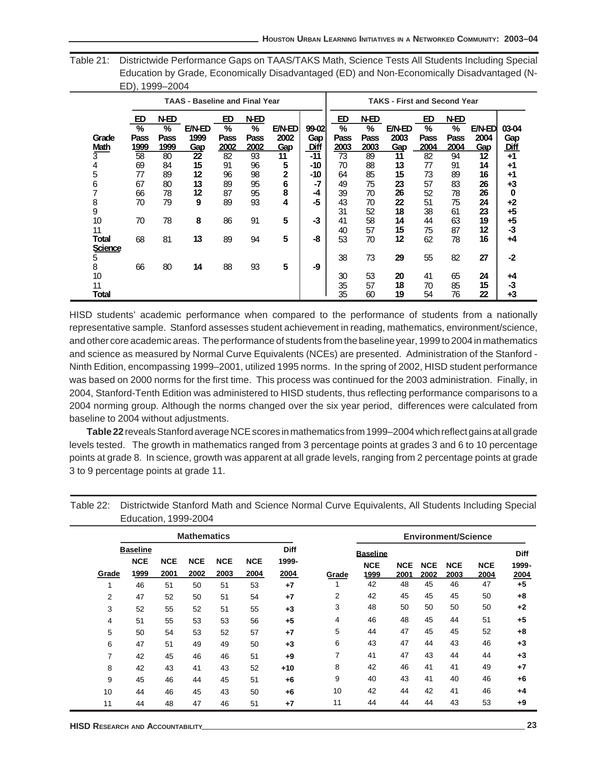Table 21: Districtwide Performance Gaps on TAAS/TAKS Math, Science Tests All Students Including Special Education by Grade, Economically Disadvantaged (ED) and Non-Economically Disadvantaged (N-ED), 1999–2004

| | TAAS - Baseline and Final Year | | | | | | | TAKS - First and Second Year | | | | | | |
|---|---|---|---|---|---|---|---|---|---|---|---|---|---|---|
| Grade | ED % Pass 1999 | N-ED % Pass 1999 | E/N-ED 1999 Gap | ED % Pass 2002 | N-ED % Pass 2002 | E/N-ED 2002 Gap | 99-02 Gap Diff | ED % Pass 2003 | N-ED % Pass 2003 | E/N-ED 2003 Gap | ED % Pass 2004 | N-ED % Pass 2004 | E/N-ED 2004 Gap | 03-04 Gap Diff |
| **Math** | | | | | | | | | | | | | | |
| 3 | 58 | 80 | **22** | 82 | 93 | **11** | **-11** | 73 | 89 | **11** | 82 | 94 | **12** | **+1** |
| 4 | 69 | 84 | **15** | 91 | 96 | **5** | **-10** | 70 | 88 | **13** | 77 | 91 | **14** | **+1** |
| 5 | 77 | 89 | **12** | 96 | 98 | **2** | **-10** | 64 | 85 | **15** | 73 | 89 | **16** | **+1** |
| 6 | 67 | 80 | **13** | 89 | 95 | **6** | **-7** | 49 | 75 | **23** | 57 | 83 | **26** | **+3** |
| 7 | 66 | 78 | **12** | 87 | 95 | **8** | **-4** | 39 | 70 | **26** | 52 | 78 | **26** | **0** |
| 8 | 70 | 79 | **9** | 89 | 93 | **4** | **-5** | 43 | 70 | **22** | 51 | 75 | **24** | **+2** |
| 9 | | | | | | | | 31 | 52 | **18** | 38 | 61 | **23** | **+5** |
| 10 | 70 | 78 | **8** | 86 | 91 | **5** | **-3** | 41 | 58 | **14** | 44 | 63 | **19** | **+5** |
| 11 | | | | | | | | 40 | 57 | **15** | 75 | 87 | **12** | **-3** |
| **Total** | 68 | 81 | **13** | 89 | 94 | **5** | **-8** | 53 | 70 | **12** | 62 | 78 | **16** | **+4** |
| **Science** | | | | | | | | | | | | | | |
| 5 | | | | | | | | 38 | 73 | **29** | 55 | 82 | **27** | **-2** |
| 8 | 66 | 80 | **14** | 88 | 93 | **5** | **-9** | | | | | | | |
| 10 | | | | | | | | 30 | 53 | **20** | 41 | 65 | **24** | **+4** |
| 11 | | | | | | | | 35 | 57 | **18** | 70 | 85 | **15** | **-3** |
| **Total** | | | | | | | | 35 | 60 | **19** | 54 | 76 | **22** | **+3** |

HISD students' academic performance when compared to the performance of students from a nationally representative sample. Stanford assesses student achievement in reading, mathematics, environment/science, and other core academic areas. The performance of students from the baseline year, 1999 to 2004 in mathematics and science as measured by Normal Curve Equivalents (NCEs) are presented. Administration of the Stanford - Ninth Edition, encompassing 1999–2001, utilized 1995 norms. In the spring of 2002, HISD student performance was based on 2000 norms for the first time. This process was continued for the 2003 administration. Finally, in 2004, Stanford-Tenth Edition was administered to HISD students, thus reflecting performance comparisons to a 2004 norming group. Although the norms changed over the six year period, differences were calculated from baseline to 2004 without adjustments.

**Table 22** reveals Stanford average NCE scores in mathematics from 1999–2004 which reflect gains at all grade levels tested. The growth in mathematics ranged from 3 percentage points at grades 3 and 6 to 10 percentage points at grade 8. In science, growth was apparent at all grade levels, ranging from 2 percentage points at grade 3 to 9 percentage points at grade 11.

Table 22: Districtwide Stanford Math and Science Normal Curve Equivalents, All Students Including Special Education, 1999-2004

| | Mathematics | | | | | | | Environment/Science | | | | | |
|---|---|---|---|---|---|---|---|---|---|---|---|---|---|
| Grade | Baseline NCE 1999 | NCE 2001 | NCE 2002 | NCE 2003 | NCE 2004 | Diff 1999-2004 | Grade | Baseline NCE 1999 | NCE 2001 | NCE 2002 | NCE 2003 | NCE 2004 | Diff 1999-2004 |
| 1 | 46 | 51 | 50 | 51 | 53 | **+7** | 1 | 42 | 48 | 45 | 46 | 47 | **+5** |
| 2 | 47 | 52 | 50 | 51 | 54 | **+7** | 2 | 42 | 45 | 45 | 45 | 50 | **+8** |
| 3 | 52 | 55 | 52 | 51 | 55 | **+3** | 3 | 48 | 50 | 50 | 50 | 50 | **+2** |
| 4 | 51 | 55 | 53 | 53 | 56 | **+5** | 4 | 46 | 48 | 45 | 44 | 51 | **+5** |
| 5 | 50 | 54 | 53 | 52 | 57 | **+7** | 5 | 44 | 47 | 45 | 45 | 52 | **+8** |
| 6 | 47 | 51 | 49 | 49 | 50 | **+3** | 6 | 43 | 47 | 44 | 43 | 46 | **+3** |
| 7 | 42 | 45 | 46 | 46 | 51 | **+9** | 7 | 41 | 47 | 43 | 44 | 44 | **+3** |
| 8 | 42 | 43 | 41 | 43 | 52 | **+10** | 8 | 42 | 46 | 41 | 41 | 49 | **+7** |
| 9 | 45 | 46 | 44 | 45 | 51 | **+6** | 9 | 40 | 43 | 41 | 40 | 46 | **+6** |
| 10 | 44 | 46 | 45 | 43 | 50 | **+6** | 10 | 42 | 44 | 42 | 41 | 46 | **+4** |
| 11 | 44 | 48 | 47 | 46 | 51 | **+7** | 11 | 44 | 44 | 44 | 43 | 53 | **+9** |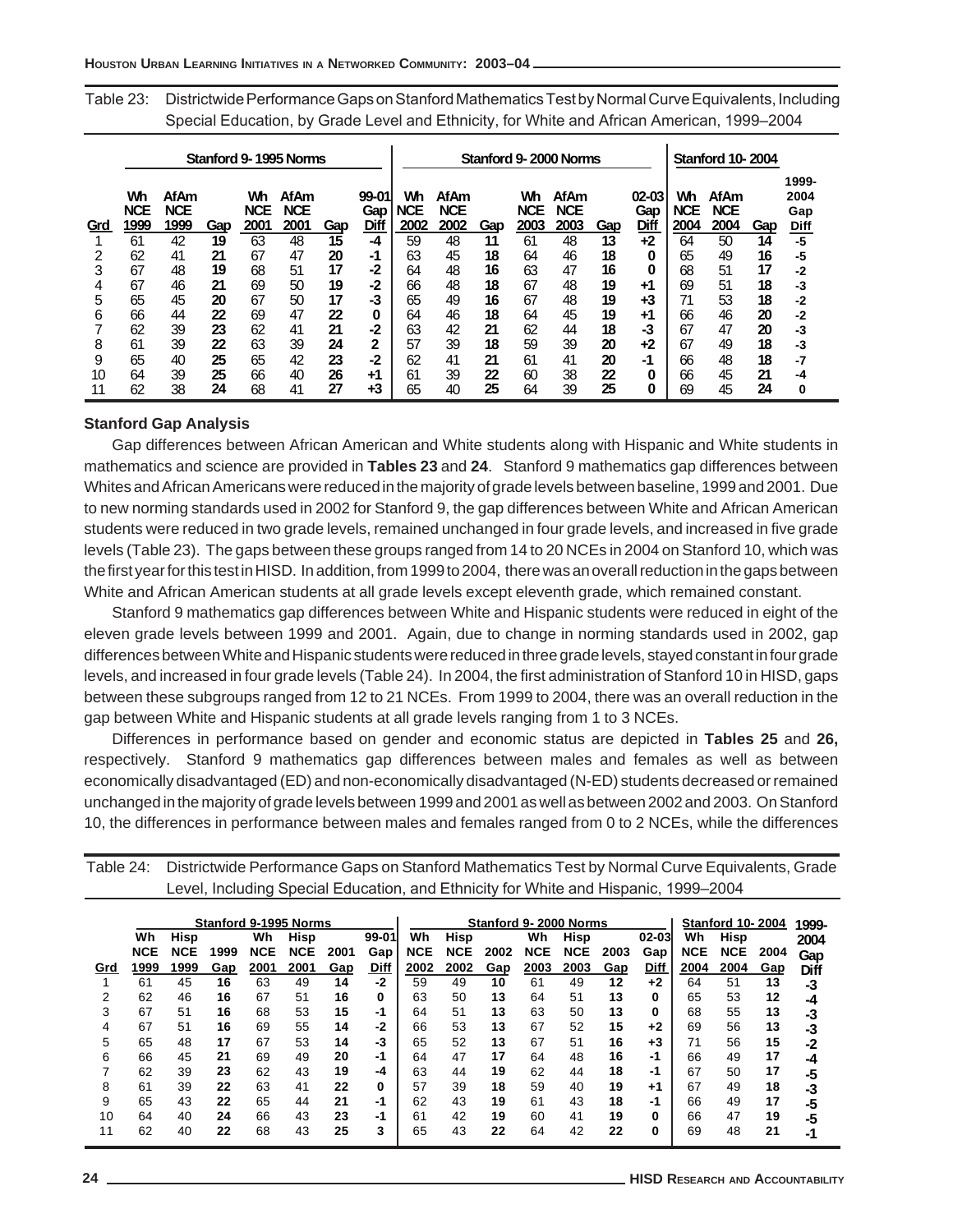Table 23: Districtwide Performance Gaps on Stanford Mathematics Test by Normal Curve Equivalents, Including Special Education, by Grade Level and Ethnicity, for White and African American, 1999–2004

| | Stanford 9- 1995 Norms | | | | | | | Stanford 9- 2000 Norms | | | | | | | Stanford 10- 2004 | | | |
|---|---|---|---|---|---|---|---|---|---|---|---|---|---|---|---|---|---|---|
| Grd | Wh NCE 1999 | AfAm NCE 1999 | Gap | Wh NCE 2001 | AfAm NCE 2001 | Gap | 99-01 Gap Diff | Wh NCE 2002 | AfAm NCE 2002 | Gap | Wh NCE 2003 | AfAm NCE 2003 | Gap | 02-03 Gap Diff | Wh NCE 2004 | AfAm NCE 2004 | Gap | 1999-2004 Gap Diff |
| 1 | 61 | 42 | **19** | 63 | 48 | **15** | **-4** | 59 | 48 | **11** | 61 | 48 | **13** | **+2** | 64 | 50 | **14** | **-5** |
| 2 | 62 | 41 | **21** | 67 | 47 | **20** | **-1** | 63 | 45 | **18** | 64 | 46 | **18** | **0** | 65 | 49 | **16** | **-5** |
| 3 | 67 | 48 | **19** | 68 | 51 | **17** | **-2** | 64 | 48 | **16** | 63 | 47 | **16** | **0** | 68 | 51 | **17** | **-2** |
| 4 | 67 | 46 | **21** | 69 | 50 | **19** | **-2** | 66 | 48 | **18** | 67 | 48 | **19** | **+1** | 69 | 51 | **18** | **-3** |
| 5 | 65 | 45 | **20** | 67 | 50 | **17** | **-3** | 65 | 49 | **16** | 67 | 48 | **19** | **+3** | 71 | 53 | **18** | **-2** |
| 6 | 66 | 44 | **22** | 69 | 47 | **22** | **0** | 64 | 46 | **18** | 64 | 45 | **19** | **+1** | 66 | 46 | **20** | **-2** |
| 7 | 62 | 39 | **23** | 62 | 41 | **21** | **-2** | 63 | 42 | **21** | 62 | 44 | **18** | **-3** | 67 | 47 | **20** | **-3** |
| 8 | 61 | 39 | **22** | 63 | 39 | **24** | **2** | 57 | 39 | **18** | 59 | 39 | **20** | **+2** | 67 | 49 | **18** | **-3** |
| 9 | 65 | 40 | **25** | 65 | 42 | **23** | **-2** | 62 | 41 | **21** | 61 | 41 | **20** | **-1** | 66 | 48 | **18** | **-7** |
| 10 | 64 | 39 | **25** | 66 | 40 | **26** | **+1** | 61 | 39 | **22** | 60 | 38 | **22** | **0** | 66 | 45 | **21** | **-4** |
| 11 | 62 | 38 | **24** | 68 | 41 | **27** | **+3** | 65 | 40 | **25** | 64 | 39 | **25** | **0** | 69 | 45 | **24** | **0** |

**Stanford Gap Analysis**

Gap differences between African American and White students along with Hispanic and White students in mathematics and science are provided in **Tables 23** and **24**. Stanford 9 mathematics gap differences between Whites and African Americans were reduced in the majority of grade levels between baseline, 1999 and 2001. Due to new norming standards used in 2002 for Stanford 9, the gap differences between White and African American students were reduced in two grade levels, remained unchanged in four grade levels, and increased in five grade levels (Table 23). The gaps between these groups ranged from 14 to 20 NCEs in 2004 on Stanford 10, which was the first year for this test in HISD. In addition, from 1999 to 2004, there was an overall reduction in the gaps between White and African American students at all grade levels except eleventh grade, which remained constant.

Stanford 9 mathematics gap differences between White and Hispanic students were reduced in eight of the eleven grade levels between 1999 and 2001. Again, due to change in norming standards used in 2002, gap differences between White and Hispanic students were reduced in three grade levels, stayed constant in four grade levels, and increased in four grade levels (Table 24). In 2004, the first administration of Stanford 10 in HISD, gaps between these subgroups ranged from 12 to 21 NCEs. From 1999 to 2004, there was an overall reduction in the gap between White and Hispanic students at all grade levels ranging from 1 to 3 NCEs.

Differences in performance based on gender and economic status are depicted in **Tables 25** and **26,** respectively. Stanford 9 mathematics gap differences between males and females as well as between economically disadvantaged (ED) and non-economically disadvantaged (N-ED) students decreased or remained unchanged in the majority of grade levels between 1999 and 2001 as well as between 2002 and 2003. On Stanford 10, the differences in performance between males and females ranged from 0 to 2 NCEs, while the differences

Table 24: Districtwide Performance Gaps on Stanford Mathematics Test by Normal Curve Equivalents, Grade Level, Including Special Education, and Ethnicity for White and Hispanic, 1999–2004

| | Stanford 9-1995 Norms | | | | | | | Stanford 9- 2000 Norms | | | | | | | Stanford 10- 2004 | | | |
|---|---|---|---|---|---|---|---|---|---|---|---|---|---|---|---|---|---|---|
| Grd | Wh NCE 1999 | Hisp NCE 1999 | 1999 Gap | Wh NCE 2001 | Hisp NCE 2001 | 2001 Gap | 99-01 Gap | Wh NCE 2002 | Hisp NCE 2002 | 2002 Gap | Wh NCE 2003 | Hisp NCE 2003 | 2003 Gap | 02-03 Gap Diff | Wh NCE 2004 | Hisp NCE 2004 | 2004 Gap | 1999-2004 Gap Diff |
| 1 | 61 | 45 | **16** | 63 | 49 | **14** | **-2** | 59 | 49 | **10** | 61 | 49 | **12** | **+2** | 64 | 51 | **13** | **-3** |
| 2 | 62 | 46 | **16** | 67 | 51 | **16** | **0** | 63 | 50 | **13** | 64 | 51 | **13** | **0** | 65 | 53 | **12** | **-4** |
| 3 | 67 | 51 | **16** | 68 | 53 | **15** | **-1** | 64 | 51 | **13** | 63 | 50 | **13** | **0** | 68 | 55 | **13** | **-3** |
| 4 | 67 | 51 | **16** | 69 | 55 | **14** | **-2** | 66 | 53 | **13** | 67 | 52 | **15** | **+2** | 69 | 56 | **13** | **-3** |
| 5 | 65 | 48 | **17** | 67 | 53 | **14** | **-3** | 65 | 52 | **13** | 67 | 51 | **16** | **+3** | 71 | 56 | **15** | **-2** |
| 6 | 66 | 45 | **21** | 69 | 49 | **20** | **-1** | 64 | 47 | **17** | 64 | 48 | **16** | **-1** | 66 | 49 | **17** | **-4** |
| 7 | 62 | 39 | **23** | 62 | 43 | **19** | **-4** | 63 | 44 | **19** | 62 | 44 | **18** | **-1** | 67 | 50 | **17** | **-5** |
| 8 | 61 | 39 | **22** | 63 | 41 | **22** | **0** | 57 | 39 | **18** | 59 | 40 | **19** | **+1** | 67 | 49 | **18** | **-3** |
| 9 | 65 | 43 | **22** | 65 | 44 | **21** | **-1** | 62 | 43 | **19** | 61 | 43 | **18** | **-1** | 66 | 49 | **17** | **-5** |
| 10 | 64 | 40 | **24** | 66 | 43 | **23** | **-1** | 61 | 42 | **19** | 60 | 41 | **19** | **0** | 66 | 47 | **19** | **-5** |
| 11 | 62 | 40 | **22** | 68 | 43 | **25** | **3** | 65 | 43 | **22** | 64 | 42 | **22** | **0** | 69 | 48 | **21** | **-1** |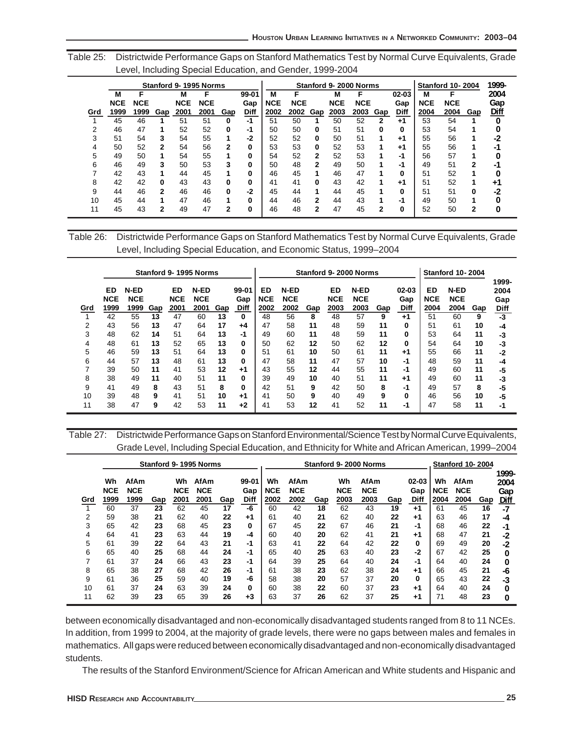Table 25: Districtwide Performance Gaps on Stanford Mathematics Test by Normal Curve Equivalents, Grade Level, Including Special Education, and Gender, 1999-2004

| | Stanford 9- 1995 Norms | | | | | | | Stanford 9- 2000 Norms | | | | | | | Stanford 10- 2004 | | | 1999-2004 |
|---|---|---|---|---|---|---|---|---|---|---|---|---|---|---|---|---|---|---|
| Grd | M NCE 1999 | F NCE 1999 | Gap | M NCE 2001 | F NCE 2001 | Gap | 99-01 Gap Diff | M NCE 2002 | F NCE 2002 | Gap | M NCE 2003 | F NCE 2003 | Gap | 02-03 Gap Diff | M NCE 2004 | F NCE 2004 | Gap | Gap Diff |
| 1 | 45 | 46 | 1 | 51 | 51 | 0 | -1 | 51 | 50 | 1 | 50 | 52 | 2 | +1 | 53 | 54 | 1 | 0 |
| 2 | 46 | 47 | 1 | 52 | 52 | 0 | -1 | 50 | 50 | 0 | 51 | 51 | 0 | 0 | 53 | 54 | 1 | 0 |
| 3 | 51 | 54 | 3 | 54 | 55 | 1 | -2 | 52 | 52 | 0 | 50 | 51 | 1 | +1 | 55 | 56 | 1 | -2 |
| 4 | 50 | 52 | 2 | 54 | 56 | 2 | 0 | 53 | 53 | 0 | 52 | 53 | 1 | +1 | 55 | 56 | 1 | -1 |
| 5 | 49 | 50 | 1 | 54 | 55 | 1 | 0 | 54 | 52 | 2 | 52 | 53 | 1 | -1 | 56 | 57 | 1 | 0 |
| 6 | 46 | 49 | 3 | 50 | 53 | 3 | 0 | 50 | 48 | 2 | 49 | 50 | 1 | -1 | 49 | 51 | 2 | -1 |
| 7 | 42 | 43 | 1 | 44 | 45 | 1 | 0 | 46 | 45 | 1 | 46 | 47 | 1 | 0 | 51 | 52 | 1 | 0 |
| 8 | 42 | 42 | 0 | 43 | 43 | 0 | 0 | 41 | 41 | 0 | 43 | 42 | 1 | +1 | 51 | 52 | 1 | +1 |
| 9 | 44 | 46 | 2 | 46 | 46 | 0 | -2 | 45 | 44 | 1 | 44 | 45 | 1 | 0 | 51 | 51 | 0 | -2 |
| 10 | 45 | 44 | 1 | 47 | 46 | 1 | 0 | 44 | 46 | 2 | 44 | 43 | 1 | -1 | 49 | 50 | 1 | 0 |
| 11 | 45 | 43 | 2 | 49 | 47 | 2 | 0 | 46 | 48 | 2 | 47 | 45 | 2 | 0 | 52 | 50 | 2 | 0 |

Table 26: Districtwide Performance Gaps on Stanford Mathematics Test by Normal Curve Equivalents, Grade Level, Including Special Education, and Economic Status, 1999–2004

| | Stanford 9- 1995 Norms | | | | | | | Stanford 9- 2000 Norms | | | | | | | Stanford 10- 2004 | | | |
|---|---|---|---|---|---|---|---|---|---|---|---|---|---|---|---|---|---|---|
| Grd | ED NCE 1999 | N-ED NCE 1999 | Gap | ED NCE 2001 | N-ED NCE 2001 | Gap | 99-01 Gap Diff | ED NCE 2002 | N-ED NCE 2002 | Gap | ED NCE 2003 | N-ED NCE 2003 | Gap | 02-03 Gap Diff | ED NCE 2004 | N-ED NCE 2004 | Gap | 1999-2004 Gap Diff |
| 1 | 42 | 55 | 13 | 47 | 60 | 13 | 0 | 48 | 56 | 8 | 48 | 57 | 9 | +1 | 51 | 60 | 9 | -3 |
| 2 | 43 | 56 | 13 | 47 | 64 | 17 | +4 | 47 | 58 | 11 | 48 | 59 | 11 | 0 | 51 | 61 | 10 | -4 |
| 3 | 48 | 62 | 14 | 51 | 64 | 13 | -1 | 49 | 60 | 11 | 48 | 59 | 11 | 0 | 53 | 64 | 11 | -3 |
| 4 | 48 | 61 | 13 | 52 | 65 | 13 | 0 | 50 | 62 | 12 | 50 | 62 | 12 | 0 | 54 | 64 | 10 | -3 |
| 5 | 46 | 59 | 13 | 51 | 64 | 13 | 0 | 51 | 61 | 10 | 50 | 61 | 11 | +1 | 55 | 66 | 11 | -2 |
| 6 | 44 | 57 | 13 | 48 | 61 | 13 | 0 | 47 | 58 | 11 | 47 | 57 | 10 | -1 | 48 | 59 | 11 | -4 |
| 7 | 39 | 50 | 11 | 41 | 53 | 12 | +1 | 43 | 55 | 12 | 44 | 55 | 11 | -1 | 49 | 60 | 11 | -5 |
| 8 | 38 | 49 | 11 | 40 | 51 | 11 | 0 | 39 | 49 | 10 | 40 | 51 | 11 | +1 | 49 | 60 | 11 | -3 |
| 9 | 41 | 49 | 8 | 43 | 51 | 8 | 0 | 42 | 51 | 9 | 42 | 50 | 8 | -1 | 49 | 57 | 8 | -5 |
| 10 | 39 | 48 | 9 | 41 | 51 | 10 | +1 | 41 | 50 | 9 | 40 | 49 | 9 | 0 | 46 | 56 | 10 | -5 |
| 11 | 38 | 47 | 9 | 42 | 53 | 11 | +2 | 41 | 53 | 12 | 41 | 52 | 11 | -1 | 47 | 58 | 11 | -1 |

Table 27: Districtwide Performance Gaps on Stanford Environmental/Science Test by Normal Curve Equivalents, Grade Level, Including Special Education, and Ethnicity for White and African American, 1999–2004

| | Stanford 9- 1995 Norms | | | | | | | Stanford 9- 2000 Norms | | | | | | | Stanford 10- 2004 | | | |
|---|---|---|---|---|---|---|---|---|---|---|---|---|---|---|---|---|---|---|
| Grd | Wh NCE 1999 | AfAm NCE 1999 | Gap | Wh NCE 2001 | AfAm NCE 2001 | Gap | 99-01 Gap Diff | Wh NCE 2002 | AfAm NCE 2002 | Gap | Wh NCE 2003 | AfAm NCE 2003 | Gap | 02-03 Gap Diff | Wh NCE 2004 | AfAm NCE 2004 | Gap | 1999-2004 Gap Diff |
| 1 | 60 | 37 | 23 | 62 | 45 | 17 | -6 | 60 | 42 | 18 | 62 | 43 | 19 | +1 | 61 | 45 | 16 | -7 |
| 2 | 59 | 38 | 21 | 62 | 40 | 22 | +1 | 61 | 40 | 21 | 62 | 40 | 22 | +1 | 63 | 46 | 17 | -4 |
| 3 | 65 | 42 | 23 | 68 | 45 | 23 | 0 | 67 | 45 | 22 | 67 | 46 | 21 | -1 | 68 | 46 | 22 | -1 |
| 4 | 64 | 41 | 23 | 63 | 44 | 19 | -4 | 60 | 40 | 20 | 62 | 41 | 21 | +1 | 68 | 47 | 21 | -2 |
| 5 | 61 | 39 | 22 | 64 | 43 | 21 | -1 | 63 | 41 | 22 | 64 | 42 | 22 | 0 | 69 | 49 | 20 | -2 |
| 6 | 65 | 40 | 25 | 68 | 44 | 24 | -1 | 65 | 40 | 25 | 63 | 40 | 23 | -2 | 67 | 42 | 25 | 0 |
| 7 | 61 | 37 | 24 | 66 | 43 | 23 | -1 | 64 | 39 | 25 | 64 | 40 | 24 | -1 | 64 | 40 | 24 | 0 |
| 8 | 65 | 38 | 27 | 68 | 42 | 26 | -1 | 61 | 38 | 23 | 62 | 38 | 24 | +1 | 66 | 45 | 21 | -6 |
| 9 | 61 | 36 | 25 | 59 | 40 | 19 | -6 | 58 | 38 | 20 | 57 | 37 | 20 | 0 | 65 | 43 | 22 | -3 |
| 10 | 61 | 37 | 24 | 63 | 39 | 24 | 0 | 60 | 38 | 22 | 60 | 37 | 23 | +1 | 64 | 40 | 24 | 0 |
| 11 | 62 | 39 | 23 | 65 | 39 | 26 | +3 | 63 | 37 | 26 | 62 | 37 | 25 | +1 | 71 | 48 | 23 | 0 |

between economically disadvantaged and non-economically disadvantaged students ranged from 8 to 11 NCEs. In addition, from 1999 to 2004, at the majority of grade levels, there were no gaps between males and females in mathematics. All gaps were reduced between economically disadvantaged and non-economically disadvantaged students.

The results of the Stanford Environment/Science for African American and White students and Hispanic and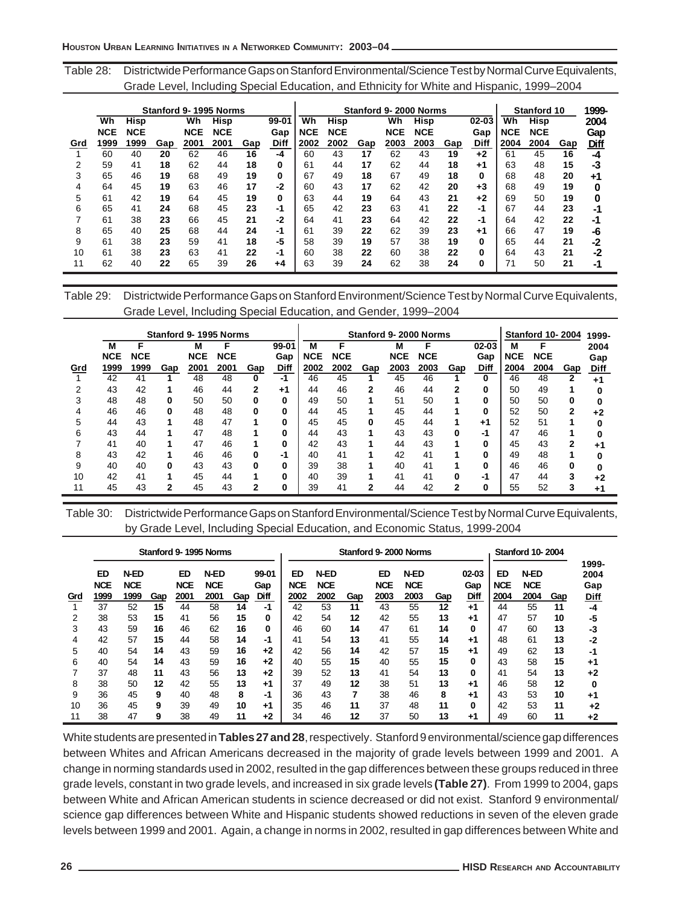Table 28: Districtwide Performance Gaps on Stanford Environmental/Science Test by Normal Curve Equivalents, Grade Level, Including Special Education, and Ethnicity for White and Hispanic, 1999–2004

| | Stanford 9- 1995 Norms | | | | | | | Stanford 9- 2000 Norms | | | | | | | Stanford 10 | | | 1999- |
|---|---|---|---|---|---|---|---|---|---|---|---|---|---|---|---|---|---|---|
| Grd | Wh NCE 1999 | Hisp NCE 1999 | Gap | Wh NCE 2001 | Hisp NCE 2001 | Gap | 99-01 Gap Diff | Wh NCE 2002 | Hisp NCE 2002 | Gap | Wh NCE 2003 | Hisp NCE 2003 | Gap | 02-03 Gap Diff | Wh NCE 2004 | Hisp NCE 2004 | Gap | 2004 Gap Diff |
| 1 | 60 | 40 | **20** | 62 | 46 | **16** | **-4** | 60 | 43 | **17** | 62 | 43 | **19** | **+2** | 61 | 45 | **16** | **-4** |
| 2 | 59 | 41 | **18** | 62 | 44 | **18** | **0** | 61 | 44 | **17** | 62 | 44 | **18** | **+1** | 63 | 48 | **15** | **-3** |
| 3 | 65 | 46 | **19** | 68 | 49 | **19** | **0** | 67 | 49 | **18** | 67 | 49 | **18** | **0** | 68 | 48 | **20** | **+1** |
| 4 | 64 | 45 | **19** | 63 | 46 | **17** | **-2** | 60 | 43 | **17** | 62 | 42 | **20** | **+3** | 68 | 49 | **19** | **0** |
| 5 | 61 | 42 | **19** | 64 | 45 | **19** | **0** | 63 | 44 | **19** | 64 | 43 | **21** | **+2** | 69 | 50 | **19** | **0** |
| 6 | 65 | 41 | **24** | 68 | 45 | **23** | **-1** | 65 | 42 | **23** | 63 | 41 | **22** | **-1** | 67 | 44 | **23** | **-1** |
| 7 | 61 | 38 | **23** | 66 | 45 | **21** | **-2** | 64 | 41 | **23** | 64 | 42 | **22** | **-1** | 64 | 42 | **22** | **-1** |
| 8 | 65 | 40 | **25** | 68 | 44 | **24** | **-1** | 61 | 39 | **22** | 62 | 39 | **23** | **+1** | 66 | 47 | **19** | **-6** |
| 9 | 61 | 38 | **23** | 59 | 41 | **18** | **-5** | 58 | 39 | **19** | 57 | 38 | **19** | **0** | 65 | 44 | **21** | **-2** |
| 10 | 61 | 38 | **23** | 63 | 41 | **22** | **-1** | 60 | 38 | **22** | 60 | 38 | **22** | **0** | 64 | 43 | **21** | **-2** |
| 11 | 62 | 40 | **22** | 65 | 39 | **26** | **+4** | 63 | 39 | **24** | 62 | 38 | **24** | **0** | 71 | 50 | **21** | **-1** |

Table 29: Districtwide Performance Gaps on Stanford Environment/Science Test by Normal Curve Equivalents, Grade Level, Including Special Education, and Gender, 1999–2004

| | Stanford 9- 1995 Norms | | | | | | | Stanford 9- 2000 Norms | | | | | | | Stanford 10- 2004 | | | 1999- |
|---|---|---|---|---|---|---|---|---|---|---|---|---|---|---|---|---|---|---|
| Grd | M NCE 1999 | F NCE 1999 | Gap | M NCE 2001 | F NCE 2001 | Gap | 99-01 Gap Diff | M NCE 2002 | F NCE 2002 | Gap | M NCE 2003 | F NCE 2003 | Gap | 02-03 Gap Diff | M NCE 2004 | F NCE 2004 | Gap | 2004 Gap Diff |
| 1 | 42 | 41 | **1** | 48 | 48 | **0** | **-1** | 46 | 45 | **1** | 45 | 46 | **1** | **0** | 46 | 48 | **2** | **+1** |
| 2 | 43 | 42 | **1** | 46 | 44 | **2** | **+1** | 44 | 46 | **2** | 46 | 44 | **2** | **0** | 50 | 49 | **1** | **0** |
| 3 | 48 | 48 | **0** | 50 | 50 | **0** | **0** | 49 | 50 | **1** | 51 | 50 | **1** | **0** | 50 | 50 | **0** | **0** |
| 4 | 46 | 46 | **0** | 48 | 48 | **0** | **0** | 44 | 45 | **1** | 45 | 44 | **1** | **0** | 52 | 50 | **2** | **+2** |
| 5 | 44 | 43 | **1** | 48 | 47 | **1** | **0** | 45 | 45 | **0** | 45 | 44 | **1** | **+1** | 52 | 51 | **1** | **0** |
| 6 | 43 | 44 | **1** | 47 | 48 | **1** | **0** | 44 | 43 | **1** | 43 | 43 | **0** | **-1** | 47 | 46 | **1** | **0** |
| 7 | 41 | 40 | **1** | 47 | 46 | **1** | **0** | 42 | 43 | **1** | 44 | 43 | **1** | **0** | 45 | 43 | **2** | **+1** |
| 8 | 43 | 42 | **1** | 46 | 46 | **0** | **-1** | 40 | 41 | **1** | 42 | 41 | **1** | **0** | 49 | 48 | **1** | **0** |
| 9 | 40 | 40 | **0** | 43 | 43 | **0** | **0** | 39 | 38 | **1** | 40 | 41 | **1** | **0** | 46 | 46 | **0** | **0** |
| 10 | 42 | 41 | **1** | 45 | 44 | **1** | **0** | 40 | 39 | **1** | 41 | 41 | **0** | **-1** | 47 | 44 | **3** | **+2** |
| 11 | 45 | 43 | **2** | 45 | 43 | **2** | **0** | 39 | 41 | **2** | 44 | 42 | **2** | **0** | 55 | 52 | **3** | **+1** |

Table 30: Districtwide Performance Gaps on Stanford Environmental/Science Test by Normal Curve Equivalents, by Grade Level, Including Special Education, and Economic Status, 1999-2004

| | Stanford 9- 1995 Norms | | | | | | | Stanford 9- 2000 Norms | | | | | | | Stanford 10- 2004 | | | |
|---|---|---|---|---|---|---|---|---|---|---|---|---|---|---|---|---|---|---|
| Grd | ED NCE 1999 | N-ED NCE 1999 | Gap | ED NCE 2001 | N-ED NCE 2001 | Gap | 99-01 Gap Diff | ED NCE 2002 | N-ED NCE 2002 | Gap | ED NCE 2003 | N-ED NCE 2003 | Gap | 02-03 Gap Diff | ED NCE 2004 | N-ED NCE 2004 | Gap | 1999-2004 Gap Diff |
| 1 | 37 | 52 | **15** | 44 | 58 | **14** | **-1** | 42 | 53 | **11** | 43 | 55 | **12** | **+1** | 44 | 55 | **11** | **-4** |
| 2 | 38 | 53 | **15** | 41 | 56 | **15** | **0** | 42 | 54 | **12** | 42 | 55 | **13** | **+1** | 47 | 57 | **10** | **-5** |
| 3 | 43 | 59 | **16** | 46 | 62 | **16** | **0** | 46 | 60 | **14** | 47 | 61 | **14** | **0** | 47 | 60 | **13** | **-3** |
| 4 | 42 | 57 | **15** | 44 | 58 | **14** | **-1** | 41 | 54 | **13** | 41 | 55 | **14** | **+1** | 48 | 61 | **13** | **-2** |
| 5 | 40 | 54 | **14** | 43 | 59 | **16** | **+2** | 42 | 56 | **14** | 42 | 57 | **15** | **+1** | 49 | 62 | **13** | **-1** |
| 6 | 40 | 54 | **14** | 43 | 59 | **16** | **+2** | 40 | 55 | **15** | 40 | 55 | **15** | **0** | 43 | 58 | **15** | **+1** |
| 7 | 37 | 48 | **11** | 43 | 56 | **13** | **+2** | 39 | 52 | **13** | 41 | 54 | **13** | **0** | 41 | 54 | **13** | **+2** |
| 8 | 38 | 50 | **12** | 42 | 55 | **13** | **+1** | 37 | 49 | **12** | 38 | 51 | **13** | **+1** | 46 | 58 | **12** | **0** |
| 9 | 36 | 45 | **9** | 40 | 48 | **8** | **-1** | 36 | 43 | **7** | 38 | 46 | **8** | **+1** | 43 | 53 | **10** | **+1** |
| 10 | 36 | 45 | **9** | 39 | 49 | **10** | **+1** | 35 | 46 | **11** | 37 | 48 | **11** | **0** | 42 | 53 | **11** | **+2** |
| 11 | 38 | 47 | **9** | 38 | 49 | **11** | **+2** | 34 | 46 | **12** | 37 | 50 | **13** | **+1** | 49 | 60 | **11** | **+2** |

White students are presented in **Tables 27 and 28**, respectively. Stanford 9 environmental/science gap differences between Whites and African Americans decreased in the majority of grade levels between 1999 and 2001. A change in norming standards used in 2002, resulted in the gap differences between these groups reduced in three grade levels, constant in two grade levels, and increased in six grade levels **(Table 27)**. From 1999 to 2004, gaps between White and African American students in science decreased or did not exist. Stanford 9 environmental/science gap differences between White and Hispanic students showed reductions in seven of the eleven grade levels between 1999 and 2001. Again, a change in norms in 2002, resulted in gap differences between White and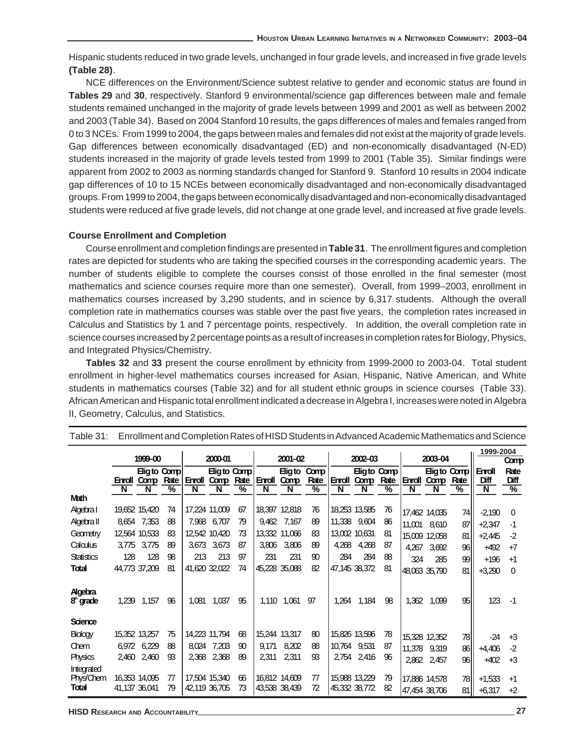Hispanic students reduced in two grade levels, unchanged in four grade levels, and increased in five grade levels **(Table 28)**.

NCE differences on the Environment/Science subtest relative to gender and economic status are found in **Tables 29** and **30**, respectively. Stanford 9 environmental/science gap differences between male and female students remained unchanged in the majority of grade levels between 1999 and 2001 as well as between 2002 and 2003 (Table 34). Based on 2004 Stanford 10 results, the gaps differences of males and females ranged from 0 to 3 NCEs. From 1999 to 2004, the gaps between males and females did not exist at the majority of grade levels. Gap differences between economically disadvantaged (ED) and non-economically disadvantaged (N-ED) students increased in the majority of grade levels tested from 1999 to 2001 (Table 35). Similar findings were apparent from 2002 to 2003 as norming standards changed for Stanford 9. Stanford 10 results in 2004 indicate gap differences of 10 to 15 NCEs between economically disadvantaged and non-economically disadvantaged groups. From 1999 to 2004, the gaps between economically disadvantaged and non-economically disadvantaged students were reduced at five grade levels, did not change at one grade level, and increased at five grade levels.

### Course Enrollment and Completion

Course enrollment and completion findings are presented in **Table 31**. The enrollment figures and completion rates are depicted for students who are taking the specified courses in the corresponding academic years. The number of students eligible to complete the courses consist of those enrolled in the final semester (most mathematics and science courses require more than one semester). Overall, from 1999–2003, enrollment in mathematics courses increased by 3,290 students, and in science by 6,317 students. Although the overall completion rate in mathematics courses was stable over the past five years, the completion rates increased in Calculus and Statistics by 1 and 7 percentage points, respectively. In addition, the overall completion rate in science courses increased by 2 percentage points as a result of increases in completion rates for Biology, Physics, and Integrated Physics/Chemistry.

**Tables 32** and **33** present the course enrollment by ethnicity from 1999-2000 to 2003-04. Total student enrollment in higher-level mathematics courses increased for Asian, Hispanic, Native American, and White students in mathematics courses (Table 32) and for all student ethnic groups in science courses (Table 33). African American and Hispanic total enrollment indicated a decrease in Algebra I, increases were noted in Algebra II, Geometry, Calculus, and Statistics.

Table 31: Enrollment and Completion Rates of HISD Students in Advanced Academic Mathematics and Science

| | 1999–00 | | | 2000-01 | | | 2001–02 | | | 2002–03 | | | 2003-04 | | | 1999-2004 | |
|---|---|---|---|---|---|---|---|---|---|---|---|---|---|---|---|---|---|
| | Enroll | Elig to Comp | Comp Rate | Enroll | Elig to Comp | Comp Rate | Enroll | Elig to Comp | Comp Rate | Enroll | Elig to Comp | Comp Rate | Enroll | Elig to Comp | Comp Rate | Enroll Diff | Comp Rate Diff |
| | N | N | % | N | N | % | N | N | % | N | N | % | N | N | % | N | % |
| **Math** | | | | | | | | | | | | | | | | | |
| Algebra I | 19,652 | 15,420 | 74 | 17,224 | 11,009 | 67 | 18,397 | 12,818 | 76 | 18,253 | 13,585 | 76 | 17,462 | 14,035 | 74 | -2,190 | 0 |
| Algebra II | 8,654 | 7,353 | 88 | 7,968 | 6,707 | 79 | 9,462 | 7,167 | 89 | 11,338 | 9,604 | 86 | 11,001 | 8,610 | 87 | +2,347 | -1 |
| Geometry | 12,564 | 10,533 | 83 | 12,542 | 10,420 | 73 | 13,332 | 11,066 | 83 | 13,002 | 10,631 | 81 | 15,009 | 12,058 | 81 | +2,445 | -2 |
| Calculus | 3,775 | 3,775 | 89 | 3,673 | 3,673 | 87 | 3,806 | 3,806 | 89 | 4,268 | 4,268 | 87 | 4,267 | 3,692 | 96 | +492 | +7 |
| Statistics | 128 | 128 | 98 | 213 | 213 | 97 | 231 | 231 | 90 | 284 | 284 | 88 | 324 | 285 | 99 | +196 | +1 |
| **Total** | 44,773 | 37,209 | 81 | 41,620 | 32,022 | 74 | 45,228 | 35,088 | 82 | 47,145 | 38,372 | 81 | 48,063 | 35,790 | 81 | +3,290 | 0 |
| **Algebra 8th grade** | 1,239 | 1,157 | 96 | 1,081 | 1,037 | 95 | 1,110 | 1,061 | 97 | 1,264 | 1,184 | 98 | 1,362 | 1,099 | 95 | 123 | -1 |
| **Science** | | | | | | | | | | | | | | | | | |
| Biology | 15,352 | 13,257 | 75 | 14,223 | 11,794 | 68 | 15,244 | 13,317 | 80 | 15,826 | 13,596 | 78 | 15,328 | 12,352 | 78 | -24 | +3 |
| Chem | 6,972 | 6,229 | 88 | 8,024 | 7,203 | 90 | 9,171 | 8,202 | 88 | 10,764 | 9,531 | 87 | 11,378 | 9,319 | 86 | +4,406 | -2 |
| Physics | 2,460 | 2,460 | 93 | 2,368 | 2,368 | 89 | 2,311 | 2,311 | 93 | 2,754 | 2,416 | 96 | 2,862 | 2,457 | 96 | +402 | +3 |
| Integrated Phys/Chem | 16,353 | 14,095 | 77 | 17,504 | 15,340 | 66 | 16,812 | 14,609 | 77 | 15,988 | 13,229 | 79 | 17,886 | 14,578 | 78 | +1,533 | +1 |
| **Total** | 41,137 | 36,041 | 79 | 42,119 | 36,705 | 73 | 43,538 | 38,439 | 72 | 45,332 | 38,772 | 82 | 47,454 | 38,706 | 81 | +6,317 | +2 |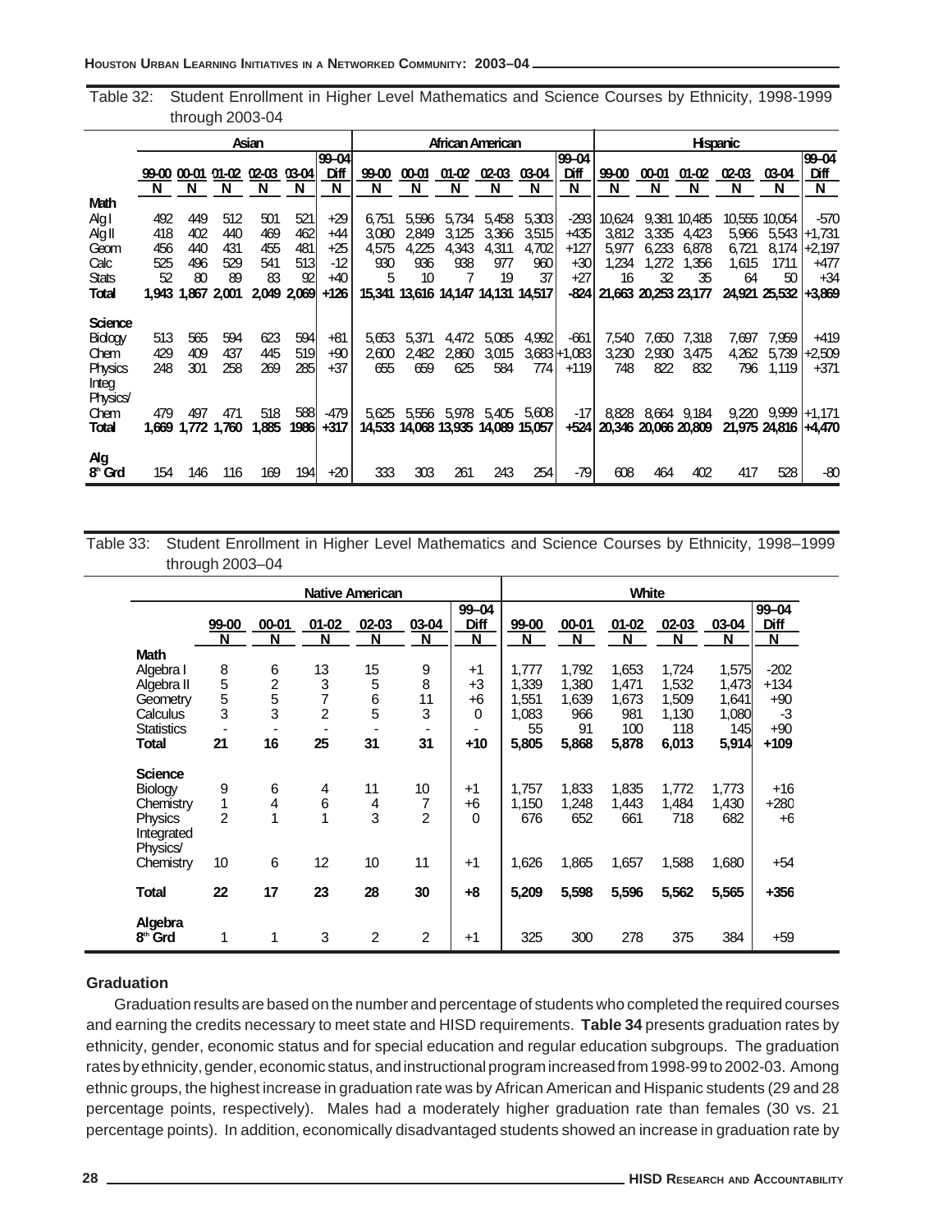Table 32: Student Enrollment in Higher Level Mathematics and Science Courses by Ethnicity, 1998-1999 through 2003-04

| | Asian | | | | | | African American | | | | | | Hispanic | | | | | |
|---|---|---|---|---|---|---|---|---|---|---|---|---|---|---|---|---|---|---|
| | 99-00 | 00-01 | 01-02 | 02-03 | 03-04 | 99–04 Diff | 99-00 | 00-01 | 01-02 | 02-03 | 03-04 | 99–04 Diff | 99-00 | 00-01 | 01-02 | 02-03 | 03-04 | 99–04 Diff |
| | N | N | N | N | N | N | N | N | N | N | N | N | N | N | N | N | N | N |
| **Math** | | | | | | | | | | | | | | | | | | |
| Alg I | 492 | 449 | 512 | 501 | 521 | +29 | 6,751 | 5,596 | 5,734 | 5,458 | 5,303 | -293 | 10,624 | 9,381 | 10,485 | 10,555 | 10,054 | -570 |
| Alg II | 418 | 402 | 440 | 469 | 462 | +44 | 3,080 | 2,849 | 3,125 | 3,366 | 3,515 | +435 | 3,812 | 3,335 | 4,423 | 5,966 | 5,543 | +1,731 |
| Geom | 456 | 440 | 431 | 455 | 481 | +25 | 4,575 | 4,225 | 4,343 | 4,311 | 4,702 | +127 | 5,977 | 6,233 | 6,878 | 6,721 | 8,174 | +2,197 |
| Calc | 525 | 496 | 529 | 541 | 513 | -12 | 930 | 936 | 938 | 977 | 960 | +30 | 1,234 | 1,272 | 1,356 | 1,615 | 1711 | +477 |
| Stats | 52 | 80 | 89 | 83 | 92 | +40 | 5 | 10 | 7 | 19 | 37 | +27 | 16 | 32 | 35 | 64 | 50 | +34 |
| **Total** | **1,943** | **1,867** | **2,001** | **2,049** | **2,069** | **+126** | **15,341** | **13,616** | **14,147** | **14,131** | **14,517** | **-824** | **21,663** | **20,253** | **23,177** | **24,921** | **25,532** | **+3,869** |
| **Science** | | | | | | | | | | | | | | | | | | |
| Biology | 513 | 565 | 594 | 623 | 594 | +81 | 5,653 | 5,371 | 4,472 | 5,085 | 4,992 | -661 | 7,540 | 7,650 | 7,318 | 7,697 | 7,959 | +419 |
| Chem | 429 | 409 | 437 | 445 | 519 | +90 | 2,600 | 2,482 | 2,860 | 3,015 | 3,683 | +1,083 | 3,230 | 2,930 | 3,475 | 4,262 | 5,739 | +2,509 |
| Physics | 248 | 301 | 258 | 269 | 285 | +37 | 655 | 659 | 625 | 584 | 774 | +119 | 748 | 822 | 832 | 796 | 1,119 | +371 |
| Integ Physics/ Chem | 479 | 497 | 471 | 518 | 588 | -479 | 5,625 | 5,556 | 5,978 | 5,405 | 5,608 | -17 | 8,828 | 8,664 | 9,184 | 9,220 | 9,999 | +1,171 |
| **Total** | **1,669** | **1,772** | **1,760** | **1,885** | **1986** | **+317** | **14,533** | **14,068** | **13,935** | **14,089** | **15,057** | **+524** | **20,346** | **20,066** | **20,809** | **21,975** | **24,816** | **+4,470** |
| **Alg 8th Grd** | 154 | 146 | 116 | 169 | 194 | +20 | 333 | 303 | 261 | 243 | 254 | -79 | 608 | 464 | 402 | 417 | 528 | -80 |

Table 33: Student Enrollment in Higher Level Mathematics and Science Courses by Ethnicity, 1998–1999 through 2003–04

| | Native American | | | | | | White | | | | | |
|---|---|---|---|---|---|---|---|---|---|---|---|---|
| | 99-00 | 00-01 | 01-02 | 02-03 | 03-04 | 99–04 Diff | 99-00 | 00-01 | 01-02 | 02-03 | 03-04 | 99–04 Diff |
| | N | N | N | N | N | N | N | N | N | N | N | N |
| **Math** | | | | | | | | | | | | |
| Algebra I | 8 | 6 | 13 | 15 | 9 | +1 | 1,777 | 1,792 | 1,653 | 1,724 | 1,575 | -202 |
| Algebra II | 5 | 2 | 3 | 5 | 8 | +3 | 1,339 | 1,380 | 1,471 | 1,532 | 1,473 | +134 |
| Geometry | 5 | 5 | 7 | 6 | 11 | +6 | 1,551 | 1,639 | 1,673 | 1,509 | 1,641 | +90 |
| Calculus | 3 | 3 | 2 | 5 | 3 | 0 | 1,083 | 966 | 981 | 1,130 | 1,080 | -3 |
| Statistics | - | - | - | - | - | - | 55 | 91 | 100 | 118 | 145 | +90 |
| **Total** | **21** | **16** | **25** | **31** | **31** | **+10** | **5,805** | **5,868** | **5,878** | **6,013** | **5,914** | **+109** |
| **Science** | | | | | | | | | | | | |
| Biology | 9 | 6 | 4 | 11 | 10 | +1 | 1,757 | 1,833 | 1,835 | 1,772 | 1,773 | +16 |
| Chemistry | 1 | 4 | 6 | 4 | 7 | +6 | 1,150 | 1,248 | 1,443 | 1,484 | 1,430 | +280 |
| Physics | 2 | 1 | 1 | 3 | 2 | 0 | 676 | 652 | 661 | 718 | 682 | +6 |
| Integrated Physics/ Chemistry | 10 | 6 | 12 | 10 | 11 | +1 | 1,626 | 1,865 | 1,657 | 1,588 | 1,680 | +54 |
| **Total** | **22** | **17** | **23** | **28** | **30** | **+8** | **5,209** | **5,598** | **5,596** | **5,562** | **5,565** | **+356** |
| **Algebra 8th Grd** | 1 | 1 | 3 | 2 | 2 | +1 | 325 | 300 | 278 | 375 | 384 | +59 |

## Graduation

Graduation results are based on the number and percentage of students who completed the required courses and earning the credits necessary to meet state and HISD requirements. **Table 34** presents graduation rates by ethnicity, gender, economic status and for special education and regular education subgroups. The graduation rates by ethnicity, gender, economic status, and instructional program increased from 1998-99 to 2002-03. Among ethnic groups, the highest increase in graduation rate was by African American and Hispanic students (29 and 28 percentage points, respectively). Males had a moderately higher graduation rate than females (30 vs. 21 percentage points). In addition, economically disadvantaged students showed an increase in graduation rate by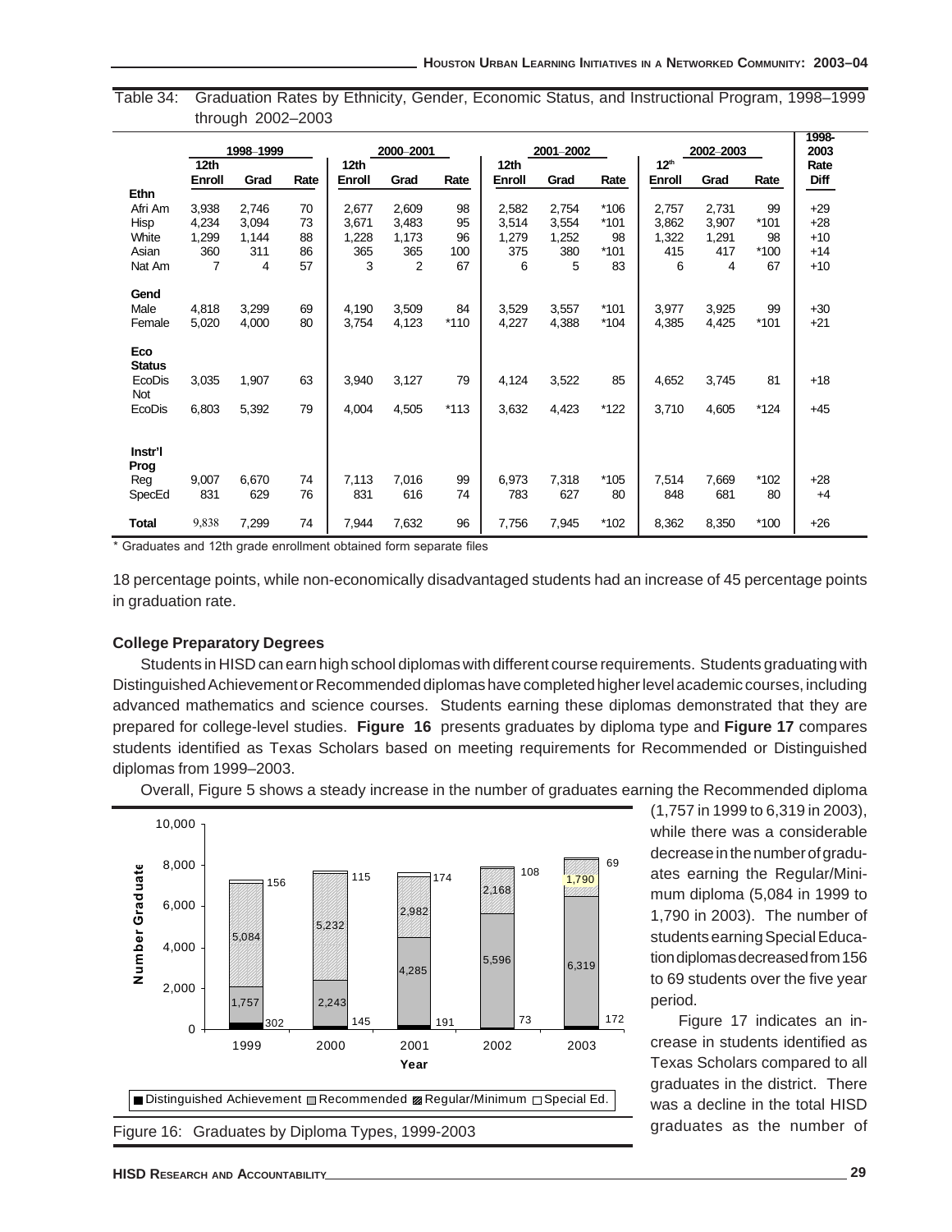Table 34: Graduation Rates by Ethnicity, Gender, Economic Status, and Instructional Program, 1998–1999 through 2002–2003

| | 1998–1999 | | | 2000–2001 | | | 2001–2002 | | | 2002–2003 | | | 1998-2003 |
|---|---|---|---|---|---|---|---|---|---|---|---|---|---|
| | 12th Enroll | Grad | Rate | 12th Enroll | Grad | Rate | 12th Enroll | Grad | Rate | 12th Enroll | Grad | Rate | Rate Diff |
| **Ethn** | | | | | | | | | | | | | |
| Afri Am | 3,938 | 2,746 | 70 | 2,677 | 2,609 | 98 | 2,582 | 2,754 | *106 | 2,757 | 2,731 | 99 | +29 |
| Hisp | 4,234 | 3,094 | 73 | 3,671 | 3,483 | 95 | 3,514 | 3,554 | *101 | 3,862 | 3,907 | *101 | +28 |
| White | 1,299 | 1,144 | 88 | 1,228 | 1,173 | 96 | 1,279 | 1,252 | 98 | 1,322 | 1,291 | 98 | +10 |
| Asian | 360 | 311 | 86 | 365 | 365 | 100 | 375 | 380 | *101 | 415 | 417 | *100 | +14 |
| Nat Am | 7 | 4 | 57 | 3 | 2 | 67 | 6 | 5 | 83 | 6 | 4 | 67 | +10 |
| **Gend** | | | | | | | | | | | | | |
| Male | 4,818 | 3,299 | 69 | 4,190 | 3,509 | 84 | 3,529 | 3,557 | *101 | 3,977 | 3,925 | 99 | +30 |
| Female | 5,020 | 4,000 | 80 | 3,754 | 4,123 | *110 | 4,227 | 4,388 | *104 | 4,385 | 4,425 | *101 | +21 |
| **Eco Status** | | | | | | | | | | | | | |
| EcoDis | 3,035 | 1,907 | 63 | 3,940 | 3,127 | 79 | 4,124 | 3,522 | 85 | 4,652 | 3,745 | 81 | +18 |
| Not EcoDis | 6,803 | 5,392 | 79 | 4,004 | 4,505 | *113 | 3,632 | 4,423 | *122 | 3,710 | 4,605 | *124 | +45 |
| **Instr'l Prog** | | | | | | | | | | | | | |
| Reg | 9,007 | 6,670 | 74 | 7,113 | 7,016 | 99 | 6,973 | 7,318 | *105 | 7,514 | 7,669 | *102 | +28 |
| SpecEd | 831 | 629 | 76 | 831 | 616 | 74 | 783 | 627 | 80 | 848 | 681 | 80 | +4 |
| **Total** | 9,838 | 7,299 | 74 | 7,944 | 7,632 | 96 | 7,756 | 7,945 | *102 | 8,362 | 8,350 | *100 | +26 |

* Graduates and 12th grade enrollment obtained form separate files

18 percentage points, while non-economically disadvantaged students had an increase of 45 percentage points in graduation rate.

**College Preparatory Degrees**

Students in HISD can earn high school diplomas with different course requirements. Students graduating with Distinguished Achievement or Recommended diplomas have completed higher level academic courses, including advanced mathematics and science courses. Students earning these diplomas demonstrated that they are prepared for college-level studies. **Figure 16** presents graduates by diploma type and **Figure 17** compares students identified as Texas Scholars based on meeting requirements for Recommended or Distinguished diplomas from 1999–2003.

Overall, Figure 5 shows a steady increase in the number of graduates earning the Recommended diploma (1,757 in 1999 to 6,319 in 2003), while there was a considerable decrease in the number of graduates earning the Regular/Minimum diploma (5,084 in 1999 to 1,790 in 2003). The number of students earning Special Education diplomas decreased from 156 to 69 students over the five year period.

| Year | Distinguished Achievement | Recommended | Regular/Minimum | Special Ed. |
|---|---|---|---|---|
| 1999 | 302 | 1,757 | 5,084 | 156 |
| 2000 | 145 | 2,243 | 5,232 | 115 |
| 2001 | 191 | 4,285 | 2,982 | 174 |
| 2002 | 73 | 5,596 | 2,168 | 108 |
| 2003 | 172 | 6,319 | 1,790 | 69 |

Figure 16: Graduates by Diploma Types, 1999-2003

Figure 17 indicates an increase in students identified as Texas Scholars compared to all graduates in the district. There was a decline in the total HISD graduates as the number of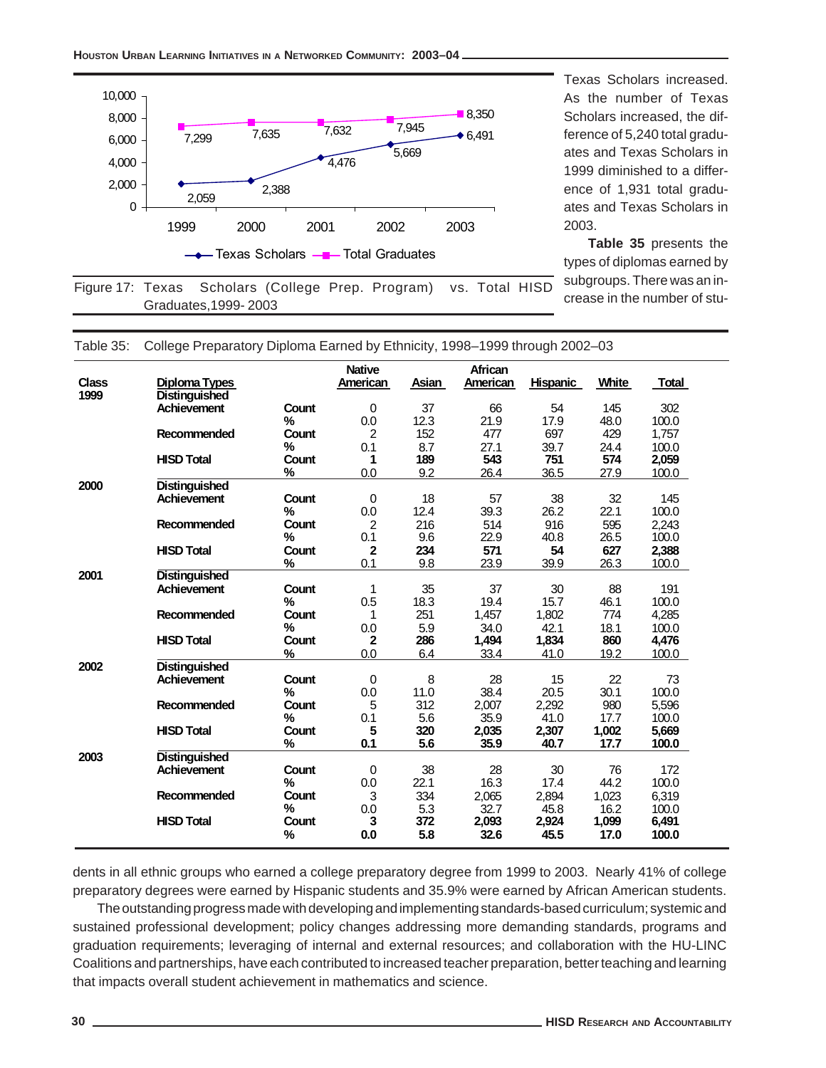10,000
8,000
6,000
4,000
2,000
0

1999 2000 2001 2002 2003

7,299 7,635 7,632 7,945 8,350

2,059 2,388 4,476 5,669 6,491

Texas Scholars — Total Graduates

Figure 17: Texas Scholars (College Prep. Program) vs. Total HISD Graduates,1999- 2003

Texas Scholars increased. As the number of Texas Scholars increased, the difference of 5,240 total graduates and Texas Scholars in 1999 diminished to a difference of 1,931 total graduates and Texas Scholars in 2003.

**Table 35** presents the types of diplomas earned by subgroups. There was an increase in the number of students in all ethnic groups who earned a college preparatory degree from 1999 to 2003. Nearly 41% of college preparatory degrees were earned by Hispanic students and 35.9% were earned by African American students.

Table 35: College Preparatory Diploma Earned by Ethnicity, 1998–1999 through 2002–03

| Class | Diploma Types | | Native American | Asian | African American | Hispanic | White | Total |
|---|---|---|---|---|---|---|---|---|
| 1999 | Distinguished Achievement | Count | 0 | 37 | 66 | 54 | 145 | 302 |
| | | % | 0.0 | 12.3 | 21.9 | 17.9 | 48.0 | 100.0 |
| | Recommended | Count | 2 | 152 | 477 | 697 | 429 | 1,757 |
| | | % | 0.1 | 8.7 | 27.1 | 39.7 | 24.4 | 100.0 |
| | **HISD Total** | **Count** | **1** | **189** | **543** | **751** | **574** | **2,059** |
| | | **%** | 0.0 | 9.2 | 26.4 | 36.5 | 27.9 | 100.0 |
| 2000 | Distinguished Achievement | Count | 0 | 18 | 57 | 38 | 32 | 145 |
| | | % | 0.0 | 12.4 | 39.3 | 26.2 | 22.1 | 100.0 |
| | Recommended | Count | 2 | 216 | 514 | 916 | 595 | 2,243 |
| | | % | 0.1 | 9.6 | 22.9 | 40.8 | 26.5 | 100.0 |
| | **HISD Total** | **Count** | **2** | **234** | **571** | **54** | **627** | **2,388** |
| | | **%** | 0.1 | 9.8 | 23.9 | 39.9 | 26.3 | 100.0 |
| 2001 | Distinguished Achievement | Count | 1 | 35 | 37 | 30 | 88 | 191 |
| | | % | 0.5 | 18.3 | 19.4 | 15.7 | 46.1 | 100.0 |
| | Recommended | Count | 1 | 251 | 1,457 | 1,802 | 774 | 4,285 |
| | | % | 0.0 | 5.9 | 34.0 | 42.1 | 18.1 | 100.0 |
| | **HISD Total** | **Count** | **2** | **286** | **1,494** | **1,834** | **860** | **4,476** |
| | | **%** | 0.0 | 6.4 | 33.4 | 41.0 | 19.2 | 100.0 |
| 2002 | Distinguished Achievement | Count | 0 | 8 | 28 | 15 | 22 | 73 |
| | | % | 0.0 | 11.0 | 38.4 | 20.5 | 30.1 | 100.0 |
| | Recommended | Count | 5 | 312 | 2,007 | 2,292 | 980 | 5,596 |
| | | % | 0.1 | 5.6 | 35.9 | 41.0 | 17.7 | 100.0 |
| | **HISD Total** | **Count** | **5** | **320** | **2,035** | **2,307** | **1,002** | **5,669** |
| | | **%** | **0.1** | **5.6** | **35.9** | **40.7** | **17.7** | **100.0** |
| 2003 | Distinguished Achievement | Count | 0 | 38 | 28 | 30 | 76 | 172 |
| | | % | 0.0 | 22.1 | 16.3 | 17.4 | 44.2 | 100.0 |
| | Recommended | Count | 3 | 334 | 2,065 | 2,894 | 1,023 | 6,319 |
| | | % | 0.0 | 5.3 | 32.7 | 45.8 | 16.2 | 100.0 |
| | **HISD Total** | **Count** | **3** | **372** | **2,093** | **2,924** | **1,099** | **6,491** |
| | | **%** | **0.0** | **5.8** | **32.6** | **45.5** | **17.0** | **100.0** |

The outstanding progress made with developing and implementing standards-based curriculum; systemic and sustained professional development; policy changes addressing more demanding standards, programs and graduation requirements; leveraging of internal and external resources; and collaboration with the HU-LINC Coalitions and partnerships, have each contributed to increased teacher preparation, better teaching and learning that impacts overall student achievement in mathematics and science.